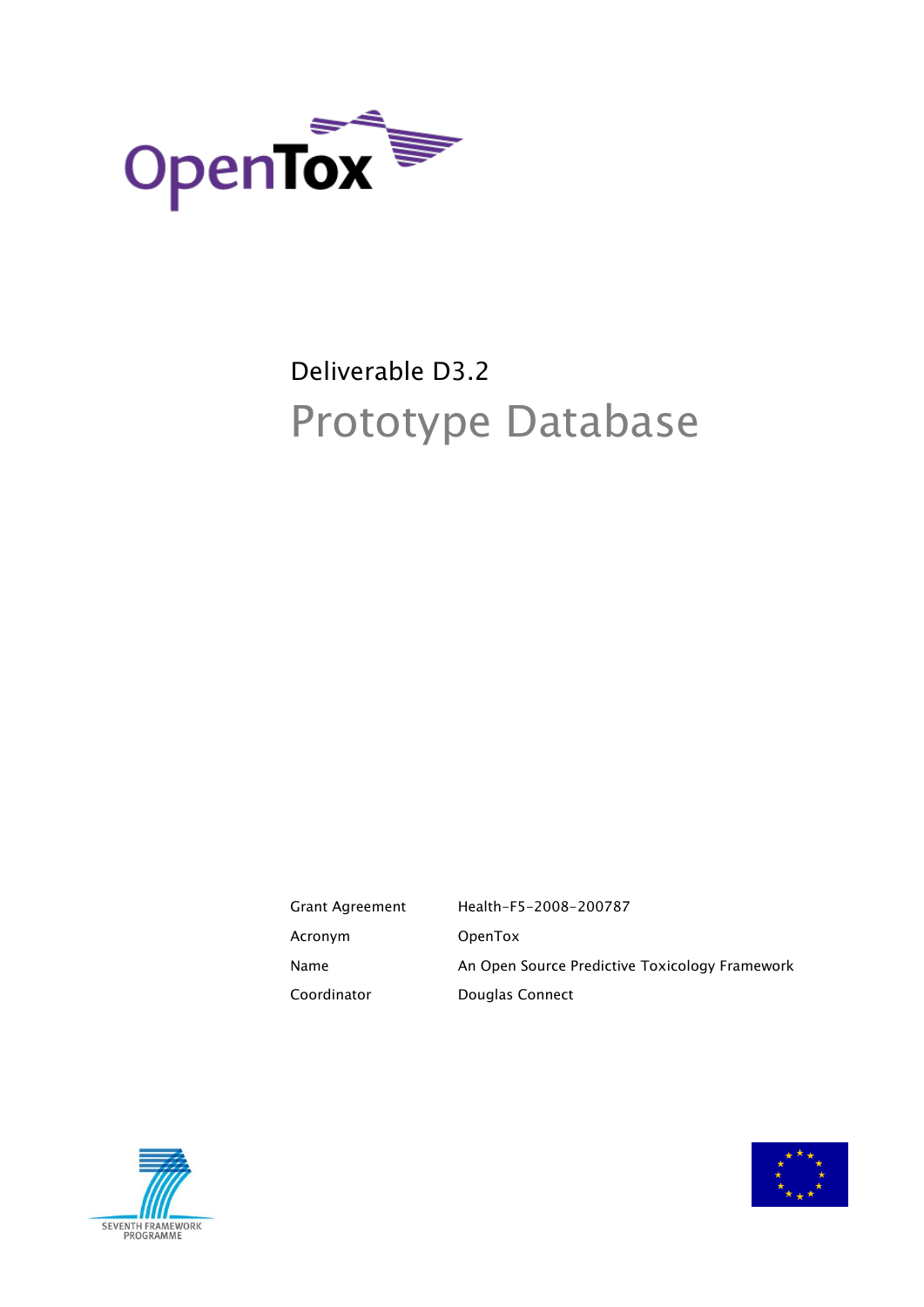OpenTox

Deliverable D3.2

# Prototype Database

| Grant Agreement | Health-F5-2008-200787 |
|---|---|
| Acronym | OpenTox |
| Name | An Open Source Predictive Toxicology Framework |
| Coordinator | Douglas Connect |

SEVENTH FRAMEWORK PROGRAMME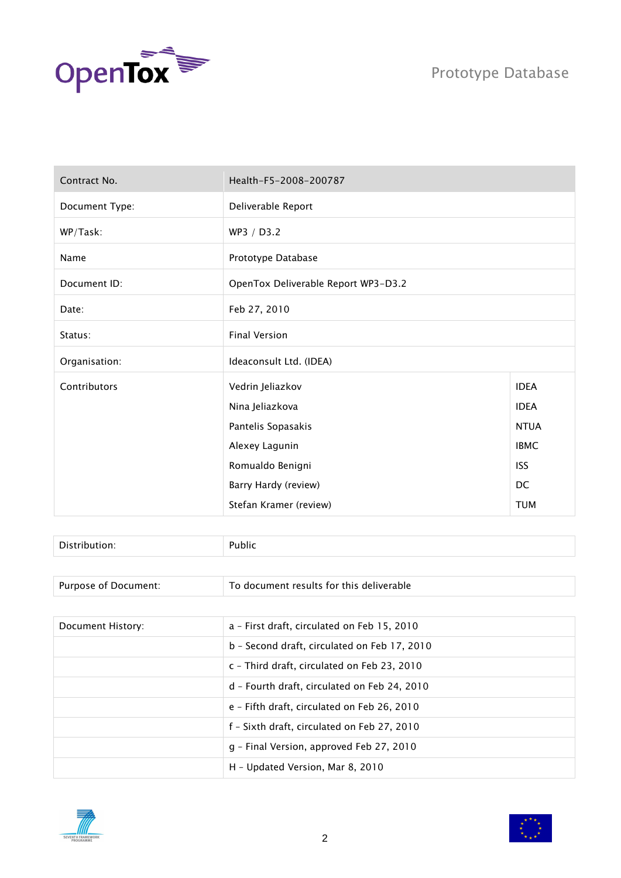| Contract No. | Health-F5-2008-200787 | |
|---|---|---|
| Document Type: | Deliverable Report | |
| WP/Task: | WP3 / D3.2 | |
| Name | Prototype Database | |
| Document ID: | OpenTox Deliverable Report WP3-D3.2 | |
| Date: | Feb 27, 2010 | |
| Status: | Final Version | |
| Organisation: | Ideaconsult Ltd. (IDEA) | |
| Contributors | Vedrin Jeliazkov | IDEA |
| | Nina Jeliazkova | IDEA |
| | Pantelis Sopasakis | NTUA |
| | Alexey Lagunin | IBMC |
| | Romualdo Benigni | ISS |
| | Barry Hardy (review) | DC |
| | Stefan Kramer (review) | TUM |

| Distribution: | Public |
|---|---|

| Purpose of Document: | To document results for this deliverable |
|---|---|

| Document History: | a - First draft, circulated on Feb 15, 2010 |
|---|---|
| | b - Second draft, circulated on Feb 17, 2010 |
| | c - Third draft, circulated on Feb 23, 2010 |
| | d - Fourth draft, circulated on Feb 24, 2010 |
| | e - Fifth draft, circulated on Feb 26, 2010 |
| | f - Sixth draft, circulated on Feb 27, 2010 |
| | g - Final Version, approved Feb 27, 2010 |
| | H - Updated Version, Mar 8, 2010 |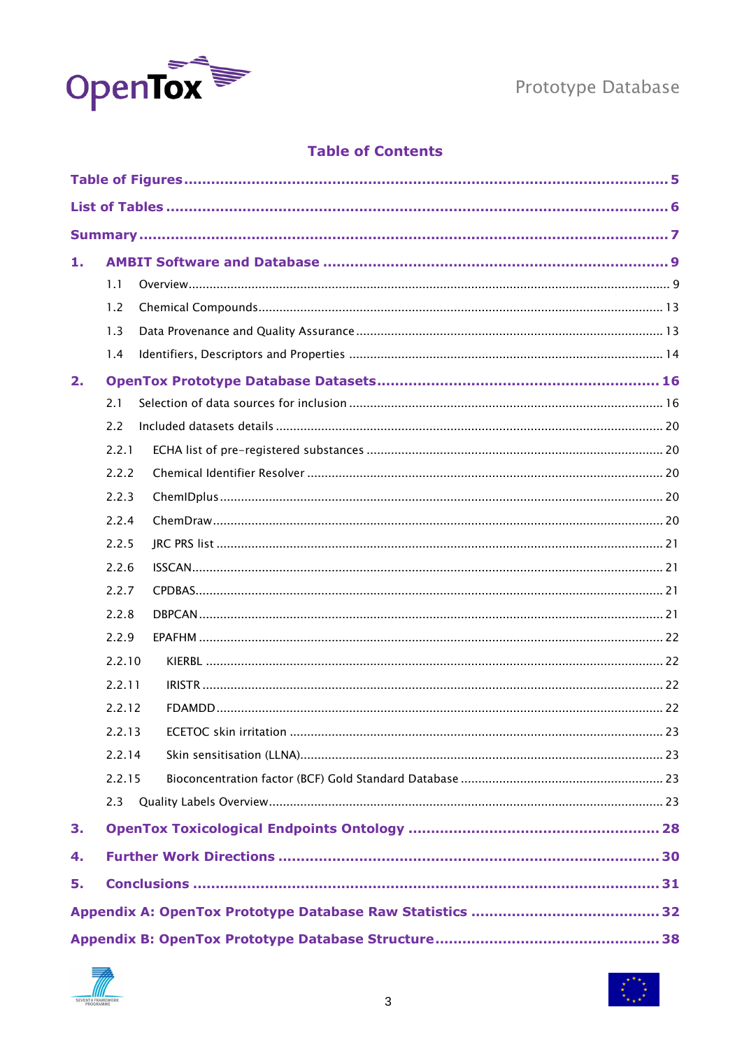## Table of Contents

**Table of Figures** ..... **5**

**List of Tables** ..... **6**

**Summary** ..... **7**

**1. AMBIT Software and Database** ..... **9**

- 1.1 Overview ..... 9
- 1.2 Chemical Compounds ..... 13
- 1.3 Data Provenance and Quality Assurance ..... 13
- 1.4 Identifiers, Descriptors and Properties ..... 14

**2. OpenTox Prototype Database Datasets** ..... **16**

- 2.1 Selection of data sources for inclusion ..... 16
- 2.2 Included datasets details ..... 20
- 2.2.1 ECHA list of pre-registered substances ..... 20
- 2.2.2 Chemical Identifier Resolver ..... 20
- 2.2.3 ChemIDplus ..... 20
- 2.2.4 ChemDraw ..... 20
- 2.2.5 JRC PRS list ..... 21
- 2.2.6 ISSCAN ..... 21
- 2.2.7 CPDBAS ..... 21
- 2.2.8 DBPCAN ..... 21
- 2.2.9 EPAFHM ..... 22
- 2.2.10 KIERBL ..... 22
- 2.2.11 IRISTR ..... 22
- 2.2.12 FDAMDD ..... 22
- 2.2.13 ECETOC skin irritation ..... 23
- 2.2.14 Skin sensitisation (LLNA) ..... 23
- 2.2.15 Bioconcentration factor (BCF) Gold Standard Database ..... 23
- 2.3 Quality Labels Overview ..... 23

**3. OpenTox Toxicological Endpoints Ontology** ..... **28**

**4. Further Work Directions** ..... **30**

**5. Conclusions** ..... **31**

**Appendix A: OpenTox Prototype Database Raw Statistics** ..... **32**

**Appendix B: OpenTox Prototype Database Structure** ..... **38**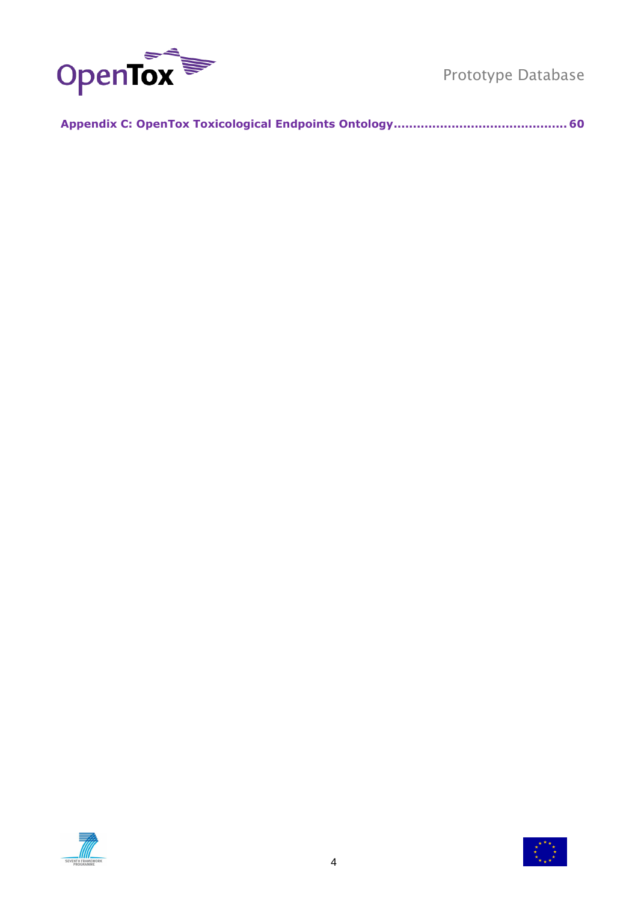**Appendix C: OpenTox Toxicological Endpoints Ontology............................................ 60**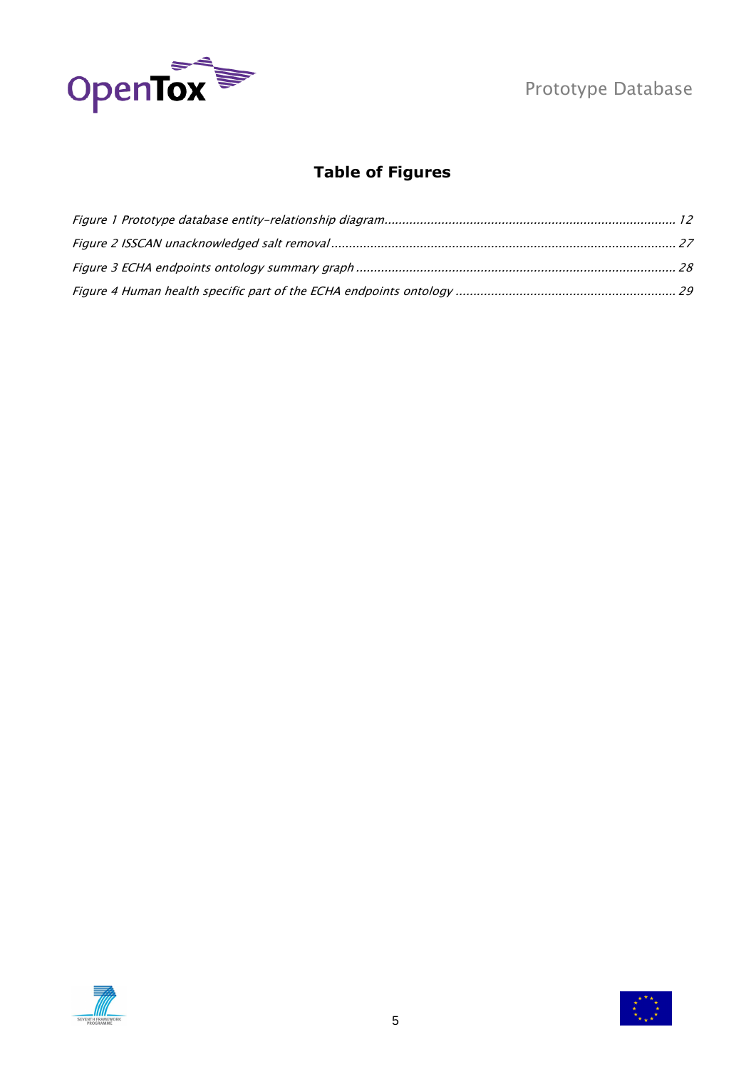## Table of Figures

*Figure 1 Prototype database entity-relationship diagram................................................................................... 12*
*Figure 2 ISSCAN unacknowledged salt removal.................................................................................................. 27*
*Figure 3 ECHA endpoints ontology summary graph........................................................................................... 28*
*Figure 4 Human health specific part of the ECHA endpoints ontology............................................................... 29*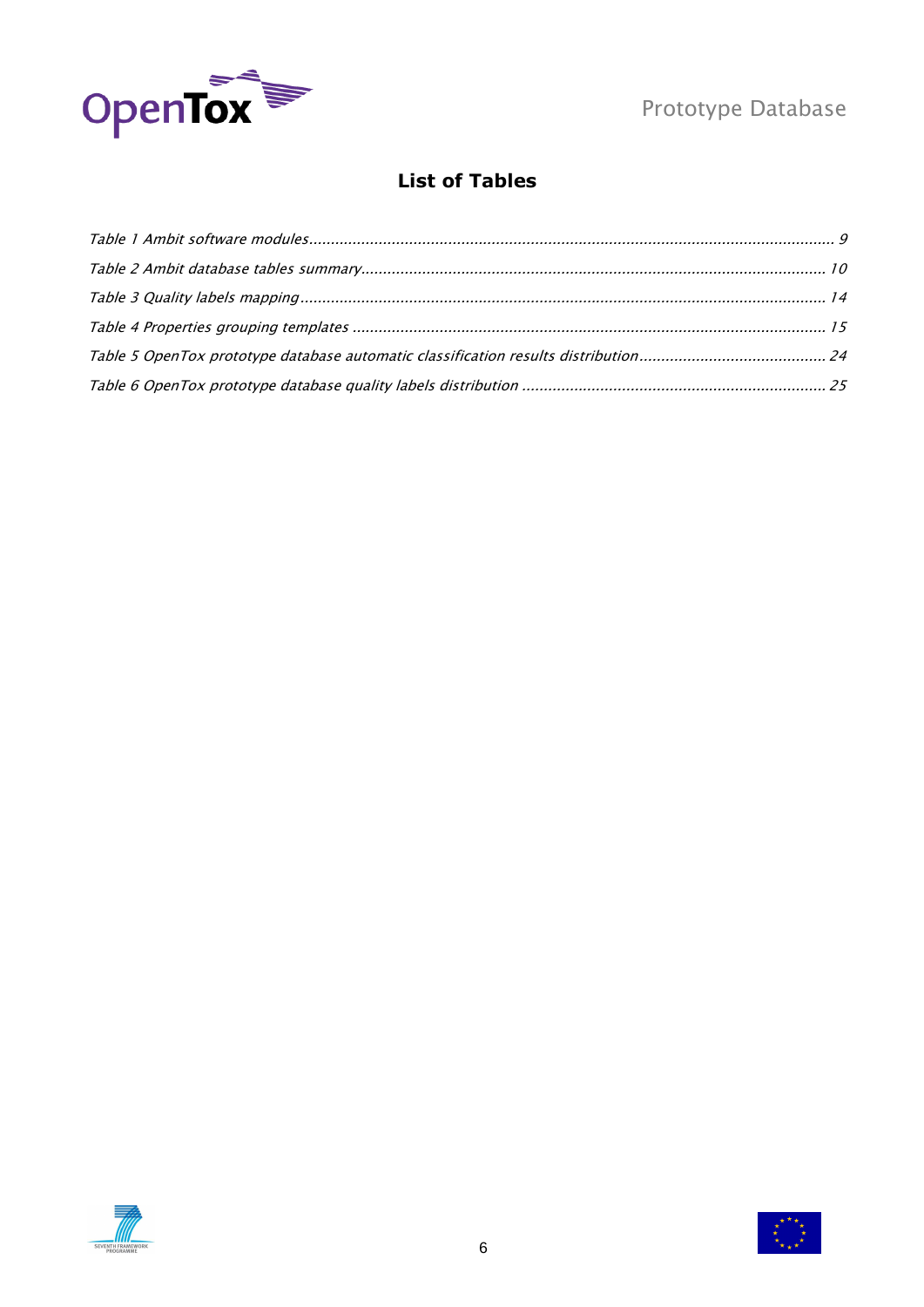## List of Tables

*Table 1 Ambit software modules* ........................................................ *9*

*Table 2 Ambit database tables summary* ........................................................ *10*

*Table 3 Quality labels mapping* ........................................................ *14*

*Table 4 Properties grouping templates* ........................................................ *15*

*Table 5 OpenTox prototype database automatic classification results distribution* ........................................................ *24*

*Table 6 OpenTox prototype database quality labels distribution* ........................................................ *25*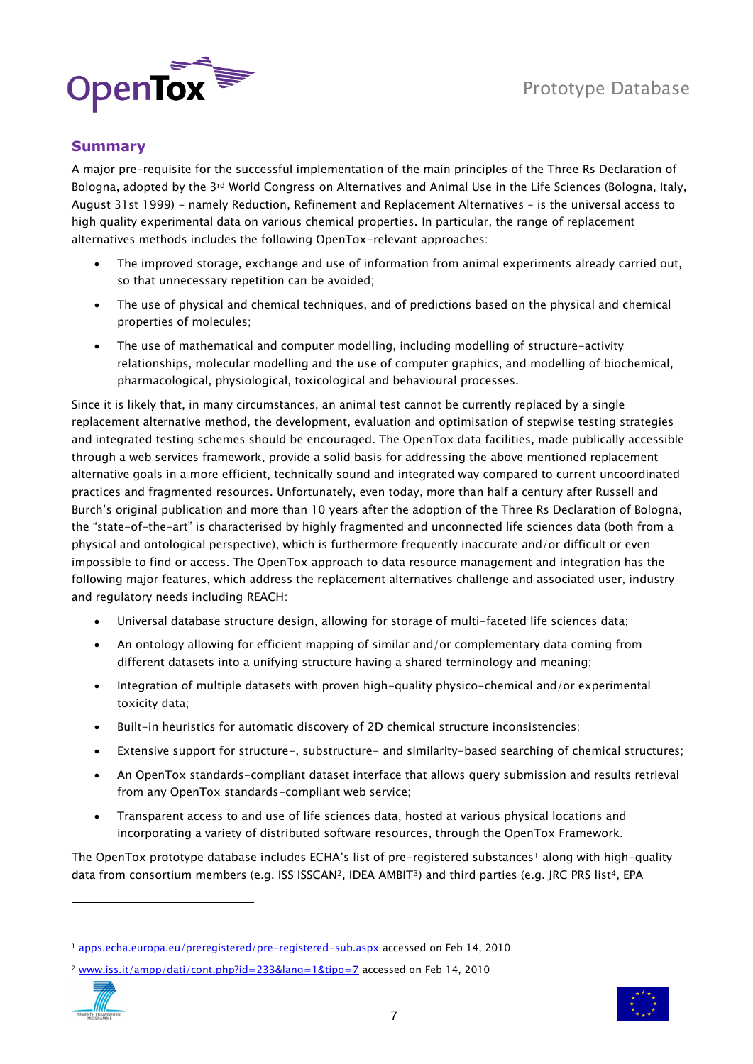## Summary

A major pre-requisite for the successful implementation of the main principles of the Three Rs Declaration of Bologna, adopted by the 3rd World Congress on Alternatives and Animal Use in the Life Sciences (Bologna, Italy, August 31st 1999) - namely Reduction, Refinement and Replacement Alternatives – is the universal access to high quality experimental data on various chemical properties. In particular, the range of replacement alternatives methods includes the following OpenTox-relevant approaches:

- The improved storage, exchange and use of information from animal experiments already carried out, so that unnecessary repetition can be avoided;
- The use of physical and chemical techniques, and of predictions based on the physical and chemical properties of molecules;
- The use of mathematical and computer modelling, including modelling of structure-activity relationships, molecular modelling and the use of computer graphics, and modelling of biochemical, pharmacological, physiological, toxicological and behavioural processes.

Since it is likely that, in many circumstances, an animal test cannot be currently replaced by a single replacement alternative method, the development, evaluation and optimisation of stepwise testing strategies and integrated testing schemes should be encouraged. The OpenTox data facilities, made publically accessible through a web services framework, provide a solid basis for addressing the above mentioned replacement alternative goals in a more efficient, technically sound and integrated way compared to current uncoordinated practices and fragmented resources. Unfortunately, even today, more than half a century after Russell and Burch's original publication and more than 10 years after the adoption of the Three Rs Declaration of Bologna, the "state-of-the-art" is characterised by highly fragmented and unconnected life sciences data (both from a physical and ontological perspective), which is furthermore frequently inaccurate and/or difficult or even impossible to find or access. The OpenTox approach to data resource management and integration has the following major features, which address the replacement alternatives challenge and associated user, industry and regulatory needs including REACH:

- Universal database structure design, allowing for storage of multi-faceted life sciences data;
- An ontology allowing for efficient mapping of similar and/or complementary data coming from different datasets into a unifying structure having a shared terminology and meaning;
- Integration of multiple datasets with proven high-quality physico-chemical and/or experimental toxicity data;
- Built-in heuristics for automatic discovery of 2D chemical structure inconsistencies;
- Extensive support for structure-, substructure- and similarity-based searching of chemical structures;
- An OpenTox standards-compliant dataset interface that allows query submission and results retrieval from any OpenTox standards-compliant web service;
- Transparent access to and use of life sciences data, hosted at various physical locations and incorporating a variety of distributed software resources, through the OpenTox Framework.

The OpenTox prototype database includes ECHA's list of pre-registered substances[1] along with high-quality data from consortium members (e.g. ISS ISSCAN[2], IDEA AMBIT[3]) and third parties (e.g. JRC PRS list[4], EPA

[1] apps.echa.europa.eu/preregistered/pre-registered-sub.aspx accessed on Feb 14, 2010

[2] www.iss.it/ampp/dati/cont.php?id=233&lang=1&tipo=7 accessed on Feb 14, 2010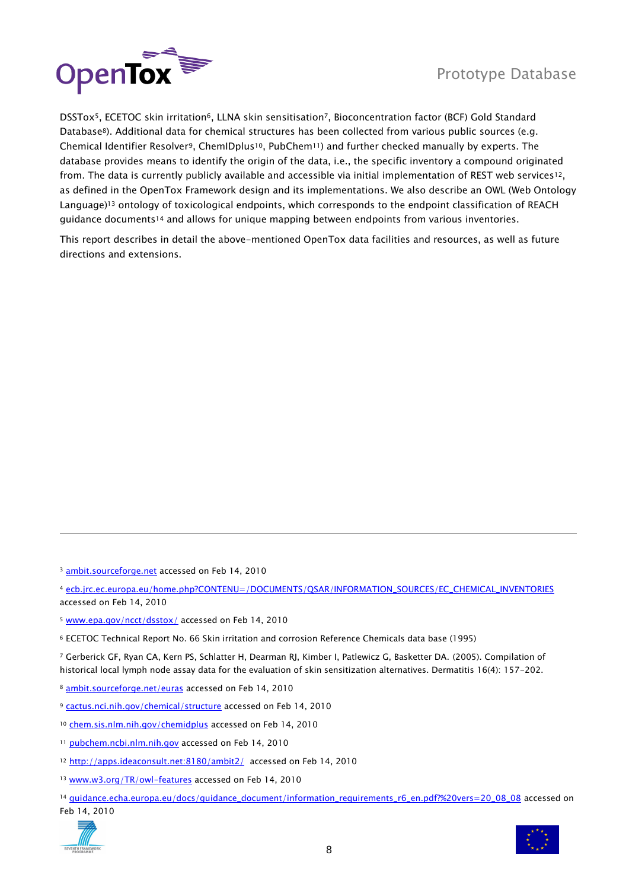DSSTox[5], ECETOC skin irritation[6], LLNA skin sensitisation[7], Bioconcentration factor (BCF) Gold Standard Database[8]). Additional data for chemical structures has been collected from various public sources (e.g. Chemical Identifier Resolver[9], ChemIDplus[10], PubChem[11]) and further checked manually by experts. The database provides means to identify the origin of the data, i.e., the specific inventory a compound originated from. The data is currently publicly available and accessible via initial implementation of REST web services[12], as defined in the OpenTox Framework design and its implementations. We also describe an OWL (Web Ontology Language)[13] ontology of toxicological endpoints, which corresponds to the endpoint classification of REACH guidance documents[14] and allows for unique mapping between endpoints from various inventories.

This report describes in detail the above-mentioned OpenTox data facilities and resources, as well as future directions and extensions.

---

[3] ambit.sourceforge.net accessed on Feb 14, 2010

[4] ecb.jrc.ec.europa.eu/home.php?CONTENU=/DOCUMENTS/QSAR/INFORMATION_SOURCES/EC_CHEMICAL_INVENTORIES accessed on Feb 14, 2010

[5] www.epa.gov/ncct/dsstox/ accessed on Feb 14, 2010

[6] ECETOC Technical Report No. 66 Skin irritation and corrosion Reference Chemicals data base (1995)

[7] Gerberick GF, Ryan CA, Kern PS, Schlatter H, Dearman RJ, Kimber I, Patlewicz G, Basketter DA. (2005). Compilation of historical local lymph node assay data for the evaluation of skin sensitization alternatives. Dermatitis 16(4): 157-202.

[8] ambit.sourceforge.net/euras accessed on Feb 14, 2010

[9] cactus.nci.nih.gov/chemical/structure accessed on Feb 14, 2010

[10] chem.sis.nlm.nih.gov/chemidplus accessed on Feb 14, 2010

[11] pubchem.ncbi.nlm.nih.gov accessed on Feb 14, 2010

[12] http://apps.ideaconsult.net:8180/ambit2/ accessed on Feb 14, 2010

[13] www.w3.org/TR/owl-features accessed on Feb 14, 2010

[14] guidance.echa.europa.eu/docs/guidance_document/information_requirements_r6_en.pdf?%20vers=20_08_08 accessed on Feb 14, 2010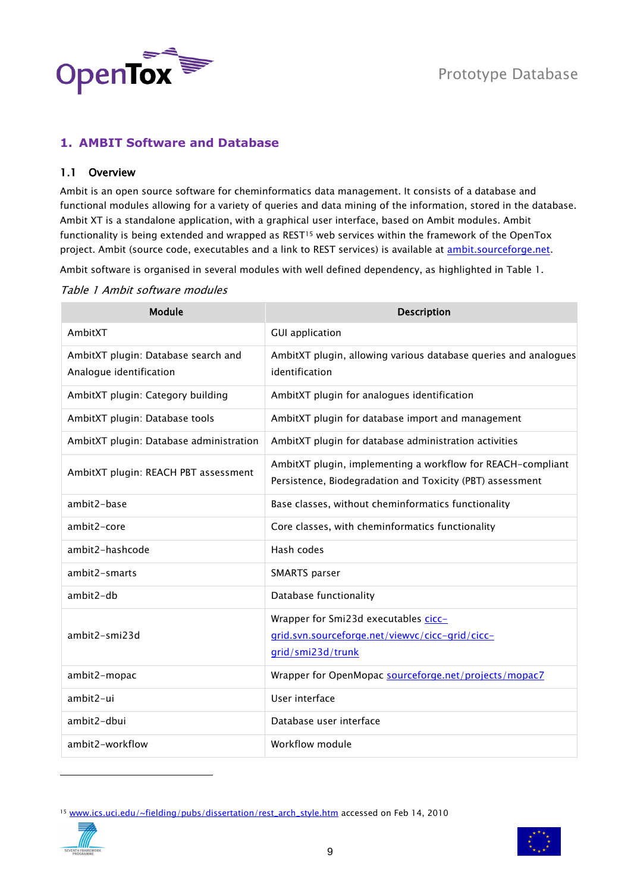# 1. AMBIT Software and Database

## 1.1 Overview

Ambit is an open source software for cheminformatics data management. It consists of a database and functional modules allowing for a variety of queries and data mining of the information, stored in the database. Ambit XT is a standalone application, with a graphical user interface, based on Ambit modules. Ambit functionality is being extended and wrapped as REST[15] web services within the framework of the OpenTox project. Ambit (source code, executables and a link to REST services) is available at ambit.sourceforge.net.

Ambit software is organised in several modules with well defined dependency, as highlighted in Table 1.

*Table 1 Ambit software modules*

| Module | Description |
|---|---|
| AmbitXT | GUI application |
| AmbitXT plugin: Database search and Analogue identification | AmbitXT plugin, allowing various database queries and analogues identification |
| AmbitXT plugin: Category building | AmbitXT plugin for analogues identification |
| AmbitXT plugin: Database tools | AmbitXT plugin for database import and management |
| AmbitXT plugin: Database administration | AmbitXT plugin for database administration activities |
| AmbitXT plugin: REACH PBT assessment | AmbitXT plugin, implementing a workflow for REACH-compliant Persistence, Biodegradation and Toxicity (PBT) assessment |
| ambit2-base | Base classes, without cheminformatics functionality |
| ambit2-core | Core classes, with cheminformatics functionality |
| ambit2-hashcode | Hash codes |
| ambit2-smarts | SMARTS parser |
| ambit2-db | Database functionality |
| ambit2-smi23d | Wrapper for Smi23d executables cicc-grid.svn.sourceforge.net/viewvc/cicc-grid/cicc-grid/smi23d/trunk |
| ambit2-mopac | Wrapper for OpenMopac sourceforge.net/projects/mopac7 |
| ambit2-ui | User interface |
| ambit2-dbui | Database user interface |
| ambit2-workflow | Workflow module |

[15] www.ics.uci.edu/~fielding/pubs/dissertation/rest_arch_style.htm accessed on Feb 14, 2010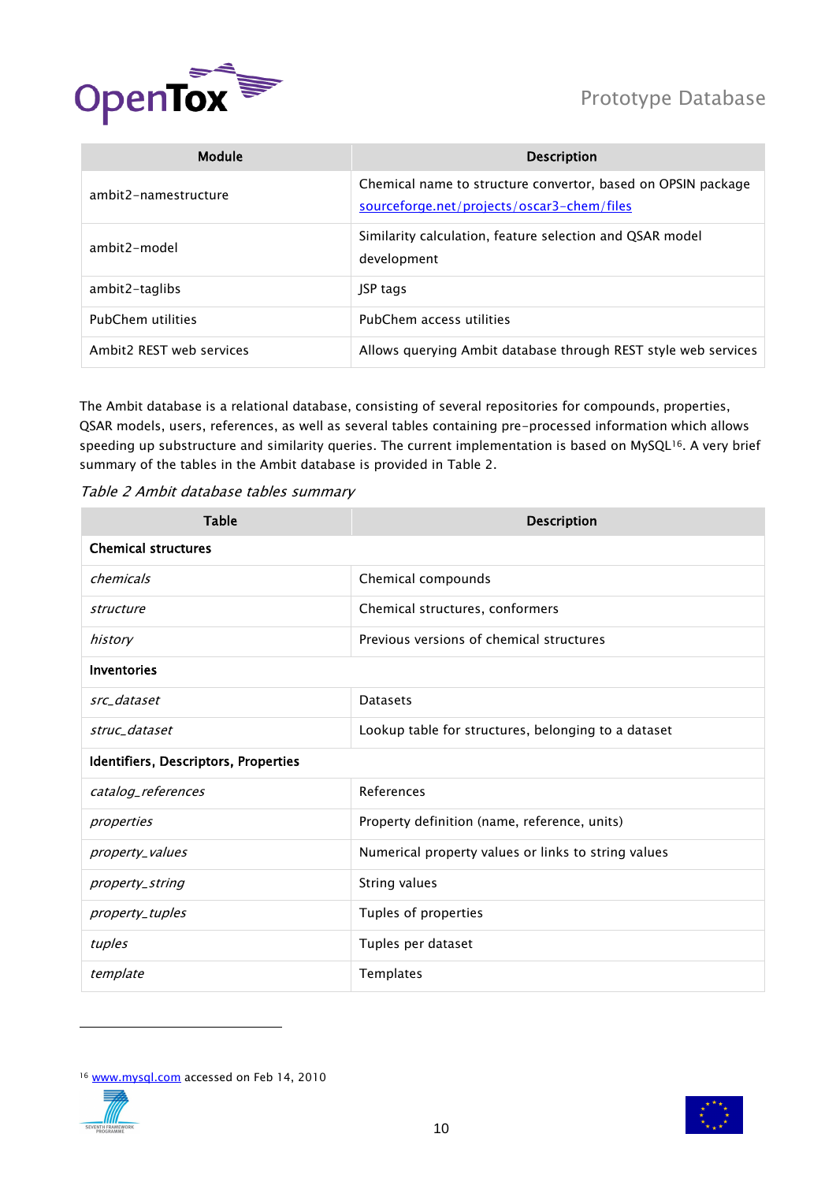| Module | Description |
|---|---|
| ambit2-namestructure | Chemical name to structure convertor, based on OPSIN package sourceforge.net/projects/oscar3-chem/files |
| ambit2-model | Similarity calculation, feature selection and QSAR model development |
| ambit2-taglibs | JSP tags |
| PubChem utilities | PubChem access utilities |
| Ambit2 REST web services | Allows querying Ambit database through REST style web services |

The Ambit database is a relational database, consisting of several repositories for compounds, properties, QSAR models, users, references, as well as several tables containing pre-processed information which allows speeding up substructure and similarity queries. The current implementation is based on MySQL[16]. A very brief summary of the tables in the Ambit database is provided in Table 2.

*Table 2 Ambit database tables summary*

| Table | Description |
|---|---|
| **Chemical structures** | |
| *chemicals* | Chemical compounds |
| *structure* | Chemical structures, conformers |
| *history* | Previous versions of chemical structures |
| **Inventories** | |
| *src_dataset* | Datasets |
| *struc_dataset* | Lookup table for structures, belonging to a dataset |
| **Identifiers, Descriptors, Properties** | |
| *catalog_references* | References |
| *properties* | Property definition (name, reference, units) |
| *property_values* | Numerical property values or links to string values |
| *property_string* | String values |
| *property_tuples* | Tuples of properties |
| *tuples* | Tuples per dataset |
| *template* | Templates |

[16] www.mysql.com accessed on Feb 14, 2010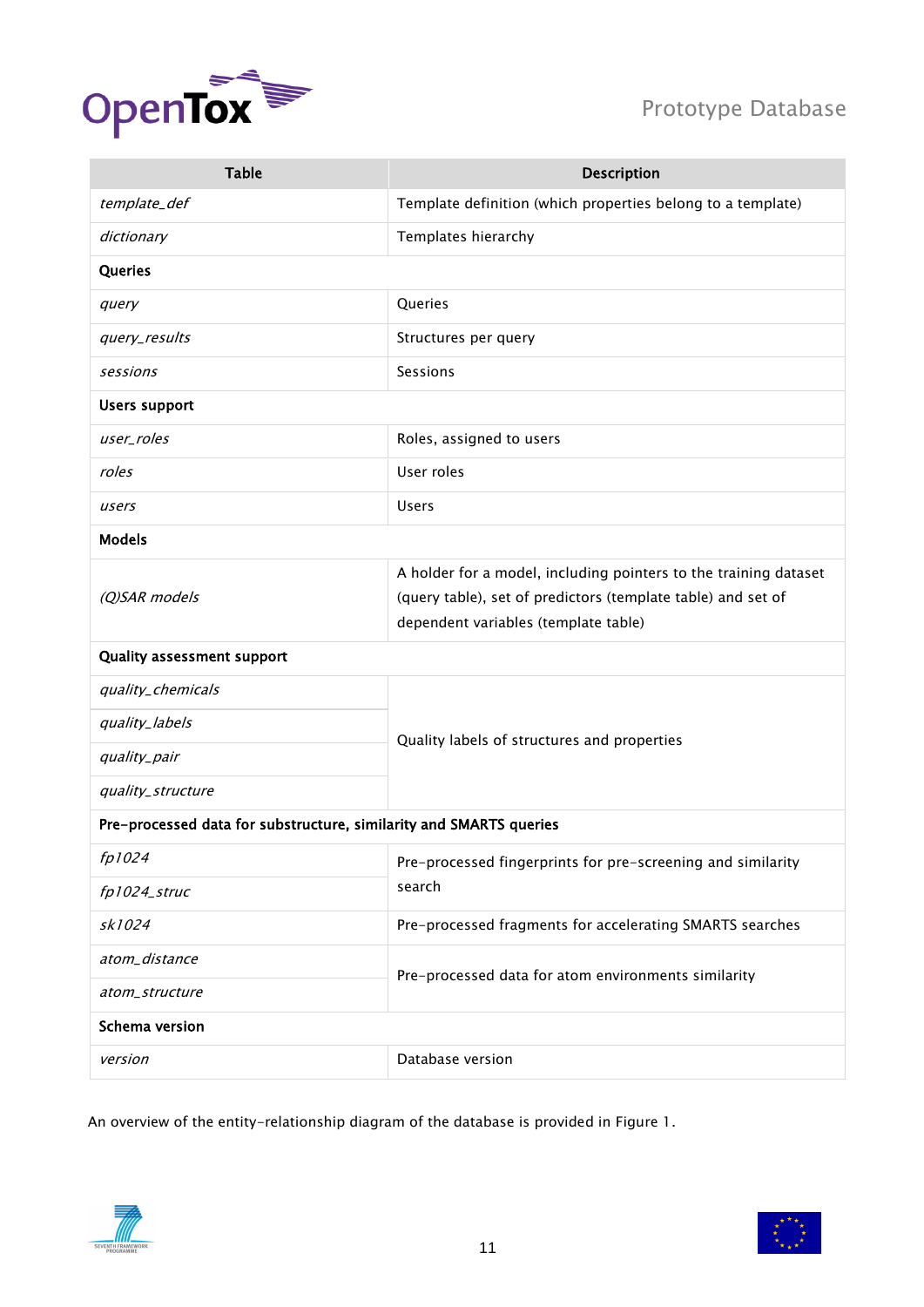| Table | Description |
|---|---|
| *template_def* | Template definition (which properties belong to a template) |
| *dictionary* | Templates hierarchy |
| **Queries** | |
| *query* | Queries |
| *query_results* | Structures per query |
| *sessions* | Sessions |
| **Users support** | |
| *user_roles* | Roles, assigned to users |
| *roles* | User roles |
| *users* | Users |
| **Models** | |
| *(Q)SAR models* | A holder for a model, including pointers to the training dataset (query table), set of predictors (template table) and set of dependent variables (template table) |
| **Quality assessment support** | |
| *quality_chemicals* | Quality labels of structures and properties |
| *quality_labels* | |
| *quality_pair* | |
| *quality_structure* | |
| **Pre-processed data for substructure, similarity and SMARTS queries** | |
| *fp1024* | Pre-processed fingerprints for pre-screening and similarity search |
| *fp1024_struc* | |
| *sk1024* | Pre-processed fragments for accelerating SMARTS searches |
| *atom_distance* | Pre-processed data for atom environments similarity |
| *atom_structure* | |
| **Schema version** | |
| *version* | Database version |

An overview of the entity-relationship diagram of the database is provided in Figure 1.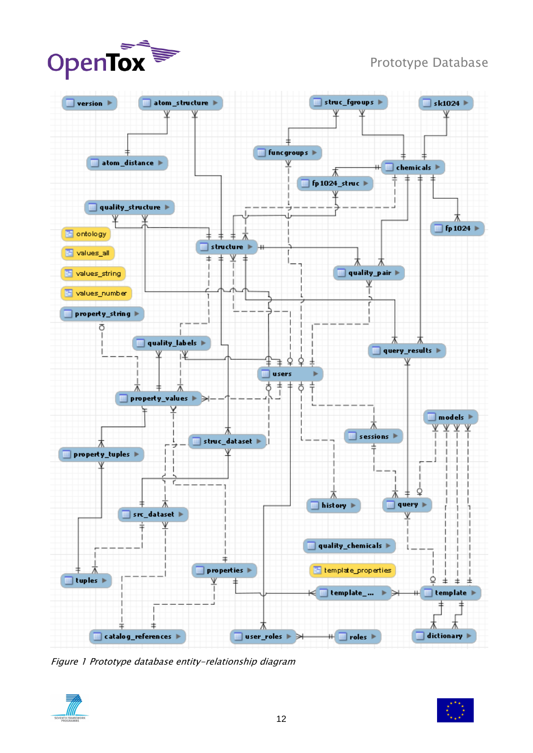version

atom_structure

struc_fgroups

sk1024

atom_distance

funcgroups

chemicals

fp1024_struc

quality_structure

fp1024

ontology

values_all

structure

values_string

quality_pair

values_number

property_string

quality_labels

query_results

users

property_values

models

sessions

struc_dataset

property_tuples

history

query

src_dataset

quality_chemicals

tuples

properties

template_properties

template_...

template

catalog_references

user_roles

roles

dictionary

*Figure 1 Prototype database entity-relationship diagram*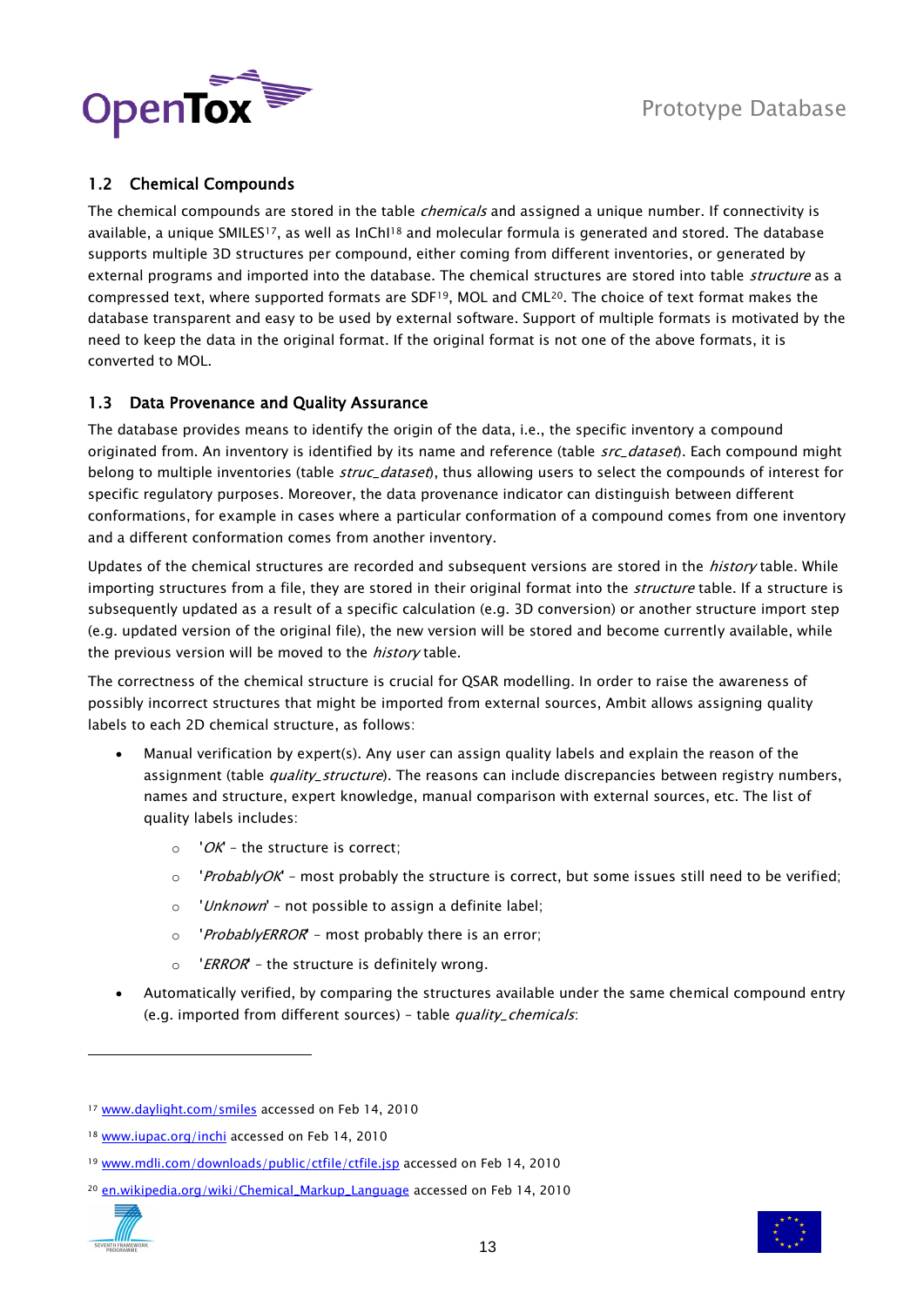## 1.2 Chemical Compounds

The chemical compounds are stored in the table *chemicals* and assigned a unique number. If connectivity is available, a unique SMILES[17], as well as InChI[18] and molecular formula is generated and stored. The database supports multiple 3D structures per compound, either coming from different inventories, or generated by external programs and imported into the database. The chemical structures are stored into table *structure* as a compressed text, where supported formats are SDF[19], MOL and CML[20]. The choice of text format makes the database transparent and easy to be used by external software. Support of multiple formats is motivated by the need to keep the data in the original format. If the original format is not one of the above formats, it is converted to MOL.

## 1.3 Data Provenance and Quality Assurance

The database provides means to identify the origin of the data, i.e., the specific inventory a compound originated from. An inventory is identified by its name and reference (table *src_dataset*). Each compound might belong to multiple inventories (table *struc_dataset*), thus allowing users to select the compounds of interest for specific regulatory purposes. Moreover, the data provenance indicator can distinguish between different conformations, for example in cases where a particular conformation of a compound comes from one inventory and a different conformation comes from another inventory.

Updates of the chemical structures are recorded and subsequent versions are stored in the *history* table. While importing structures from a file, they are stored in their original format into the *structure* table. If a structure is subsequently updated as a result of a specific calculation (e.g. 3D conversion) or another structure import step (e.g. updated version of the original file), the new version will be stored and become currently available, while the previous version will be moved to the *history* table.

The correctness of the chemical structure is crucial for QSAR modelling. In order to raise the awareness of possibly incorrect structures that might be imported from external sources, Ambit allows assigning quality labels to each 2D chemical structure, as follows:

- Manual verification by expert(s). Any user can assign quality labels and explain the reason of the assignment (table *quality_structure*). The reasons can include discrepancies between registry numbers, names and structure, expert knowledge, manual comparison with external sources, etc. The list of quality labels includes:
  - '*OK*' – the structure is correct;
  - '*ProbablyOK*' – most probably the structure is correct, but some issues still need to be verified;
  - '*Unknown*' – not possible to assign a definite label;
  - '*ProbablyERROR*' – most probably there is an error;
  - '*ERROR*' – the structure is definitely wrong.
- Automatically verified, by comparing the structures available under the same chemical compound entry (e.g. imported from different sources) – table *quality_chemicals*:

---

[17] www.daylight.com/smiles accessed on Feb 14, 2010

[18] www.iupac.org/inchi accessed on Feb 14, 2010

[19] www.mdli.com/downloads/public/ctfile/ctfile.jsp accessed on Feb 14, 2010

[20] en.wikipedia.org/wiki/Chemical_Markup_Language accessed on Feb 14, 2010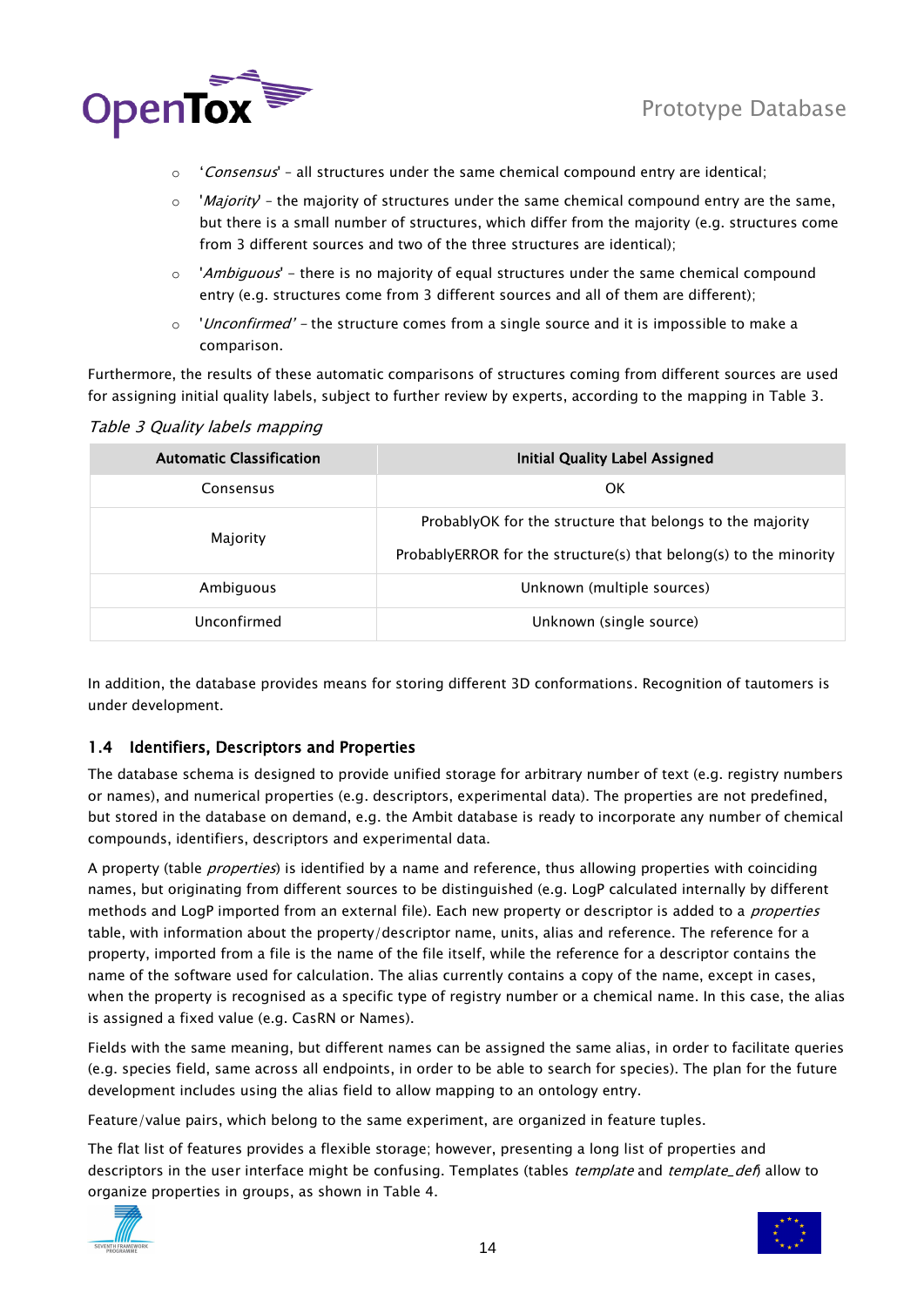- '*Consensus*' – all structures under the same chemical compound entry are identical;
- '*Majority*' – the majority of structures under the same chemical compound entry are the same, but there is a small number of structures, which differ from the majority (e.g. structures come from 3 different sources and two of the three structures are identical);
- '*Ambiguous*' – there is no majority of equal structures under the same chemical compound entry (e.g. structures come from 3 different sources and all of them are different);
- '*Unconfirmed*' – the structure comes from a single source and it is impossible to make a comparison.

Furthermore, the results of these automatic comparisons of structures coming from different sources are used for assigning initial quality labels, subject to further review by experts, according to the mapping in Table 3.

*Table 3 Quality labels mapping*

| Automatic Classification | Initial Quality Label Assigned |
|---|---|
| Consensus | OK |
| Majority | ProbablyOK for the structure that belongs to the majority<br>ProbablyERROR for the structure(s) that belong(s) to the minority |
| Ambiguous | Unknown (multiple sources) |
| Unconfirmed | Unknown (single source) |

In addition, the database provides means for storing different 3D conformations. Recognition of tautomers is under development.

### 1.4 Identifiers, Descriptors and Properties

The database schema is designed to provide unified storage for arbitrary number of text (e.g. registry numbers or names), and numerical properties (e.g. descriptors, experimental data). The properties are not predefined, but stored in the database on demand, e.g. the Ambit database is ready to incorporate any number of chemical compounds, identifiers, descriptors and experimental data.

A property (table *properties*) is identified by a name and reference, thus allowing properties with coinciding names, but originating from different sources to be distinguished (e.g. LogP calculated internally by different methods and LogP imported from an external file). Each new property or descriptor is added to a *properties* table, with information about the property/descriptor name, units, alias and reference. The reference for a property, imported from a file is the name of the file itself, while the reference for a descriptor contains the name of the software used for calculation. The alias currently contains a copy of the name, except in cases, when the property is recognised as a specific type of registry number or a chemical name. In this case, the alias is assigned a fixed value (e.g. CasRN or Names).

Fields with the same meaning, but different names can be assigned the same alias, in order to facilitate queries (e.g. species field, same across all endpoints, in order to be able to search for species). The plan for the future development includes using the alias field to allow mapping to an ontology entry.

Feature/value pairs, which belong to the same experiment, are organized in feature tuples.

The flat list of features provides a flexible storage; however, presenting a long list of properties and descriptors in the user interface might be confusing. Templates (tables *template* and *template_def*) allow to organize properties in groups, as shown in Table 4.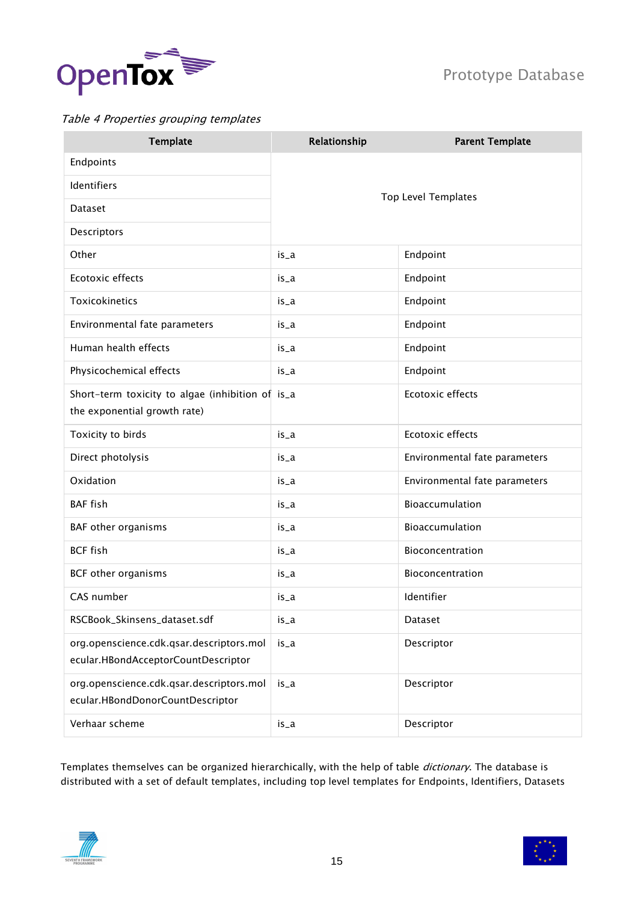*Table 4 Properties grouping templates*

| Template | Relationship | Parent Template |
|---|---|---|
| Endpoints | Top Level Templates | |
| Identifiers | | |
| Dataset | | |
| Descriptors | | |
| Other | is_a | Endpoint |
| Ecotoxic effects | is_a | Endpoint |
| Toxicokinetics | is_a | Endpoint |
| Environmental fate parameters | is_a | Endpoint |
| Human health effects | is_a | Endpoint |
| Physicochemical effects | is_a | Endpoint |
| Short-term toxicity to algae (inhibition of the exponential growth rate) | is_a | Ecotoxic effects |
| Toxicity to birds | is_a | Ecotoxic effects |
| Direct photolysis | is_a | Environmental fate parameters |
| Oxidation | is_a | Environmental fate parameters |
| BAF fish | is_a | Bioaccumulation |
| BAF other organisms | is_a | Bioaccumulation |
| BCF fish | is_a | Bioconcentration |
| BCF other organisms | is_a | Bioconcentration |
| CAS number | is_a | Identifier |
| RSCBook_Skinsens_dataset.sdf | is_a | Dataset |
| org.openscience.cdk.qsar.descriptors.molecular.HBondAcceptorCountDescriptor | is_a | Descriptor |
| org.openscience.cdk.qsar.descriptors.molecular.HBondDonorCountDescriptor | is_a | Descriptor |
| Verhaar scheme | is_a | Descriptor |

Templates themselves can be organized hierarchically, with the help of table *dictionary*. The database is distributed with a set of default templates, including top level templates for Endpoints, Identifiers, Datasets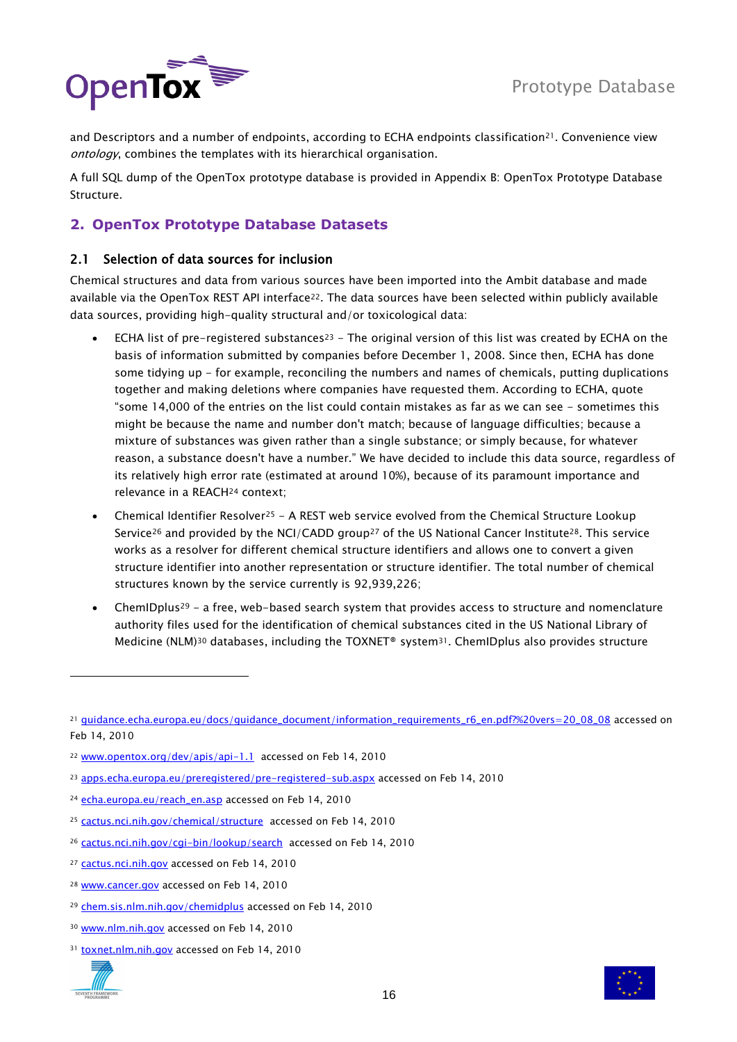and Descriptors and a number of endpoints, according to ECHA endpoints classification[21]. Convenience view *ontology*, combines the templates with its hierarchical organisation.

A full SQL dump of the OpenTox prototype database is provided in Appendix B: OpenTox Prototype Database Structure.

## 2. OpenTox Prototype Database Datasets

### 2.1 Selection of data sources for inclusion

Chemical structures and data from various sources have been imported into the Ambit database and made available via the OpenTox REST API interface[22]. The data sources have been selected within publicly available data sources, providing high-quality structural and/or toxicological data:

- ECHA list of pre-registered substances[23] – The original version of this list was created by ECHA on the basis of information submitted by companies before December 1, 2008. Since then, ECHA has done some tidying up – for example, reconciling the numbers and names of chemicals, putting duplications together and making deletions where companies have requested them. According to ECHA, quote "some 14,000 of the entries on the list could contain mistakes as far as we can see – sometimes this might be because the name and number don't match; because of language difficulties; because a mixture of substances was given rather than a single substance; or simply because, for whatever reason, a substance doesn't have a number." We have decided to include this data source, regardless of its relatively high error rate (estimated at around 10%), because of its paramount importance and relevance in a REACH[24] context;
- Chemical Identifier Resolver[25] – A REST web service evolved from the Chemical Structure Lookup Service[26] and provided by the NCI/CADD group[27] of the US National Cancer Institute[28]. This service works as a resolver for different chemical structure identifiers and allows one to convert a given structure identifier into another representation or structure identifier. The total number of chemical structures known by the service currently is 92,939,226;
- ChemIDplus[29] – a free, web-based search system that provides access to structure and nomenclature authority files used for the identification of chemical substances cited in the US National Library of Medicine (NLM)[30] databases, including the TOXNET® system[31]. ChemIDplus also provides structure

---

[21] guidance.echa.europa.eu/docs/guidance_document/information_requirements_r6_en.pdf?%20vers=20_08_08 accessed on Feb 14, 2010

[22] www.opentox.org/dev/apis/api-1.1 accessed on Feb 14, 2010

[23] apps.echa.europa.eu/preregistered/pre-registered-sub.aspx accessed on Feb 14, 2010

[24] echa.europa.eu/reach_en.asp accessed on Feb 14, 2010

[25] cactus.nci.nih.gov/chemical/structure accessed on Feb 14, 2010

[26] cactus.nci.nih.gov/cgi-bin/lookup/search accessed on Feb 14, 2010

[27] cactus.nci.nih.gov accessed on Feb 14, 2010

[28] www.cancer.gov accessed on Feb 14, 2010

[29] chem.sis.nlm.nih.gov/chemidplus accessed on Feb 14, 2010

[30] www.nlm.nih.gov accessed on Feb 14, 2010

[31] toxnet.nlm.nih.gov accessed on Feb 14, 2010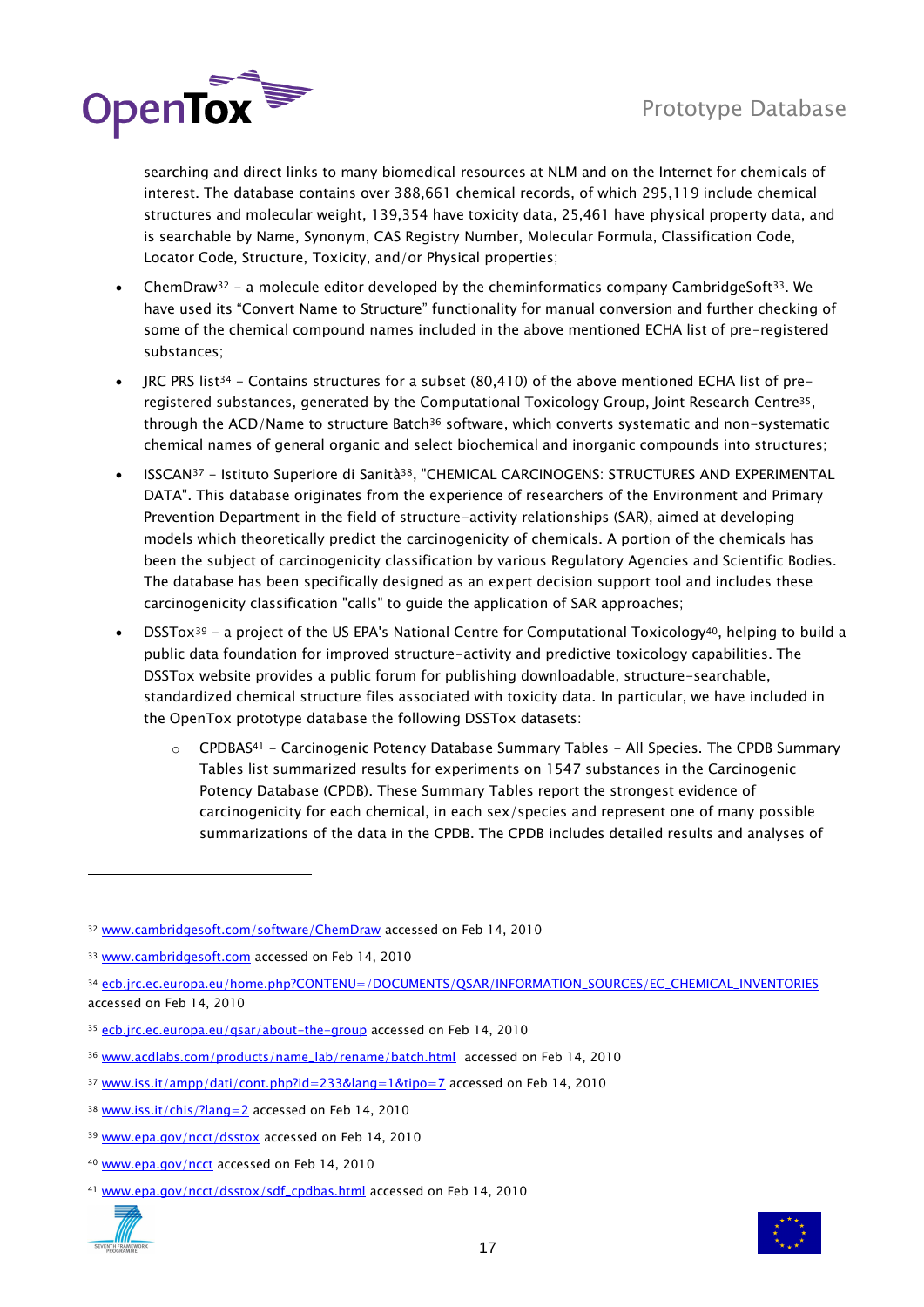searching and direct links to many biomedical resources at NLM and on the Internet for chemicals of interest. The database contains over 388,661 chemical records, of which 295,119 include chemical structures and molecular weight, 139,354 have toxicity data, 25,461 have physical property data, and is searchable by Name, Synonym, CAS Registry Number, Molecular Formula, Classification Code, Locator Code, Structure, Toxicity, and/or Physical properties;

- ChemDraw[32] – a molecule editor developed by the cheminformatics company CambridgeSoft[33]. We have used its "Convert Name to Structure" functionality for manual conversion and further checking of some of the chemical compound names included in the above mentioned ECHA list of pre-registered substances;
- JRC PRS list[34] – Contains structures for a subset (80,410) of the above mentioned ECHA list of pre-registered substances, generated by the Computational Toxicology Group, Joint Research Centre[35], through the ACD/Name to structure Batch[36] software, which converts systematic and non-systematic chemical names of general organic and select biochemical and inorganic compounds into structures;
- ISSCAN[37] – Istituto Superiore di Sanità[38], "CHEMICAL CARCINOGENS: STRUCTURES AND EXPERIMENTAL DATA". This database originates from the experience of researchers of the Environment and Primary Prevention Department in the field of structure-activity relationships (SAR), aimed at developing models which theoretically predict the carcinogenicity of chemicals. A portion of the chemicals has been the subject of carcinogenicity classification by various Regulatory Agencies and Scientific Bodies. The database has been specifically designed as an expert decision support tool and includes these carcinogenicity classification "calls" to guide the application of SAR approaches;
- DSSTox[39] – a project of the US EPA's National Centre for Computational Toxicology[40], helping to build a public data foundation for improved structure-activity and predictive toxicology capabilities. The DSSTox website provides a public forum for publishing downloadable, structure-searchable, standardized chemical structure files associated with toxicity data. In particular, we have included in the OpenTox prototype database the following DSSTox datasets:
    - CPDBAS[41] – Carcinogenic Potency Database Summary Tables – All Species. The CPDB Summary Tables list summarized results for experiments on 1547 substances in the Carcinogenic Potency Database (CPDB). These Summary Tables report the strongest evidence of carcinogenicity for each chemical, in each sex/species and represent one of many possible summarizations of the data in the CPDB. The CPDB includes detailed results and analyses of

---

[32] www.cambridgesoft.com/software/ChemDraw accessed on Feb 14, 2010

[33] www.cambridgesoft.com accessed on Feb 14, 2010

[34] ecb.jrc.ec.europa.eu/home.php?CONTENU=/DOCUMENTS/QSAR/INFORMATION_SOURCES/EC_CHEMICAL_INVENTORIES accessed on Feb 14, 2010

[35] ecb.jrc.ec.europa.eu/qsar/about-the-group accessed on Feb 14, 2010

[36] www.acdlabs.com/products/name_lab/rename/batch.html accessed on Feb 14, 2010

[37] www.iss.it/ampp/dati/cont.php?id=233&lang=1&tipo=7 accessed on Feb 14, 2010

[38] www.iss.it/chis/?lang=2 accessed on Feb 14, 2010

[39] www.epa.gov/ncct/dsstox accessed on Feb 14, 2010

[40] www.epa.gov/ncct accessed on Feb 14, 2010

[41] www.epa.gov/ncct/dsstox/sdf_cpdbas.html accessed on Feb 14, 2010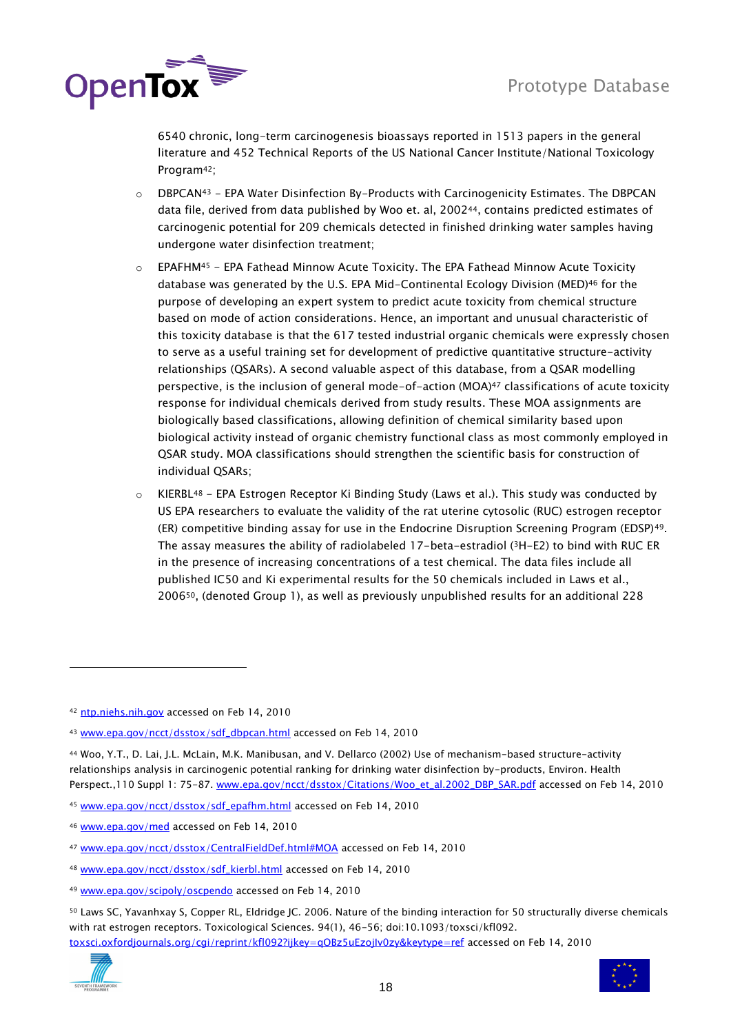6540 chronic, long-term carcinogenesis bioassays reported in 1513 papers in the general literature and 452 Technical Reports of the US National Cancer Institute/National Toxicology Program[42];

- DBPCAN[43] - EPA Water Disinfection By-Products with Carcinogenicity Estimates. The DBPCAN data file, derived from data published by Woo et. al, 2002[44], contains predicted estimates of carcinogenic potential for 209 chemicals detected in finished drinking water samples having undergone water disinfection treatment;
- EPAFHM[45] - EPA Fathead Minnow Acute Toxicity. The EPA Fathead Minnow Acute Toxicity database was generated by the U.S. EPA Mid-Continental Ecology Division (MED)[46] for the purpose of developing an expert system to predict acute toxicity from chemical structure based on mode of action considerations. Hence, an important and unusual characteristic of this toxicity database is that the 617 tested industrial organic chemicals were expressly chosen to serve as a useful training set for development of predictive quantitative structure-activity relationships (QSARs). A second valuable aspect of this database, from a QSAR modelling perspective, is the inclusion of general mode-of-action (MOA)[47] classifications of acute toxicity response for individual chemicals derived from study results. These MOA assignments are biologically based classifications, allowing definition of chemical similarity based upon biological activity instead of organic chemistry functional class as most commonly employed in QSAR study. MOA classifications should strengthen the scientific basis for construction of individual QSARs;
- KIERBL[48] - EPA Estrogen Receptor Ki Binding Study (Laws et al.). This study was conducted by US EPA researchers to evaluate the validity of the rat uterine cytosolic (RUC) estrogen receptor (ER) competitive binding assay for use in the Endocrine Disruption Screening Program (EDSP)[49]. The assay measures the ability of radiolabeled 17-beta-estradiol ($^{3}$H-E2) to bind with RUC ER in the presence of increasing concentrations of a test chemical. The data files include all published IC50 and Ki experimental results for the 50 chemicals included in Laws et al., 2006[50], (denoted Group 1), as well as previously unpublished results for an additional 228

---

[42] ntp.niehs.nih.gov accessed on Feb 14, 2010

[43] www.epa.gov/ncct/dsstox/sdf_dbpcan.html accessed on Feb 14, 2010

[44] Woo, Y.T., D. Lai, J.L. McLain, M.K. Manibusan, and V. Dellarco (2002) Use of mechanism-based structure-activity relationships analysis in carcinogenic potential ranking for drinking water disinfection by-products, Environ. Health Perspect.,110 Suppl 1: 75-87. www.epa.gov/ncct/dsstox/Citations/Woo_et_al.2002_DBP_SAR.pdf accessed on Feb 14, 2010

[45] www.epa.gov/ncct/dsstox/sdf_epafhm.html accessed on Feb 14, 2010

[46] www.epa.gov/med accessed on Feb 14, 2010

[47] www.epa.gov/ncct/dsstox/CentralFieldDef.html#MOA accessed on Feb 14, 2010

[48] www.epa.gov/ncct/dsstox/sdf_kierbl.html accessed on Feb 14, 2010

[49] www.epa.gov/scipoly/oscpendo accessed on Feb 14, 2010

[50] Laws SC, Yavanhxay S, Copper RL, Eldridge JC. 2006. Nature of the binding interaction for 50 structurally diverse chemicals with rat estrogen receptors. Toxicological Sciences. 94(1), 46-56; doi:10.1093/toxsci/kfl092. toxsci.oxfordjournals.org/cgi/reprint/kfl092?ijkey=qOBz5uEzojlv0zy&keytype=ref accessed on Feb 14, 2010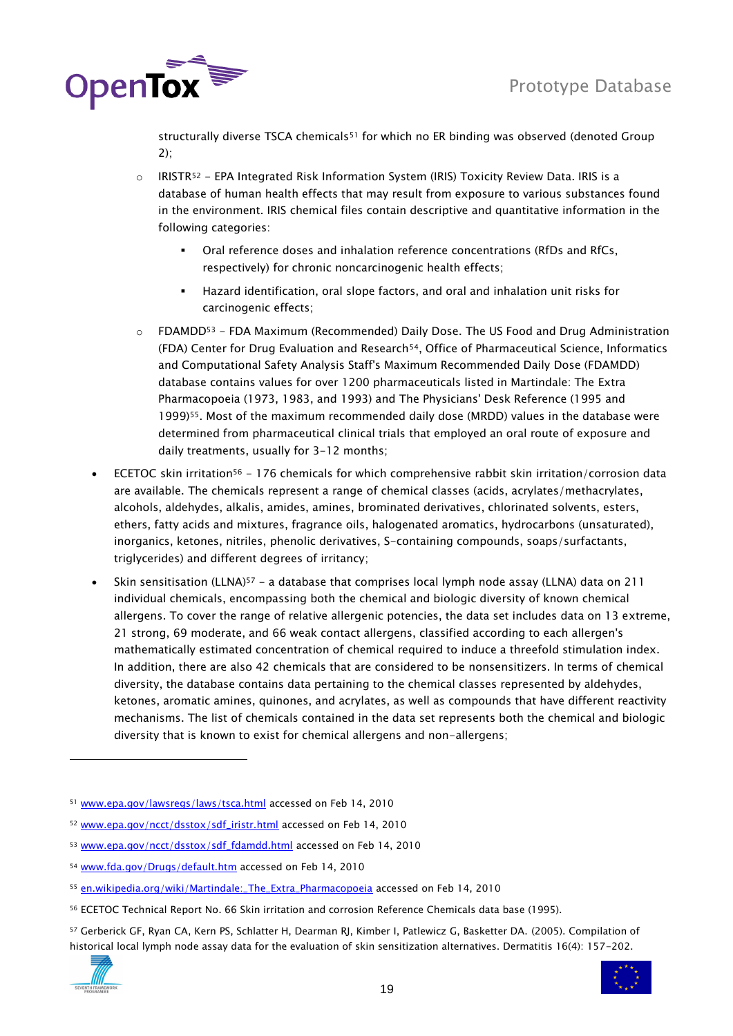structurally diverse TSCA chemicals[51] for which no ER binding was observed (denoted Group 2);

  - IRISTR[52] – EPA Integrated Risk Information System (IRIS) Toxicity Review Data. IRIS is a database of human health effects that may result from exposure to various substances found in the environment. IRIS chemical files contain descriptive and quantitative information in the following categories:
    - Oral reference doses and inhalation reference concentrations (RfDs and RfCs, respectively) for chronic noncarcinogenic health effects;
    - Hazard identification, oral slope factors, and oral and inhalation unit risks for carcinogenic effects;
  - FDAMDD[53] – FDA Maximum (Recommended) Daily Dose. The US Food and Drug Administration (FDA) Center for Drug Evaluation and Research[54], Office of Pharmaceutical Science, Informatics and Computational Safety Analysis Staff's Maximum Recommended Daily Dose (FDAMDD) database contains values for over 1200 pharmaceuticals listed in Martindale: The Extra Pharmacopoeia (1973, 1983, and 1993) and The Physicians' Desk Reference (1995 and 1999)[55]. Most of the maximum recommended daily dose (MRDD) values in the database were determined from pharmaceutical clinical trials that employed an oral route of exposure and daily treatments, usually for 3-12 months;

- ECETOC skin irritation[56] – 176 chemicals for which comprehensive rabbit skin irritation/corrosion data are available. The chemicals represent a range of chemical classes (acids, acrylates/methacrylates, alcohols, aldehydes, alkalis, amides, amines, brominated derivatives, chlorinated solvents, esters, ethers, fatty acids and mixtures, fragrance oils, halogenated aromatics, hydrocarbons (unsaturated), inorganics, ketones, nitriles, phenolic derivatives, S-containing compounds, soaps/surfactants, triglycerides) and different degrees of irritancy;
- Skin sensitisation (LLNA)[57] – a database that comprises local lymph node assay (LLNA) data on 211 individual chemicals, encompassing both the chemical and biologic diversity of known chemical allergens. To cover the range of relative allergenic potencies, the data set includes data on 13 extreme, 21 strong, 69 moderate, and 66 weak contact allergens, classified according to each allergen's mathematically estimated concentration of chemical required to induce a threefold stimulation index. In addition, there are also 42 chemicals that are considered to be nonsensitizers. In terms of chemical diversity, the database contains data pertaining to the chemical classes represented by aldehydes, ketones, aromatic amines, quinones, and acrylates, as well as compounds that have different reactivity mechanisms. The list of chemicals contained in the data set represents both the chemical and biologic diversity that is known to exist for chemical allergens and non-allergens;

---

[51] www.epa.gov/lawsregs/laws/tsca.html accessed on Feb 14, 2010

[52] www.epa.gov/ncct/dsstox/sdf_iristr.html accessed on Feb 14, 2010

[53] www.epa.gov/ncct/dsstox/sdf_fdamdd.html accessed on Feb 14, 2010

[54] www.fda.gov/Drugs/default.htm accessed on Feb 14, 2010

[55] en.wikipedia.org/wiki/Martindale:_The_Extra_Pharmacopoeia accessed on Feb 14, 2010

[56] ECETOC Technical Report No. 66 Skin irritation and corrosion Reference Chemicals data base (1995).

[57] Gerberick GF, Ryan CA, Kern PS, Schlatter H, Dearman RJ, Kimber I, Patlewicz G, Basketter DA. (2005). Compilation of historical local lymph node assay data for the evaluation of skin sensitization alternatives. Dermatitis 16(4): 157-202.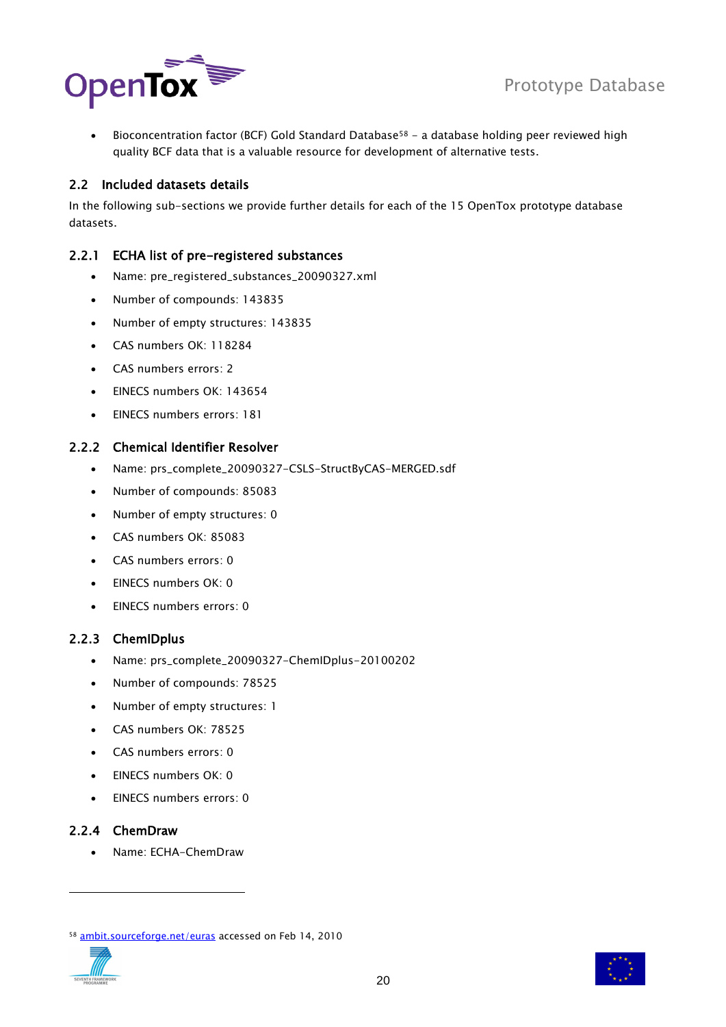- Bioconcentration factor (BCF) Gold Standard Database[58] – a database holding peer reviewed high quality BCF data that is a valuable resource for development of alternative tests.

## 2.2 Included datasets details

In the following sub-sections we provide further details for each of the 15 OpenTox prototype database datasets.

### 2.2.1 ECHA list of pre-registered substances

- Name: pre_registered_substances_20090327.xml
- Number of compounds: 143835
- Number of empty structures: 143835
- CAS numbers OK: 118284
- CAS numbers errors: 2
- EINECS numbers OK: 143654
- EINECS numbers errors: 181

### 2.2.2 Chemical Identifier Resolver

- Name: prs_complete_20090327-CSLS-StructByCAS-MERGED.sdf
- Number of compounds: 85083
- Number of empty structures: 0
- CAS numbers OK: 85083
- CAS numbers errors: 0
- EINECS numbers OK: 0
- EINECS numbers errors: 0

### 2.2.3 ChemIDplus

- Name: prs_complete_20090327-ChemIDplus-20100202
- Number of compounds: 78525
- Number of empty structures: 1
- CAS numbers OK: 78525
- CAS numbers errors: 0
- EINECS numbers OK: 0
- EINECS numbers errors: 0

### 2.2.4 ChemDraw

- Name: ECHA-ChemDraw

---

[58] ambit.sourceforge.net/euras accessed on Feb 14, 2010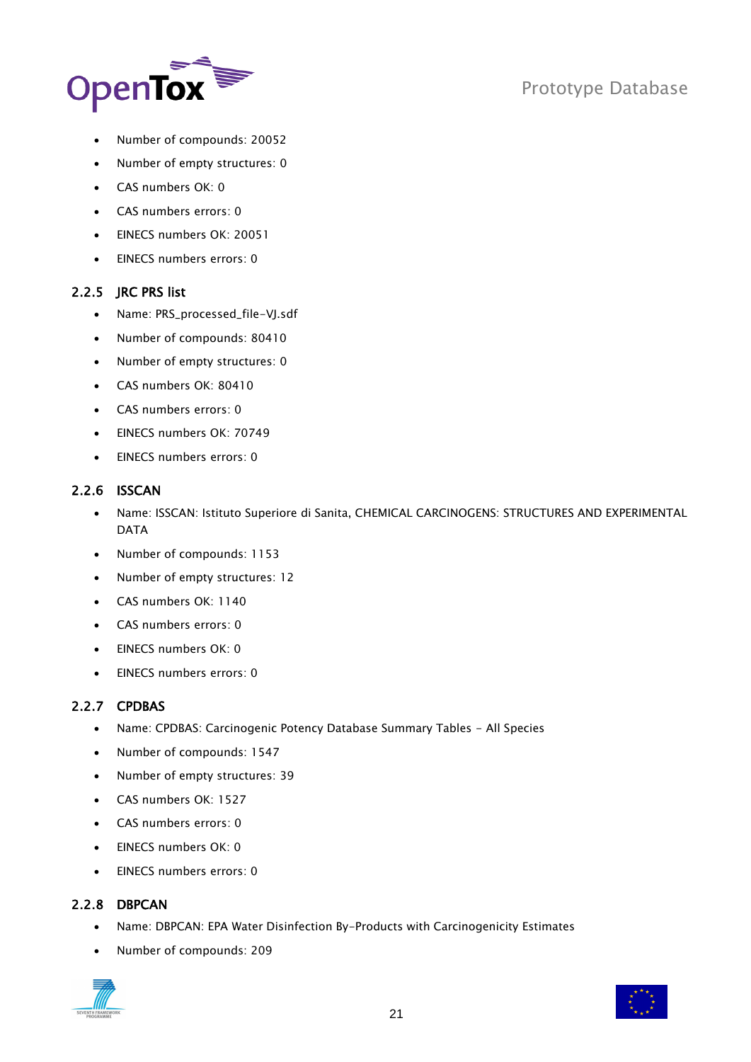- Number of compounds: 20052
- Number of empty structures: 0
- CAS numbers OK: 0
- CAS numbers errors: 0
- EINECS numbers OK: 20051
- EINECS numbers errors: 0

### 2.2.5 JRC PRS list

- Name: PRS_processed_file-VJ.sdf
- Number of compounds: 80410
- Number of empty structures: 0
- CAS numbers OK: 80410
- CAS numbers errors: 0
- EINECS numbers OK: 70749
- EINECS numbers errors: 0

### 2.2.6 ISSCAN

- Name: ISSCAN: Istituto Superiore di Sanita, CHEMICAL CARCINOGENS: STRUCTURES AND EXPERIMENTAL DATA
- Number of compounds: 1153
- Number of empty structures: 12
- CAS numbers OK: 1140
- CAS numbers errors: 0
- EINECS numbers OK: 0
- EINECS numbers errors: 0

### 2.2.7 CPDBAS

- Name: CPDBAS: Carcinogenic Potency Database Summary Tables - All Species
- Number of compounds: 1547
- Number of empty structures: 39
- CAS numbers OK: 1527
- CAS numbers errors: 0
- EINECS numbers OK: 0
- EINECS numbers errors: 0

### 2.2.8 DBPCAN

- Name: DBPCAN: EPA Water Disinfection By-Products with Carcinogenicity Estimates
- Number of compounds: 209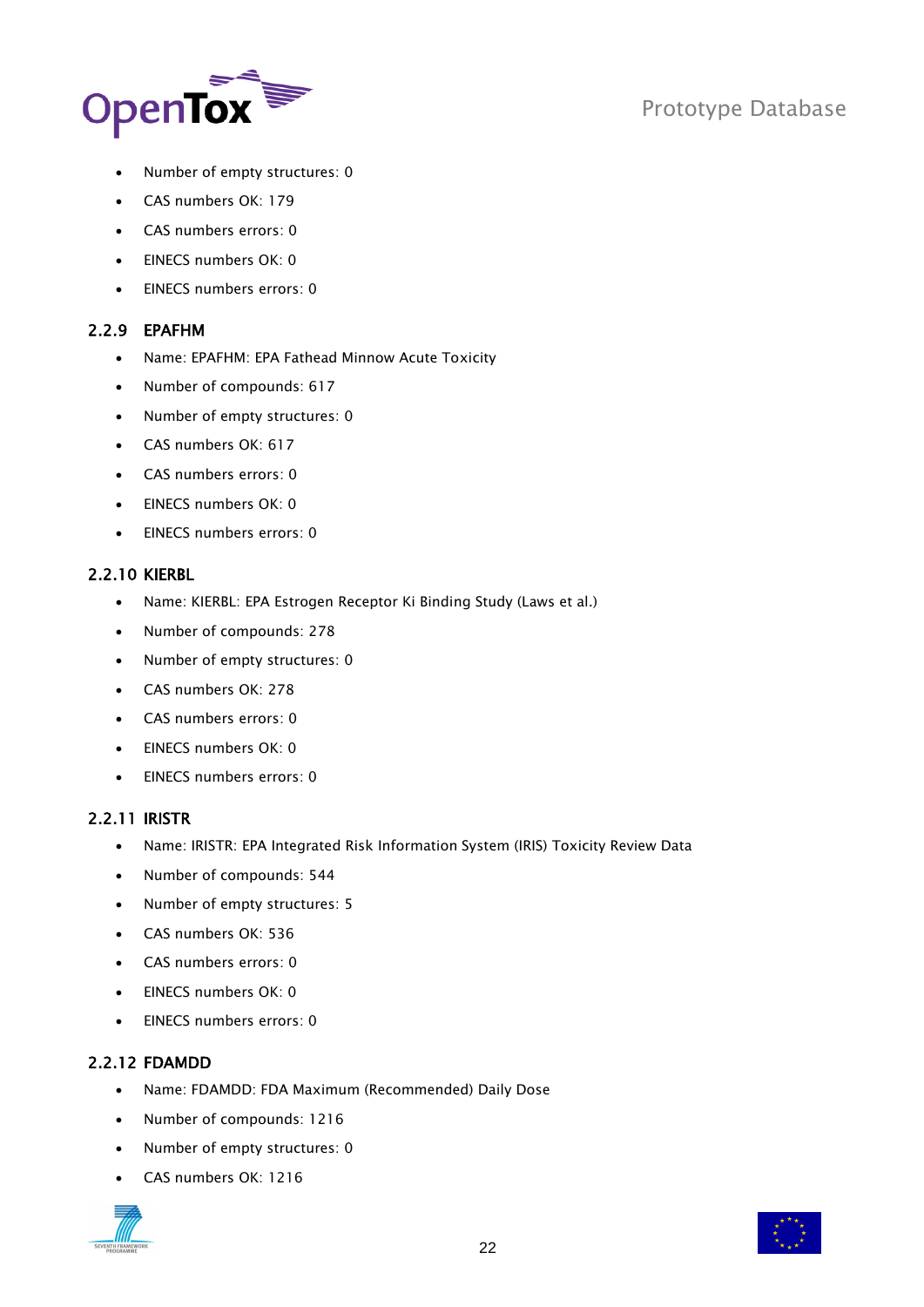- Number of empty structures: 0
- CAS numbers OK: 179
- CAS numbers errors: 0
- EINECS numbers OK: 0
- EINECS numbers errors: 0

### 2.2.9 EPAFHM

- Name: EPAFHM: EPA Fathead Minnow Acute Toxicity
- Number of compounds: 617
- Number of empty structures: 0
- CAS numbers OK: 617
- CAS numbers errors: 0
- EINECS numbers OK: 0
- EINECS numbers errors: 0

### 2.2.10 KIERBL

- Name: KIERBL: EPA Estrogen Receptor Ki Binding Study (Laws et al.)
- Number of compounds: 278
- Number of empty structures: 0
- CAS numbers OK: 278
- CAS numbers errors: 0
- EINECS numbers OK: 0
- EINECS numbers errors: 0

### 2.2.11 IRISTR

- Name: IRISTR: EPA Integrated Risk Information System (IRIS) Toxicity Review Data
- Number of compounds: 544
- Number of empty structures: 5
- CAS numbers OK: 536
- CAS numbers errors: 0
- EINECS numbers OK: 0
- EINECS numbers errors: 0

### 2.2.12 FDAMDD

- Name: FDAMDD: FDA Maximum (Recommended) Daily Dose
- Number of compounds: 1216
- Number of empty structures: 0
- CAS numbers OK: 1216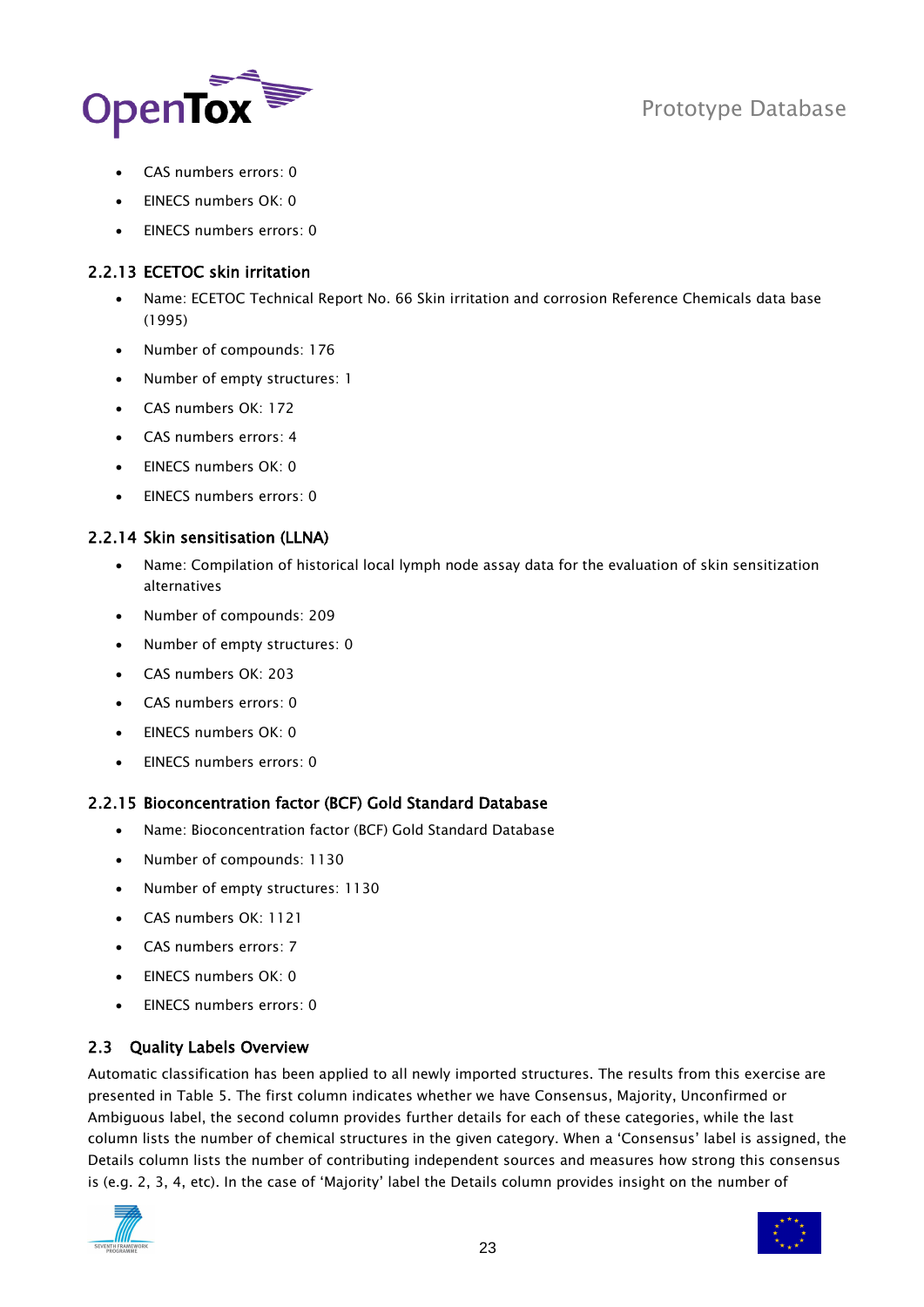- CAS numbers errors: 0
- EINECS numbers OK: 0
- EINECS numbers errors: 0

### 2.2.13 ECETOC skin irritation

- Name: ECETOC Technical Report No. 66 Skin irritation and corrosion Reference Chemicals data base (1995)
- Number of compounds: 176
- Number of empty structures: 1
- CAS numbers OK: 172
- CAS numbers errors: 4
- EINECS numbers OK: 0
- EINECS numbers errors: 0

### 2.2.14 Skin sensitisation (LLNA)

- Name: Compilation of historical local lymph node assay data for the evaluation of skin sensitization alternatives
- Number of compounds: 209
- Number of empty structures: 0
- CAS numbers OK: 203
- CAS numbers errors: 0
- EINECS numbers OK: 0
- EINECS numbers errors: 0

### 2.2.15 Bioconcentration factor (BCF) Gold Standard Database

- Name: Bioconcentration factor (BCF) Gold Standard Database
- Number of compounds: 1130
- Number of empty structures: 1130
- CAS numbers OK: 1121
- CAS numbers errors: 7
- EINECS numbers OK: 0
- EINECS numbers errors: 0

## 2.3 Quality Labels Overview

Automatic classification has been applied to all newly imported structures. The results from this exercise are presented in Table 5. The first column indicates whether we have Consensus, Majority, Unconfirmed or Ambiguous label, the second column provides further details for each of these categories, while the last column lists the number of chemical structures in the given category. When a 'Consensus' label is assigned, the Details column lists the number of contributing independent sources and measures how strong this consensus is (e.g. 2, 3, 4, etc). In the case of 'Majority' label the Details column provides insight on the number of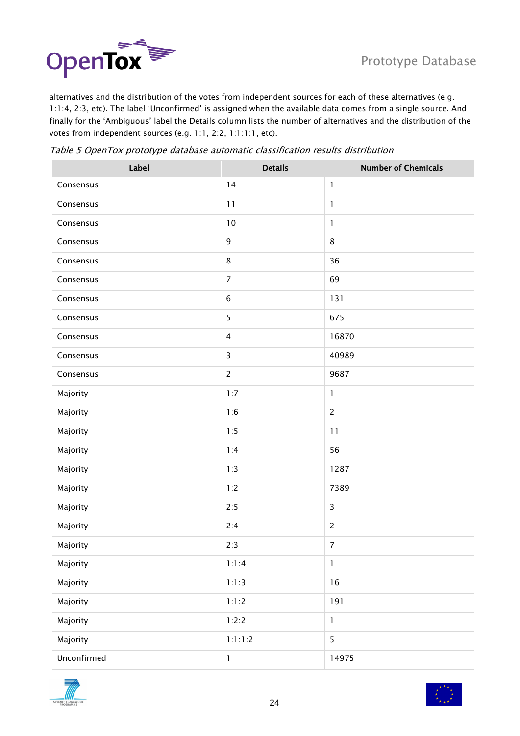alternatives and the distribution of the votes from independent sources for each of these alternatives (e.g. 1:1:4, 2:3, etc). The label 'Unconfirmed' is assigned when the available data comes from a single source. And finally for the 'Ambiguous' label the Details column lists the number of alternatives and the distribution of the votes from independent sources (e.g. 1:1, 2:2, 1:1:1:1, etc).

*Table 5 OpenTox prototype database automatic classification results distribution*

| Label | Details | Number of Chemicals |
|---|---|---|
| Consensus | 14 | 1 |
| Consensus | 11 | 1 |
| Consensus | 10 | 1 |
| Consensus | 9 | 8 |
| Consensus | 8 | 36 |
| Consensus | 7 | 69 |
| Consensus | 6 | 131 |
| Consensus | 5 | 675 |
| Consensus | 4 | 16870 |
| Consensus | 3 | 40989 |
| Consensus | 2 | 9687 |
| Majority | 1:7 | 1 |
| Majority | 1:6 | 2 |
| Majority | 1:5 | 11 |
| Majority | 1:4 | 56 |
| Majority | 1:3 | 1287 |
| Majority | 1:2 | 7389 |
| Majority | 2:5 | 3 |
| Majority | 2:4 | 2 |
| Majority | 2:3 | 7 |
| Majority | 1:1:4 | 1 |
| Majority | 1:1:3 | 16 |
| Majority | 1:1:2 | 191 |
| Majority | 1:2:2 | 1 |
| Majority | 1:1:1:2 | 5 |
| Unconfirmed | 1 | 14975 |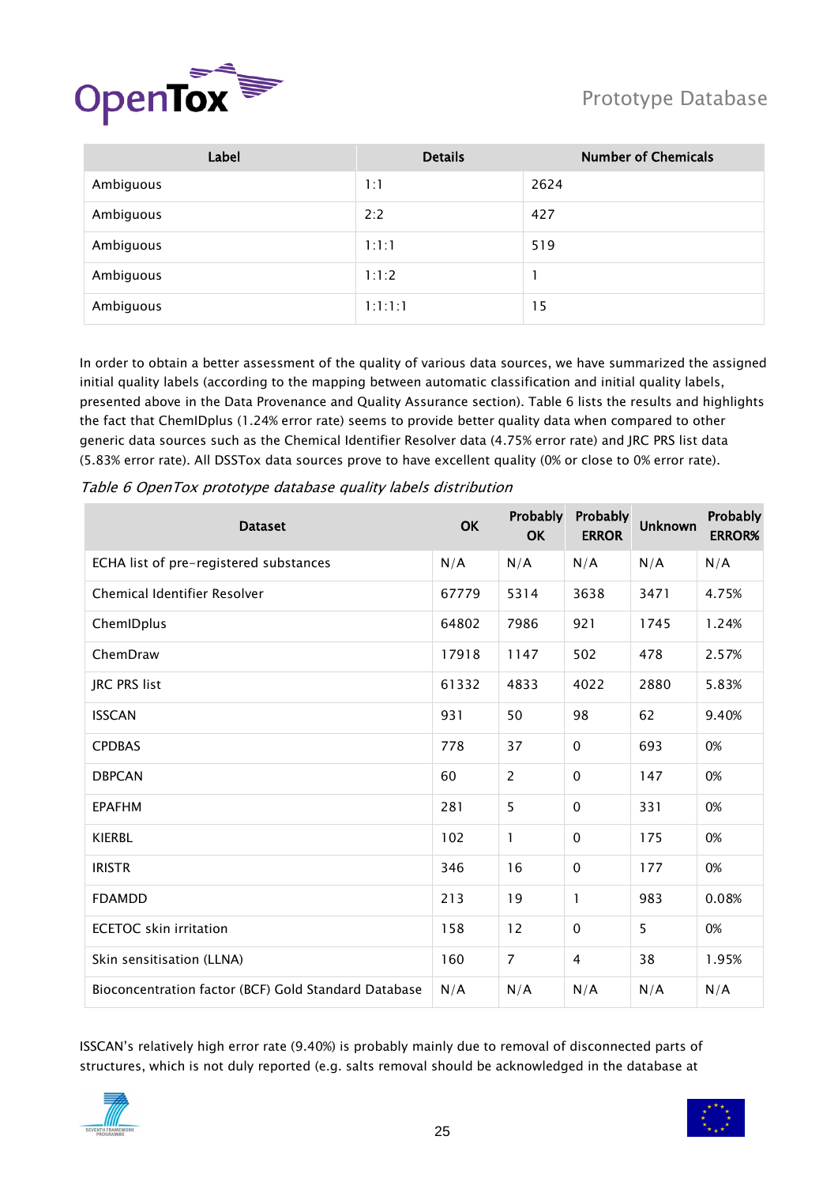| Label | Details | Number of Chemicals |
|---|---|---|
| Ambiguous | 1:1 | 2624 |
| Ambiguous | 2:2 | 427 |
| Ambiguous | 1:1:1 | 519 |
| Ambiguous | 1:1:2 | 1 |
| Ambiguous | 1:1:1:1 | 15 |

In order to obtain a better assessment of the quality of various data sources, we have summarized the assigned initial quality labels (according to the mapping between automatic classification and initial quality labels, presented above in the Data Provenance and Quality Assurance section). Table 6 lists the results and highlights the fact that ChemIDplus (1.24% error rate) seems to provide better quality data when compared to other generic data sources such as the Chemical Identifier Resolver data (4.75% error rate) and JRC PRS list data (5.83% error rate). All DSSTox data sources prove to have excellent quality (0% or close to 0% error rate).

*Table 6 OpenTox prototype database quality labels distribution*

| Dataset | OK | Probably OK | Probably ERROR | Unknown | Probably ERROR% |
|---|---|---|---|---|---|
| ECHA list of pre-registered substances | N/A | N/A | N/A | N/A | N/A |
| Chemical Identifier Resolver | 67779 | 5314 | 3638 | 3471 | 4.75% |
| ChemIDplus | 64802 | 7986 | 921 | 1745 | 1.24% |
| ChemDraw | 17918 | 1147 | 502 | 478 | 2.57% |
| JRC PRS list | 61332 | 4833 | 4022 | 2880 | 5.83% |
| ISSCAN | 931 | 50 | 98 | 62 | 9.40% |
| CPDBAS | 778 | 37 | 0 | 693 | 0% |
| DBPCAN | 60 | 2 | 0 | 147 | 0% |
| EPAFHM | 281 | 5 | 0 | 331 | 0% |
| KIERBL | 102 | 1 | 0 | 175 | 0% |
| IRISTR | 346 | 16 | 0 | 177 | 0% |
| FDAMDD | 213 | 19 | 1 | 983 | 0.08% |
| ECETOC skin irritation | 158 | 12 | 0 | 5 | 0% |
| Skin sensitisation (LLNA) | 160 | 7 | 4 | 38 | 1.95% |
| Bioconcentration factor (BCF) Gold Standard Database | N/A | N/A | N/A | N/A | N/A |

ISSCAN's relatively high error rate (9.40%) is probably mainly due to removal of disconnected parts of structures, which is not duly reported (e.g. salts removal should be acknowledged in the database at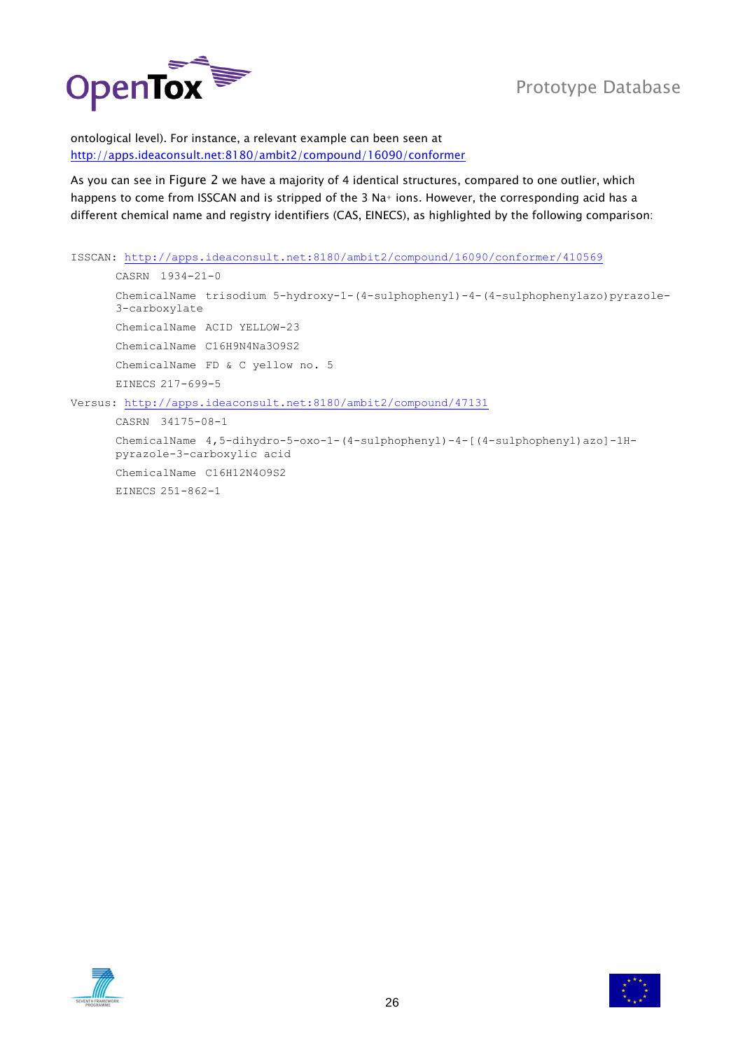ontological level). For instance, a relevant example can been seen at http://apps.ideaconsult.net:8180/ambit2/compound/16090/conformer

As you can see in Figure 2 we have a majority of 4 identical structures, compared to one outlier, which happens to come from ISSCAN and is stripped of the 3 $Na^{+}$ ions. However, the corresponding acid has a different chemical name and registry identifiers (CAS, EINECS), as highlighted by the following comparison:

```
ISSCAN: http://apps.ideaconsult.net:8180/ambit2/compound/16090/conformer/410569
        CASRN  1934-21-0
        ChemicalName  trisodium 5-hydroxy-1-(4-sulphophenyl)-4-(4-sulphophenylazo)pyrazole-
        3-carboxylate
        ChemicalName  ACID YELLOW-23
        ChemicalName  C16H9N4Na3O9S2
        ChemicalName  FD & C yellow no. 5
        EINECS 217-699-5
Versus: http://apps.ideaconsult.net:8180/ambit2/compound/47131
        CASRN  34175-08-1
        ChemicalName  4,5-dihydro-5-oxo-1-(4-sulphophenyl)-4-[(4-sulphophenyl)azo]-1H-
        pyrazole-3-carboxylic acid
        ChemicalName  C16H12N4O9S2
        EINECS 251-862-1
```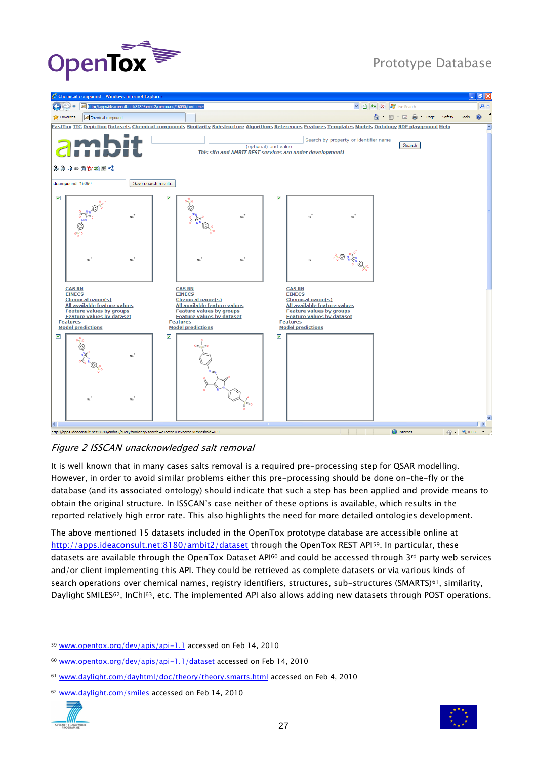*Figure 2 ISSCAN unacknowledged salt removal*

It is well known that in many cases salts removal is a required pre-processing step for QSAR modelling. However, in order to avoid similar problems either this pre-processing should be done on-the-fly or the database (and its associated ontology) should indicate that such a step has been applied and provide means to obtain the original structure. In ISSCAN's case neither of these options is available, which results in the reported relatively high error rate. This also highlights the need for more detailed ontologies development.

The above mentioned 15 datasets included in the OpenTox prototype database are accessible online at [http://apps.ideaconsult.net:8180/ambit2/dataset](http://apps.ideaconsult.net:8180/ambit2/dataset) through the OpenTox REST API[59]. In particular, these datasets are available through the OpenTox Dataset API[60] and could be accessed through 3rd party web services and/or client implementing this API. They could be retrieved as complete datasets or via various kinds of search operations over chemical names, registry identifiers, structures, sub-structures (SMARTS)[61], similarity, Daylight SMILES[62], InChI[63], etc. The implemented API also allows adding new datasets through POST operations.

---

[59] [www.opentox.org/dev/apis/api-1.1](www.opentox.org/dev/apis/api-1.1) accessed on Feb 14, 2010

[60] [www.opentox.org/dev/apis/api-1.1/dataset](www.opentox.org/dev/apis/api-1.1/dataset) accessed on Feb 14, 2010

[61] [www.daylight.com/dayhtml/doc/theory/theory.smarts.html](www.daylight.com/dayhtml/doc/theory/theory.smarts.html) accessed on Feb 4, 2010

[62] [www.daylight.com/smiles](www.daylight.com/smiles) accessed on Feb 14, 2010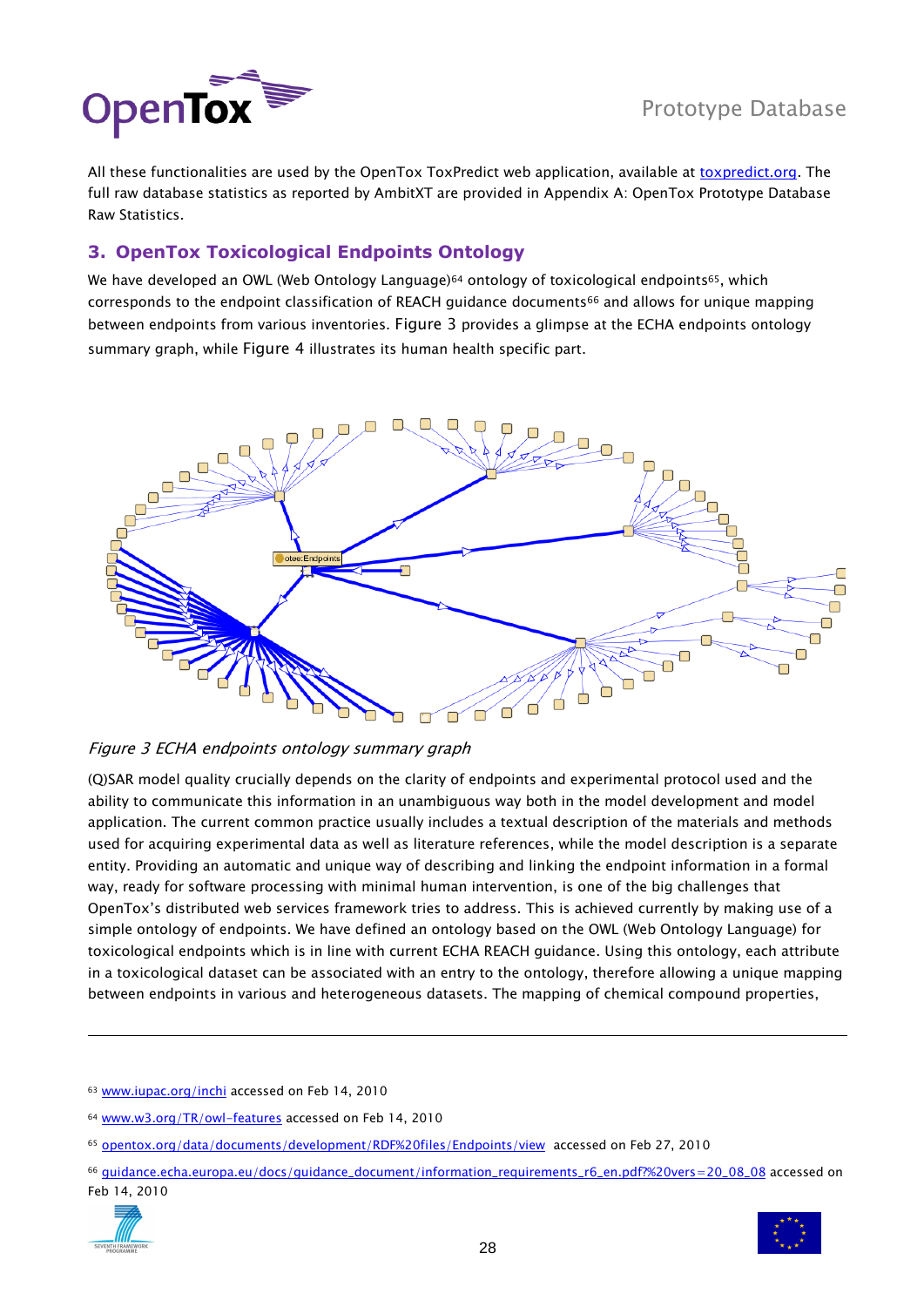All these functionalities are used by the OpenTox ToxPredict web application, available at toxpredict.org. The full raw database statistics as reported by AmbitXT are provided in Appendix A: OpenTox Prototype Database Raw Statistics.

## 3. OpenTox Toxicological Endpoints Ontology

We have developed an OWL (Web Ontology Language)[64] ontology of toxicological endpoints[65], which corresponds to the endpoint classification of REACH guidance documents[66] and allows for unique mapping between endpoints from various inventories. Figure 3 provides a glimpse at the ECHA endpoints ontology summary graph, while Figure 4 illustrates its human health specific part.

*Figure 3 ECHA endpoints ontology summary graph*

(Q)SAR model quality crucially depends on the clarity of endpoints and experimental protocol used and the ability to communicate this information in an unambiguous way both in the model development and model application. The current common practice usually includes a textual description of the materials and methods used for acquiring experimental data as well as literature references, while the model description is a separate entity. Providing an automatic and unique way of describing and linking the endpoint information in a formal way, ready for software processing with minimal human intervention, is one of the big challenges that OpenTox's distributed web services framework tries to address. This is achieved currently by making use of a simple ontology of endpoints. We have defined an ontology based on the OWL (Web Ontology Language) for toxicological endpoints which is in line with current ECHA REACH guidance. Using this ontology, each attribute in a toxicological dataset can be associated with an entry to the ontology, therefore allowing a unique mapping between endpoints in various and heterogeneous datasets. The mapping of chemical compound properties,

---

[63] www.iupac.org/inchi accessed on Feb 14, 2010

[64] www.w3.org/TR/owl-features accessed on Feb 14, 2010

[65] opentox.org/data/documents/development/RDF%20files/Endpoints/view accessed on Feb 27, 2010

[66] guidance.echa.europa.eu/docs/guidance_document/information_requirements_r6_en.pdf?%20vers=20_08_08 accessed on Feb 14, 2010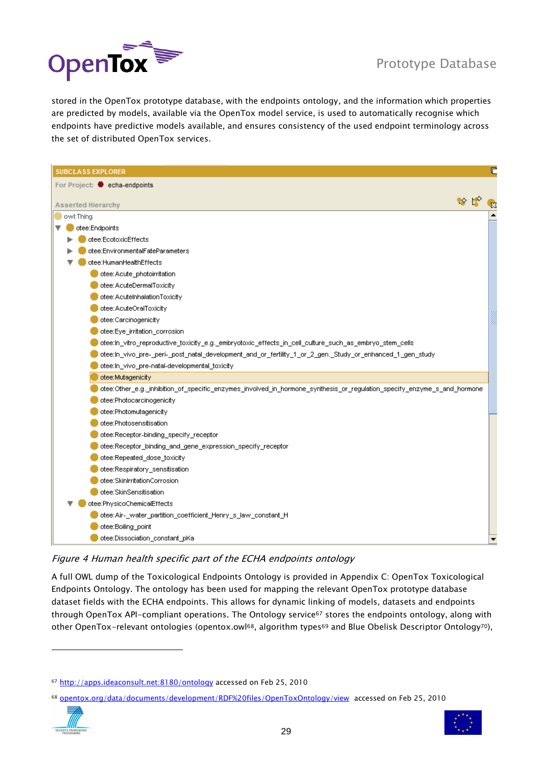stored in the OpenTox prototype database, with the endpoints ontology, and the information which properties are predicted by models, available via the OpenTox model service, is used to automatically recognise which endpoints have predictive models available, and ensures consistency of the used endpoint terminology across the set of distributed OpenTox services.

SUBCLASS EXPLORER

For Project: echa-endpoints

Asserted Hierarchy

- owl:Thing
  - otee:Endpoints
    - otee:EcotoxicEffects
    - otee:EnvironmentalFateParameters
    - otee:HumanHealthEffects
      - otee:Acute_photoirritation
      - otee:AcuteDermalToxicity
      - otee:AcuteInhalationToxicity
      - otee:AcuteOralToxicity
      - otee:Carcinogenicity
      - otee:Eye_irritation_corrosion
      - otee:In_vitro_reproductive_toxicity_e.g._embryotoxic_effects_in_cell_culture_such_as_embryo_stem_cells
      - otee:In_vivo_pre-_peri-_post_natal_development_and_or_fertility_1_or_2_gen._Study_or_enhanced_1_gen_study
      - otee:In_vivo_pre-natal-developmental_toxicity
      - otee:Mutagenicity
      - otee:Other_e.g._inhibition_of_specific_enzymes_involved_in_hormone_synthesis_or_regulation_specify_enzyme_s_and_hormone
      - otee:Photocarcinogenicity
      - otee:Photomutagenicity
      - otee:Photosensitisation
      - otee:Receptor-binding_specify_receptor
      - otee:Receptor_binding_and_gene_expression_specify_receptor
      - otee:Repeated_dose_toxicity
      - otee:Respiratory_sensitisation
      - otee:SkinIrritationCorrosion
      - otee:SkinSensitisation
    - otee:PhysicoChemicalEffects
      - otee:Air-_water_partition_coefficient_Henry_s_law_constant_H
      - otee:Boiling_point
      - otee:Dissociation_constant_pKa

*Figure 4 Human health specific part of the ECHA endpoints ontology*

A full OWL dump of the Toxicological Endpoints Ontology is provided in Appendix C: OpenTox Toxicological Endpoints Ontology. The ontology has been used for mapping the relevant OpenTox prototype database dataset fields with the ECHA endpoints. This allows for dynamic linking of models, datasets and endpoints through OpenTox API-compliant operations. The Ontology service[67] stores the endpoints ontology, along with other OpenTox-relevant ontologies (opentox.owl[68], algorithm types[69] and Blue Obelisk Descriptor Ontology[70]),

[67] http://apps.ideaconsult.net:8180/ontology accessed on Feb 25, 2010

[68] opentox.org/data/documents/development/RDF%20files/OpenToxOntology/view accessed on Feb 25, 2010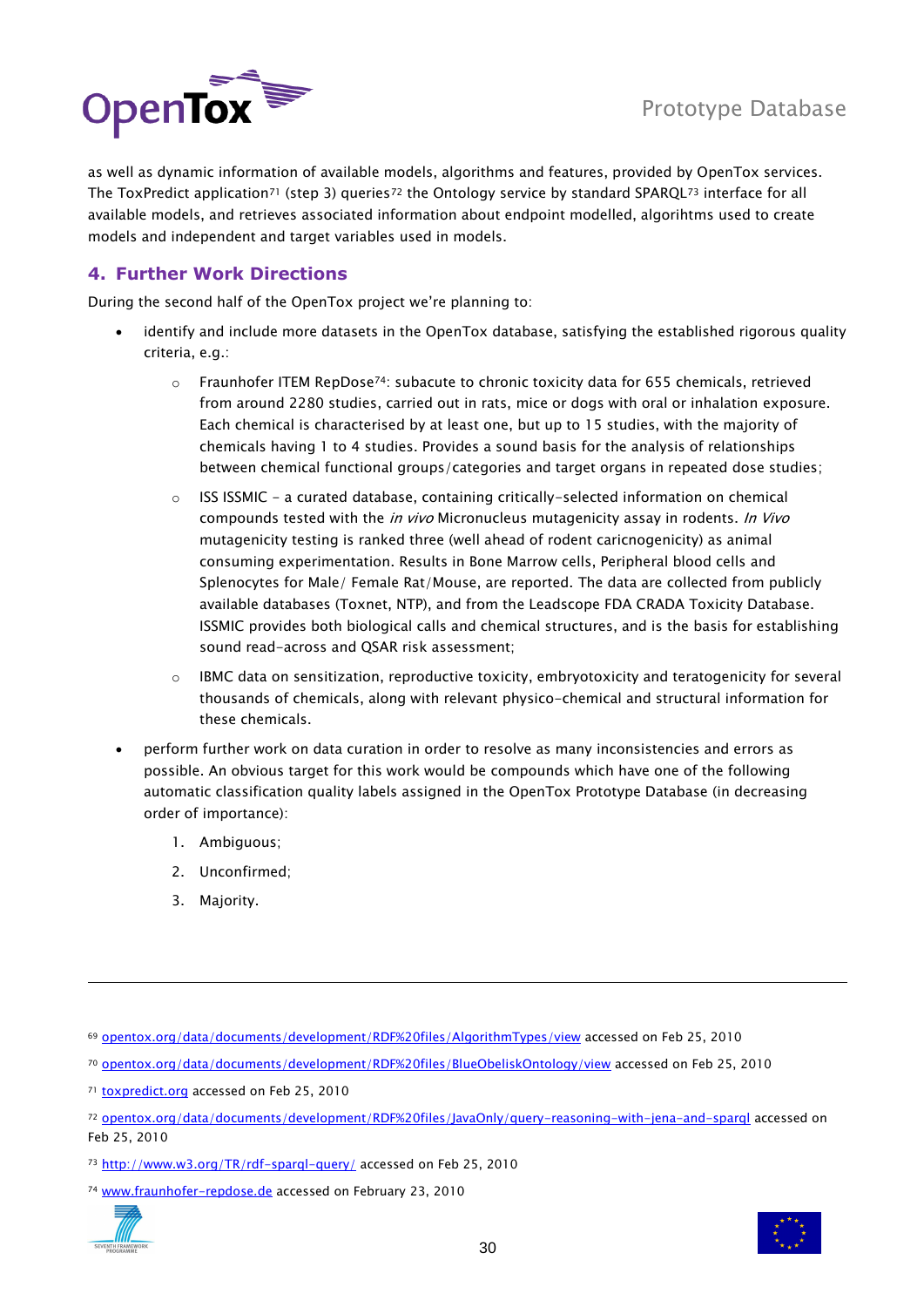as well as dynamic information of available models, algorithms and features, provided by OpenTox services. The ToxPredict application[71] (step 3) queries[72] the Ontology service by standard SPARQL[73] interface for all available models, and retrieves associated information about endpoint modelled, algorihtms used to create models and independent and target variables used in models.

## 4. Further Work Directions

During the second half of the OpenTox project we're planning to:

- identify and include more datasets in the OpenTox database, satisfying the established rigorous quality criteria, e.g.:
    - Fraunhofer ITEM RepDose[74]: subacute to chronic toxicity data for 655 chemicals, retrieved from around 2280 studies, carried out in rats, mice or dogs with oral or inhalation exposure. Each chemical is characterised by at least one, but up to 15 studies, with the majority of chemicals having 1 to 4 studies. Provides a sound basis for the analysis of relationships between chemical functional groups/categories and target organs in repeated dose studies;
    - ISS ISSMIC – a curated database, containing critically-selected information on chemical compounds tested with the *in vivo* Micronucleus mutagenicity assay in rodents. *In Vivo* mutagenicity testing is ranked three (well ahead of rodent caricnogenicity) as animal consuming experimentation. Results in Bone Marrow cells, Peripheral blood cells and Splenocytes for Male/ Female Rat/Mouse, are reported. The data are collected from publicly available databases (Toxnet, NTP), and from the Leadscope FDA CRADA Toxicity Database. ISSMIC provides both biological calls and chemical structures, and is the basis for establishing sound read-across and QSAR risk assessment;
    - IBMC data on sensitization, reproductive toxicity, embryotoxicity and teratogenicity for several thousands of chemicals, along with relevant physico-chemical and structural information for these chemicals.
- perform further work on data curation in order to resolve as many inconsistencies and errors as possible. An obvious target for this work would be compounds which have one of the following automatic classification quality labels assigned in the OpenTox Prototype Database (in decreasing order of importance):
    1. Ambiguous;
    2. Unconfirmed;
    3. Majority.

---

[69] opentox.org/data/documents/development/RDF%20files/AlgorithmTypes/view accessed on Feb 25, 2010

[70] opentox.org/data/documents/development/RDF%20files/BlueObeliskOntology/view accessed on Feb 25, 2010

[71] toxpredict.org accessed on Feb 25, 2010

[72] opentox.org/data/documents/development/RDF%20files/JavaOnly/query-reasoning-with-jena-and-sparql accessed on Feb 25, 2010

[73] http://www.w3.org/TR/rdf-sparql-query/ accessed on Feb 25, 2010

[74] www.fraunhofer-repdose.de accessed on February 23, 2010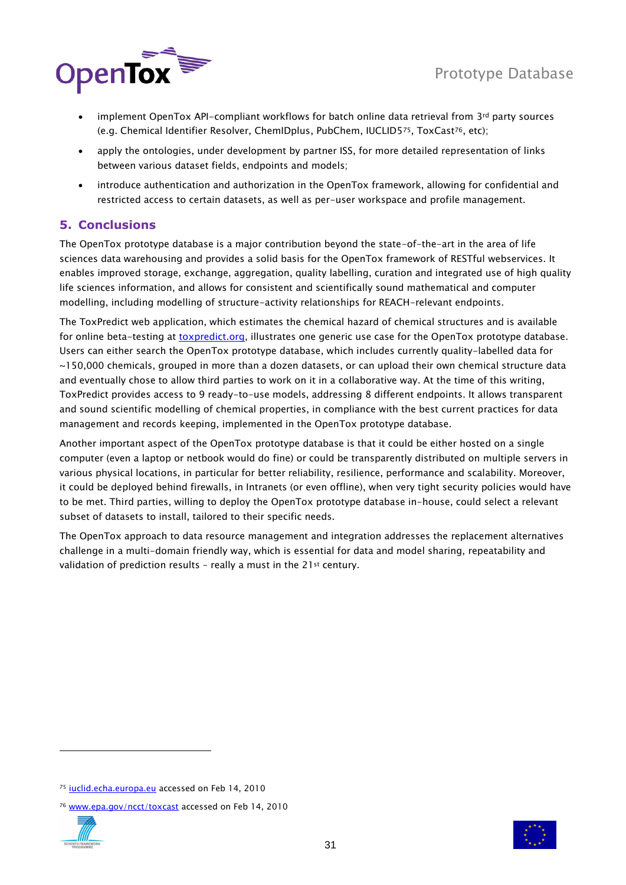- implement OpenTox API-compliant workflows for batch online data retrieval from 3rd party sources (e.g. Chemical Identifier Resolver, ChemIDplus, PubChem, IUCLID5[75], ToxCast[76], etc);
- apply the ontologies, under development by partner ISS, for more detailed representation of links between various dataset fields, endpoints and models;
- introduce authentication and authorization in the OpenTox framework, allowing for confidential and restricted access to certain datasets, as well as per-user workspace and profile management.

## 5. Conclusions

The OpenTox prototype database is a major contribution beyond the state-of-the-art in the area of life sciences data warehousing and provides a solid basis for the OpenTox framework of RESTful webservices. It enables improved storage, exchange, aggregation, quality labelling, curation and integrated use of high quality life sciences information, and allows for consistent and scientifically sound mathematical and computer modelling, including modelling of structure-activity relationships for REACH-relevant endpoints.

The ToxPredict web application, which estimates the chemical hazard of chemical structures and is available for online beta-testing at toxpredict.org, illustrates one generic use case for the OpenTox prototype database. Users can either search the OpenTox prototype database, which includes currently quality-labelled data for ~150,000 chemicals, grouped in more than a dozen datasets, or can upload their own chemical structure data and eventually chose to allow third parties to work on it in a collaborative way. At the time of this writing, ToxPredict provides access to 9 ready-to-use models, addressing 8 different endpoints. It allows transparent and sound scientific modelling of chemical properties, in compliance with the best current practices for data management and records keeping, implemented in the OpenTox prototype database.

Another important aspect of the OpenTox prototype database is that it could be either hosted on a single computer (even a laptop or netbook would do fine) or could be transparently distributed on multiple servers in various physical locations, in particular for better reliability, resilience, performance and scalability. Moreover, it could be deployed behind firewalls, in Intranets (or even offline), when very tight security policies would have to be met. Third parties, willing to deploy the OpenTox prototype database in-house, could select a relevant subset of datasets to install, tailored to their specific needs.

The OpenTox approach to data resource management and integration addresses the replacement alternatives challenge in a multi-domain friendly way, which is essential for data and model sharing, repeatability and validation of prediction results – really a must in the 21st century.

---

[75] iuclid.echa.europa.eu accessed on Feb 14, 2010

[76] www.epa.gov/ncct/toxcast accessed on Feb 14, 2010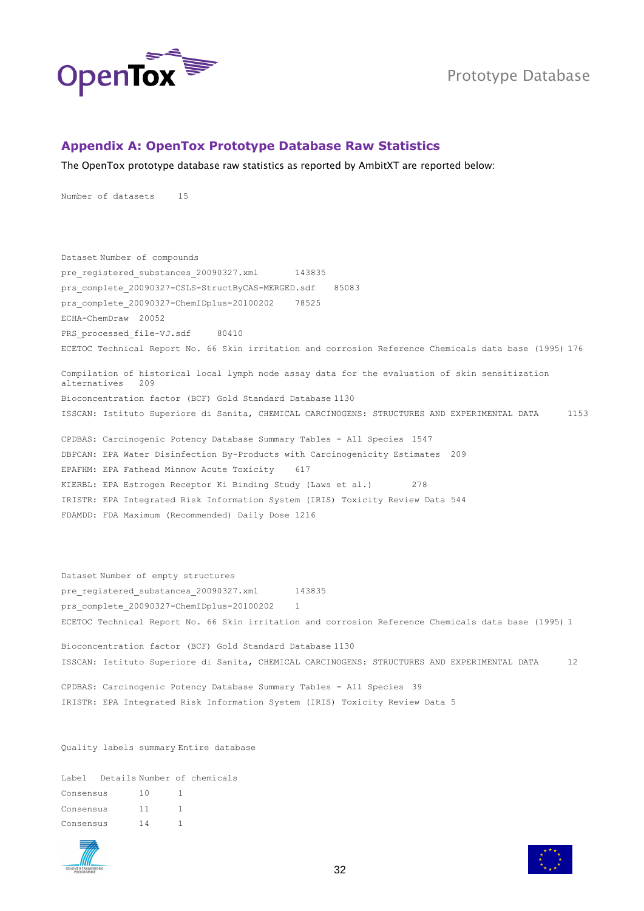## Appendix A: OpenTox Prototype Database Raw Statistics

The OpenTox prototype database raw statistics as reported by AmbitXT are reported below:

| Number of datasets | 15 |
|---|---|

| Dataset | Number of compounds |
|---|---|
| pre_registered_substances_20090327.xml | 143835 |
| prs_complete_20090327-CSLS-StructByCAS-MERGED.sdf | 85083 |
| prs_complete_20090327-ChemIDplus-20100202 | 78525 |
| ECHA-ChemDraw | 20052 |
| PRS_processed_file-VJ.sdf | 80410 |
| ECETOC Technical Report No. 66 Skin irritation and corrosion Reference Chemicals data base (1995) | 176 |
| Compilation of historical local lymph node assay data for the evaluation of skin sensitization alternatives | 209 |
| Bioconcentration factor (BCF) Gold Standard Database | 1130 |
| ISSCAN: Istituto Superiore di Sanita, CHEMICAL CARCINOGENS: STRUCTURES AND EXPERIMENTAL DATA | 1153 |
| CPDBAS: Carcinogenic Potency Database Summary Tables - All Species | 1547 |
| DBPCAN: EPA Water Disinfection By-Products with Carcinogenicity Estimates | 209 |
| EPAFHM: EPA Fathead Minnow Acute Toxicity | 617 |
| KIERBL: EPA Estrogen Receptor Ki Binding Study (Laws et al.) | 278 |
| IRISTR: EPA Integrated Risk Information System (IRIS) Toxicity Review Data | 544 |
| FDAMDD: FDA Maximum (Recommended) Daily Dose | 1216 |

| Dataset | Number of empty structures |
|---|---|
| pre_registered_substances_20090327.xml | 143835 |
| prs_complete_20090327-ChemIDplus-20100202 | 1 |
| ECETOC Technical Report No. 66 Skin irritation and corrosion Reference Chemicals data base (1995) | 1 |
| Bioconcentration factor (BCF) Gold Standard Database | 1130 |
| ISSCAN: Istituto Superiore di Sanita, CHEMICAL CARCINOGENS: STRUCTURES AND EXPERIMENTAL DATA | 12 |
| CPDBAS: Carcinogenic Potency Database Summary Tables - All Species | 39 |
| IRISTR: EPA Integrated Risk Information System (IRIS) Toxicity Review Data | 5 |

Quality labels summary Entire database

| Label | Details | Number of chemicals |
|---|---|---|
| Consensus | 10 | 1 |
| Consensus | 11 | 1 |
| Consensus | 14 | 1 |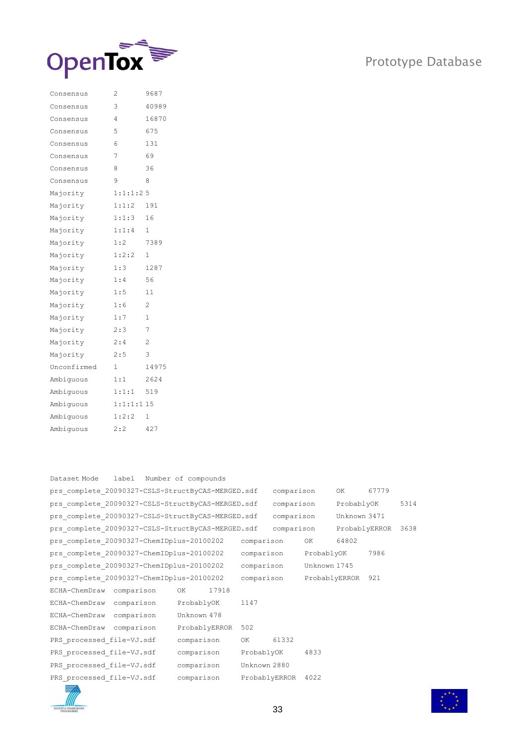| | | |
|---|---|---|
| Consensus | 2 | 9687 |
| Consensus | 3 | 40989 |
| Consensus | 4 | 16870 |
| Consensus | 5 | 675 |
| Consensus | 6 | 131 |
| Consensus | 7 | 69 |
| Consensus | 8 | 36 |
| Consensus | 9 | 8 |
| Majority | 1:1:1:2 | 5 |
| Majority | 1:1:2 | 191 |
| Majority | 1:1:3 | 16 |
| Majority | 1:1:4 | 1 |
| Majority | 1:2 | 7389 |
| Majority | 1:2:2 | 1 |
| Majority | 1:3 | 1287 |
| Majority | 1:4 | 56 |
| Majority | 1:5 | 11 |
| Majority | 1:6 | 2 |
| Majority | 1:7 | 1 |
| Majority | 2:3 | 7 |
| Majority | 2:4 | 2 |
| Majority | 2:5 | 3 |
| Unconfirmed | 1 | 14975 |
| Ambiguous | 1:1 | 2624 |
| Ambiguous | 1:1:1 | 519 |
| Ambiguous | 1:1:1:1 | 15 |
| Ambiguous | 1:2:2 | 1 |
| Ambiguous | 2:2 | 427 |

| Dataset | Mode | label | Number of compounds |
|---|---|---|---|
| prs_complete_20090327-CSLS-StructByCAS-MERGED.sdf | comparison | OK | 67779 |
| prs_complete_20090327-CSLS-StructByCAS-MERGED.sdf | comparison | ProbablyOK | 5314 |
| prs_complete_20090327-CSLS-StructByCAS-MERGED.sdf | comparison | Unknown | 3471 |
| prs_complete_20090327-CSLS-StructByCAS-MERGED.sdf | comparison | ProbablyERROR | 3638 |
| prs_complete_20090327-ChemIDplus-20100202 | comparison | OK | 64802 |
| prs_complete_20090327-ChemIDplus-20100202 | comparison | ProbablyOK | 7986 |
| prs_complete_20090327-ChemIDplus-20100202 | comparison | Unknown | 1745 |
| prs_complete_20090327-ChemIDplus-20100202 | comparison | ProbablyERROR | 921 |
| ECHA-ChemDraw | comparison | OK | 17918 |
| ECHA-ChemDraw | comparison | ProbablyOK | 1147 |
| ECHA-ChemDraw | comparison | Unknown | 478 |
| ECHA-ChemDraw | comparison | ProbablyERROR | 502 |
| PRS_processed_file-VJ.sdf | comparison | OK | 61332 |
| PRS_processed_file-VJ.sdf | comparison | ProbablyOK | 4833 |
| PRS_processed_file-VJ.sdf | comparison | Unknown | 2880 |
| PRS_processed_file-VJ.sdf | comparison | ProbablyERROR | 4022 |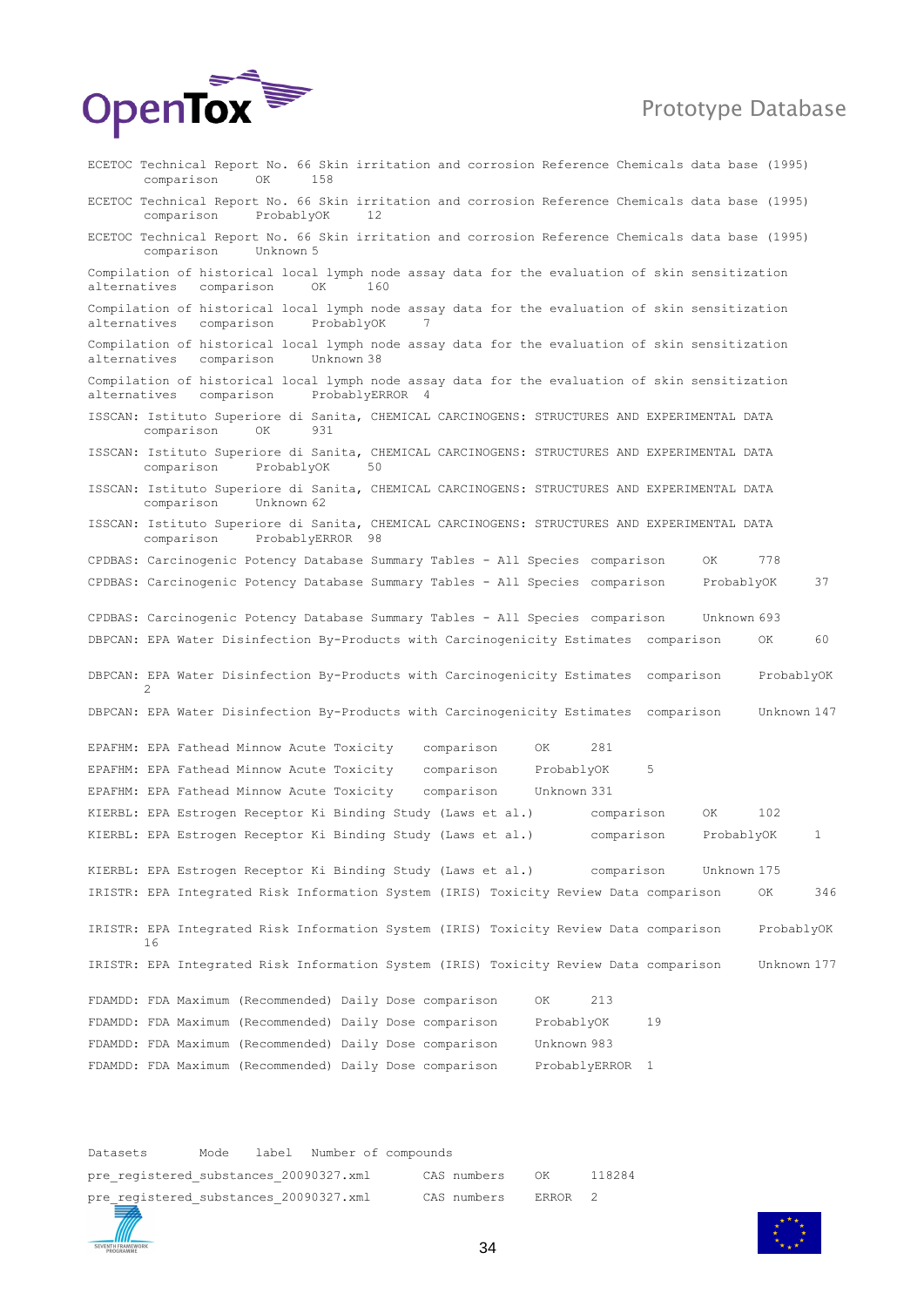ECETOC Technical Report No. 66 Skin irritation and corrosion Reference Chemicals data base (1995) comparison OK 158

ECETOC Technical Report No. 66 Skin irritation and corrosion Reference Chemicals data base (1995) comparison ProbablyOK 12

ECETOC Technical Report No. 66 Skin irritation and corrosion Reference Chemicals data base (1995) comparison Unknown 5

Compilation of historical local lymph node assay data for the evaluation of skin sensitization alternatives comparison OK 160

Compilation of historical local lymph node assay data for the evaluation of skin sensitization alternatives comparison ProbablyOK 7

Compilation of historical local lymph node assay data for the evaluation of skin sensitization alternatives comparison Unknown 38

Compilation of historical local lymph node assay data for the evaluation of skin sensitization alternatives comparison ProbablyERROR 4

ISSCAN: Istituto Superiore di Sanita, CHEMICAL CARCINOGENS: STRUCTURES AND EXPERIMENTAL DATA comparison OK 931

ISSCAN: Istituto Superiore di Sanita, CHEMICAL CARCINOGENS: STRUCTURES AND EXPERIMENTAL DATA comparison ProbablyOK 50

ISSCAN: Istituto Superiore di Sanita, CHEMICAL CARCINOGENS: STRUCTURES AND EXPERIMENTAL DATA comparison Unknown 62

ISSCAN: Istituto Superiore di Sanita, CHEMICAL CARCINOGENS: STRUCTURES AND EXPERIMENTAL DATA comparison ProbablyERROR 98

CPDBAS: Carcinogenic Potency Database Summary Tables - All Species comparison OK 778

CPDBAS: Carcinogenic Potency Database Summary Tables - All Species comparison ProbablyOK 37

CPDBAS: Carcinogenic Potency Database Summary Tables - All Species comparison Unknown 693

DBPCAN: EPA Water Disinfection By-Products with Carcinogenicity Estimates comparison OK 60

DBPCAN: EPA Water Disinfection By-Products with Carcinogenicity Estimates comparison ProbablyOK 2

DBPCAN: EPA Water Disinfection By-Products with Carcinogenicity Estimates comparison Unknown 147

EPAFHM: EPA Fathead Minnow Acute Toxicity comparison OK 281

EPAFHM: EPA Fathead Minnow Acute Toxicity comparison ProbablyOK 5

EPAFHM: EPA Fathead Minnow Acute Toxicity comparison Unknown 331

KIERBL: EPA Estrogen Receptor Ki Binding Study (Laws et al.) comparison OK 102

KIERBL: EPA Estrogen Receptor Ki Binding Study (Laws et al.) comparison ProbablyOK 1

KIERBL: EPA Estrogen Receptor Ki Binding Study (Laws et al.) comparison Unknown 175

IRISTR: EPA Integrated Risk Information System (IRIS) Toxicity Review Data comparison OK 346

IRISTR: EPA Integrated Risk Information System (IRIS) Toxicity Review Data comparison ProbablyOK 16

IRISTR: EPA Integrated Risk Information System (IRIS) Toxicity Review Data comparison Unknown 177

FDAMDD: FDA Maximum (Recommended) Daily Dose comparison OK 213

FDAMDD: FDA Maximum (Recommended) Daily Dose comparison ProbablyOK 19

FDAMDD: FDA Maximum (Recommended) Daily Dose comparison Unknown 983

FDAMDD: FDA Maximum (Recommended) Daily Dose comparison ProbablyERROR 1

| Datasets | Mode | label | Number of compounds |
|---|---|---|---|
| pre_registered_substances_20090327.xml | CAS numbers | OK | 118284 |
| pre_registered_substances_20090327.xml | CAS numbers | ERROR | 2 |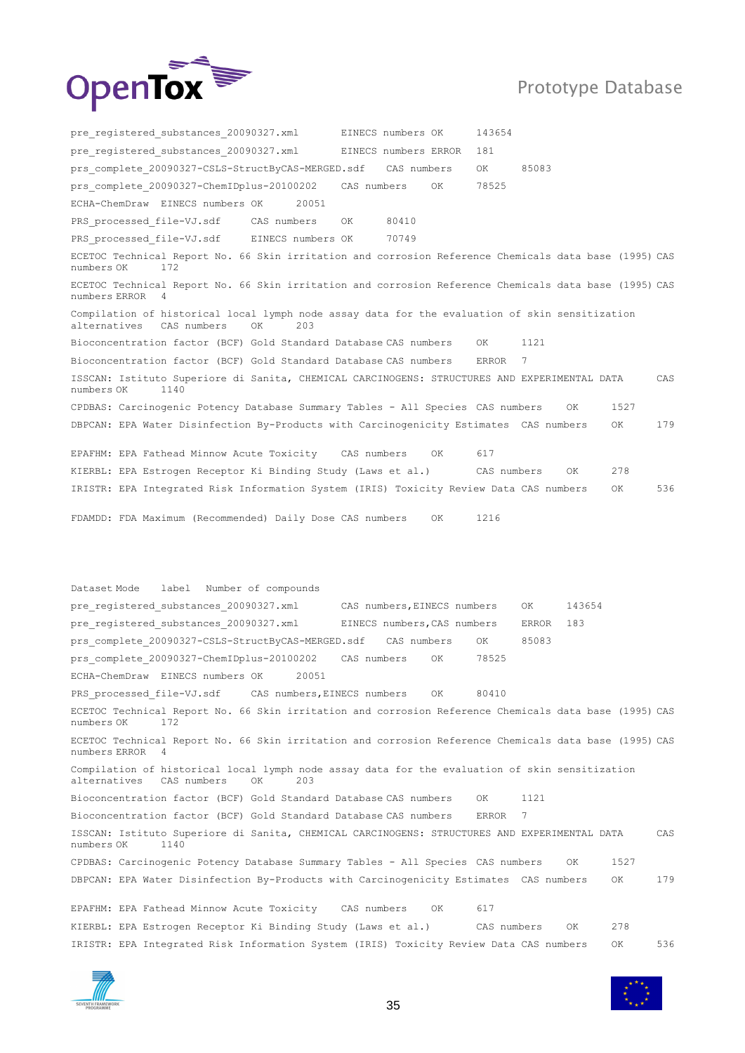```
pre_registered_substances_20090327.xml      EINECS numbers OK     143654
pre_registered_substances_20090327.xml      EINECS numbers ERROR  181
prs_complete_20090327-CSLS-StructByCAS-MERGED.sdf    CAS numbers    OK     85083
prs_complete_20090327-ChemIDplus-20100202    CAS numbers    OK     78525
ECHA-ChemDraw  EINECS numbers OK      20051
PRS_processed_file-VJ.sdf     CAS numbers    OK      80410
PRS_processed_file-VJ.sdf     EINECS numbers OK      70749
ECETOC Technical Report No. 66 Skin irritation and corrosion Reference Chemicals data base (1995) CAS numbers OK      172
ECETOC Technical Report No. 66 Skin irritation and corrosion Reference Chemicals data base (1995) CAS numbers ERROR   4
Compilation of historical local lymph node assay data for the evaluation of skin sensitization alternatives   CAS numbers    OK      203
Bioconcentration factor (BCF) Gold Standard Database CAS numbers    OK      1121
Bioconcentration factor (BCF) Gold Standard Database CAS numbers    ERROR   7
ISSCAN: Istituto Superiore di Sanita, CHEMICAL CARCINOGENS: STRUCTURES AND EXPERIMENTAL DATA     CAS numbers OK      1140
CPDBAS: Carcinogenic Potency Database Summary Tables - All Species  CAS numbers    OK      1527
DBPCAN: EPA Water Disinfection By-Products with Carcinogenicity Estimates  CAS numbers    OK      179

EPAFHM: EPA Fathead Minnow Acute Toxicity    CAS numbers    OK      617
KIERBL: EPA Estrogen Receptor Ki Binding Study (Laws et al.)       CAS numbers    OK      278
IRISTR: EPA Integrated Risk Information System (IRIS) Toxicity Review Data CAS numbers    OK      536

FDAMDD: FDA Maximum (Recommended) Daily Dose CAS numbers    OK      1216
```

```
Dataset Mode    label   Number of compounds
pre_registered_substances_20090327.xml      CAS numbers,EINECS numbers     OK      143654
pre_registered_substances_20090327.xml      EINECS numbers,CAS numbers     ERROR   183
prs_complete_20090327-CSLS-StructByCAS-MERGED.sdf    CAS numbers    OK     85083
prs_complete_20090327-ChemIDplus-20100202    CAS numbers    OK     78525
ECHA-ChemDraw  EINECS numbers OK      20051
PRS_processed_file-VJ.sdf     CAS numbers,EINECS numbers    OK     80410
ECETOC Technical Report No. 66 Skin irritation and corrosion Reference Chemicals data base (1995) CAS numbers OK      172
ECETOC Technical Report No. 66 Skin irritation and corrosion Reference Chemicals data base (1995) CAS numbers ERROR   4
Compilation of historical local lymph node assay data for the evaluation of skin sensitization alternatives   CAS numbers    OK      203
Bioconcentration factor (BCF) Gold Standard Database CAS numbers    OK      1121
Bioconcentration factor (BCF) Gold Standard Database CAS numbers    ERROR   7
ISSCAN: Istituto Superiore di Sanita, CHEMICAL CARCINOGENS: STRUCTURES AND EXPERIMENTAL DATA     CAS numbers OK      1140
CPDBAS: Carcinogenic Potency Database Summary Tables - All Species  CAS numbers    OK      1527
DBPCAN: EPA Water Disinfection By-Products with Carcinogenicity Estimates  CAS numbers    OK      179

EPAFHM: EPA Fathead Minnow Acute Toxicity    CAS numbers    OK      617
KIERBL: EPA Estrogen Receptor Ki Binding Study (Laws et al.)       CAS numbers    OK      278
IRISTR: EPA Integrated Risk Information System (IRIS) Toxicity Review Data CAS numbers    OK      536
```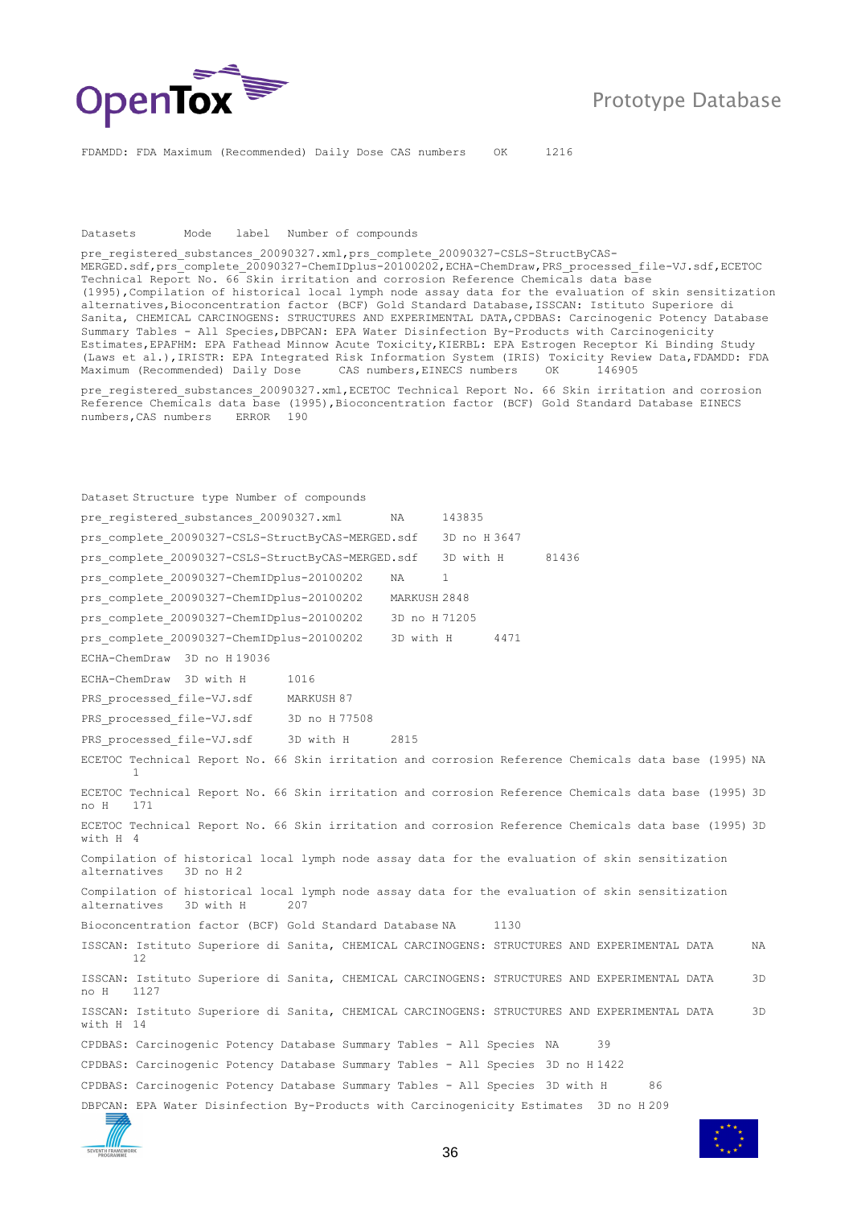FDAMDD: FDA Maximum (Recommended) Daily Dose CAS numbers OK 1216

| Datasets | Mode | label | Number of compounds |
|---|---|---|---|
| pre_registered_substances_20090327.xml,prs_complete_20090327-CSLS-StructByCAS-MERGED.sdf,prs_complete_20090327-ChemIDplus-20100202,ECHA-ChemDraw,PRS_processed_file-VJ.sdf,ECETOC Technical Report No. 66 Skin irritation and corrosion Reference Chemicals data base (1995),Compilation of historical local lymph node assay data for the evaluation of skin sensitization alternatives,Bioconcentration factor (BCF) Gold Standard Database,ISSCAN: Istituto Superiore di Sanita, CHEMICAL CARCINOGENS: STRUCTURES AND EXPERIMENTAL DATA,CPDBAS: Carcinogenic Potency Database Summary Tables - All Species,DBPCAN: EPA Water Disinfection By-Products with Carcinogenicity Estimates,EPAFHM: EPA Fathead Minnow Acute Toxicity,KIERBL: EPA Estrogen Receptor Ki Binding Study (Laws et al.),IRISTR: EPA Integrated Risk Information System (IRIS) Toxicity Review Data,FDAMDD: FDA Maximum (Recommended) Daily Dose | CAS numbers,EINECS numbers | OK | 146905 |
| pre_registered_substances_20090327.xml,ECETOC Technical Report No. 66 Skin irritation and corrosion Reference Chemicals data base (1995),Bioconcentration factor (BCF) Gold Standard Database | EINECS numbers,CAS numbers | ERROR | 190 |

| Dataset | Structure type | Number of compounds |
|---|---|---|
| pre_registered_substances_20090327.xml | NA | 143835 |
| prs_complete_20090327-CSLS-StructByCAS-MERGED.sdf | 3D no H | 3647 |
| prs_complete_20090327-CSLS-StructByCAS-MERGED.sdf | 3D with H | 81436 |
| prs_complete_20090327-ChemIDplus-20100202 | NA | 1 |
| prs_complete_20090327-ChemIDplus-20100202 | MARKUSH | 2848 |
| prs_complete_20090327-ChemIDplus-20100202 | 3D no H | 71205 |
| prs_complete_20090327-ChemIDplus-20100202 | 3D with H | 4471 |
| ECHA-ChemDraw | 3D no H | 19036 |
| ECHA-ChemDraw | 3D with H | 1016 |
| PRS_processed_file-VJ.sdf | MARKUSH | 87 |
| PRS_processed_file-VJ.sdf | 3D no H | 77508 |
| PRS_processed_file-VJ.sdf | 3D with H | 2815 |
| ECETOC Technical Report No. 66 Skin irritation and corrosion Reference Chemicals data base (1995) | NA | 1 |
| ECETOC Technical Report No. 66 Skin irritation and corrosion Reference Chemicals data base (1995) | 3D no H | 171 |
| ECETOC Technical Report No. 66 Skin irritation and corrosion Reference Chemicals data base (1995) | 3D with H | 4 |
| Compilation of historical local lymph node assay data for the evaluation of skin sensitization alternatives | 3D no H | 2 |
| Compilation of historical local lymph node assay data for the evaluation of skin sensitization alternatives | 3D with H | 207 |
| Bioconcentration factor (BCF) Gold Standard Database | NA | 1130 |
| ISSCAN: Istituto Superiore di Sanita, CHEMICAL CARCINOGENS: STRUCTURES AND EXPERIMENTAL DATA | NA | 12 |
| ISSCAN: Istituto Superiore di Sanita, CHEMICAL CARCINOGENS: STRUCTURES AND EXPERIMENTAL DATA | 3D no H | 1127 |
| ISSCAN: Istituto Superiore di Sanita, CHEMICAL CARCINOGENS: STRUCTURES AND EXPERIMENTAL DATA | 3D with H | 14 |
| CPDBAS: Carcinogenic Potency Database Summary Tables - All Species | NA | 39 |
| CPDBAS: Carcinogenic Potency Database Summary Tables - All Species | 3D no H | 1422 |
| CPDBAS: Carcinogenic Potency Database Summary Tables - All Species | 3D with H | 86 |
| DBPCAN: EPA Water Disinfection By-Products with Carcinogenicity Estimates | 3D no H | 209 |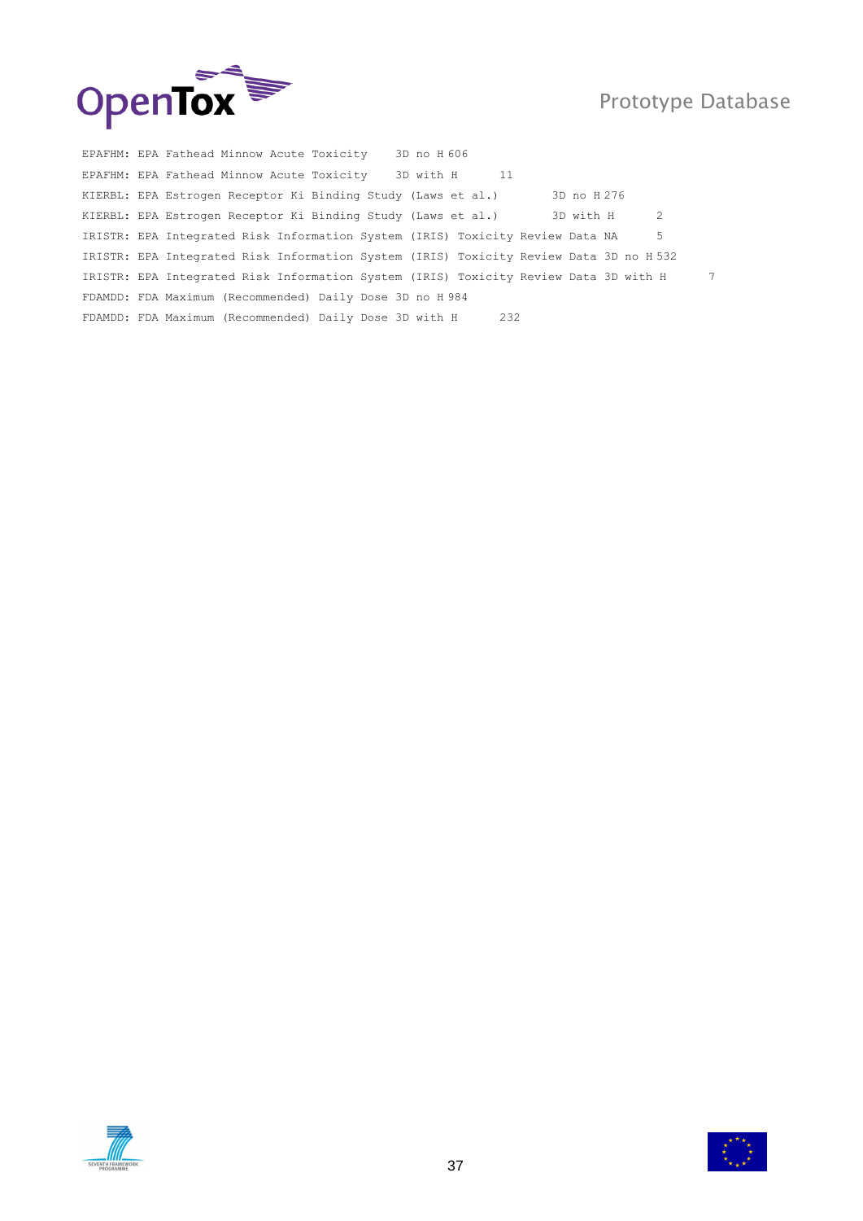```
EPAFHM: EPA Fathead Minnow Acute Toxicity    3D no H 606
EPAFHM: EPA Fathead Minnow Acute Toxicity    3D with H      11
KIERBL: EPA Estrogen Receptor Ki Binding Study (Laws et al.)        3D no H 276
KIERBL: EPA Estrogen Receptor Ki Binding Study (Laws et al.)        3D with H      2
IRISTR: EPA Integrated Risk Information System (IRIS) Toxicity Review Data NA      5
IRISTR: EPA Integrated Risk Information System (IRIS) Toxicity Review Data 3D no H 532
IRISTR: EPA Integrated Risk Information System (IRIS) Toxicity Review Data 3D with H       7
FDAMDD: FDA Maximum (Recommended) Daily Dose 3D no H 984
FDAMDD: FDA Maximum (Recommended) Daily Dose 3D with H      232
```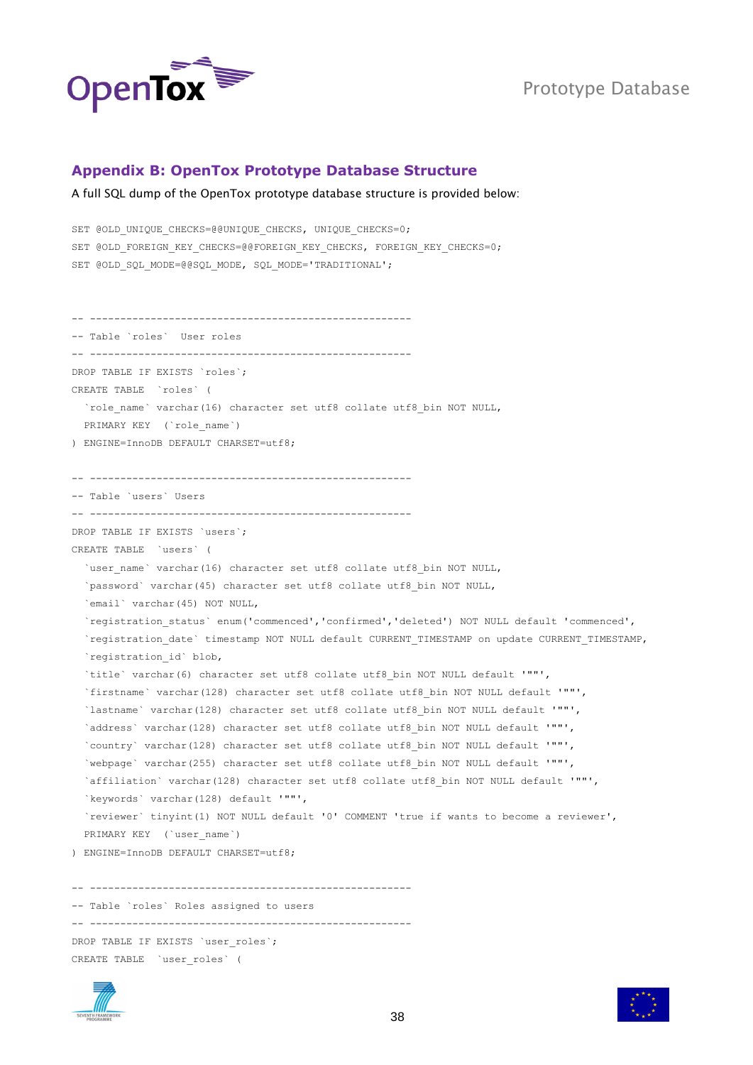## Appendix B: OpenTox Prototype Database Structure

A full SQL dump of the OpenTox prototype database structure is provided below:

```
SET @OLD_UNIQUE_CHECKS=@@UNIQUE_CHECKS, UNIQUE_CHECKS=0;
SET @OLD_FOREIGN_KEY_CHECKS=@@FOREIGN_KEY_CHECKS, FOREIGN_KEY_CHECKS=0;
SET @OLD_SQL_MODE=@@SQL_MODE, SQL_MODE='TRADITIONAL';


-- -----------------------------------------------------
-- Table `roles`  User roles
-- -----------------------------------------------------
DROP TABLE IF EXISTS `roles`;
CREATE TABLE  `roles` (
  `role_name` varchar(16) character set utf8 collate utf8_bin NOT NULL,
  PRIMARY KEY  (`role_name`)
) ENGINE=InnoDB DEFAULT CHARSET=utf8;

-- -----------------------------------------------------
-- Table `users` Users
-- -----------------------------------------------------
DROP TABLE IF EXISTS `users`;
CREATE TABLE  `users` (
  `user_name` varchar(16) character set utf8 collate utf8_bin NOT NULL,
  `password` varchar(45) character set utf8 collate utf8_bin NOT NULL,
  `email` varchar(45) NOT NULL,
  `registration_status` enum('commenced','confirmed','deleted') NOT NULL default 'commenced',
  `registration_date` timestamp NOT NULL default CURRENT_TIMESTAMP on update CURRENT_TIMESTAMP,
  `registration_id` blob,
  `title` varchar(6) character set utf8 collate utf8_bin NOT NULL default '""',
  `firstname` varchar(128) character set utf8 collate utf8_bin NOT NULL default '""',
  `lastname` varchar(128) character set utf8 collate utf8_bin NOT NULL default '""',
  `address` varchar(128) character set utf8 collate utf8_bin NOT NULL default '""',
  `country` varchar(128) character set utf8 collate utf8_bin NOT NULL default '""',
  `webpage` varchar(255) character set utf8 collate utf8_bin NOT NULL default '""',
  `affiliation` varchar(128) character set utf8 collate utf8_bin NOT NULL default '""',
  `keywords` varchar(128) default '""',
  `reviewer` tinyint(1) NOT NULL default '0' COMMENT 'true if wants to become a reviewer',
  PRIMARY KEY  (`user_name`)
) ENGINE=InnoDB DEFAULT CHARSET=utf8;

-- -----------------------------------------------------
-- Table `roles` Roles assigned to users
-- -----------------------------------------------------
DROP TABLE IF EXISTS `user_roles`;
CREATE TABLE  `user_roles` (
```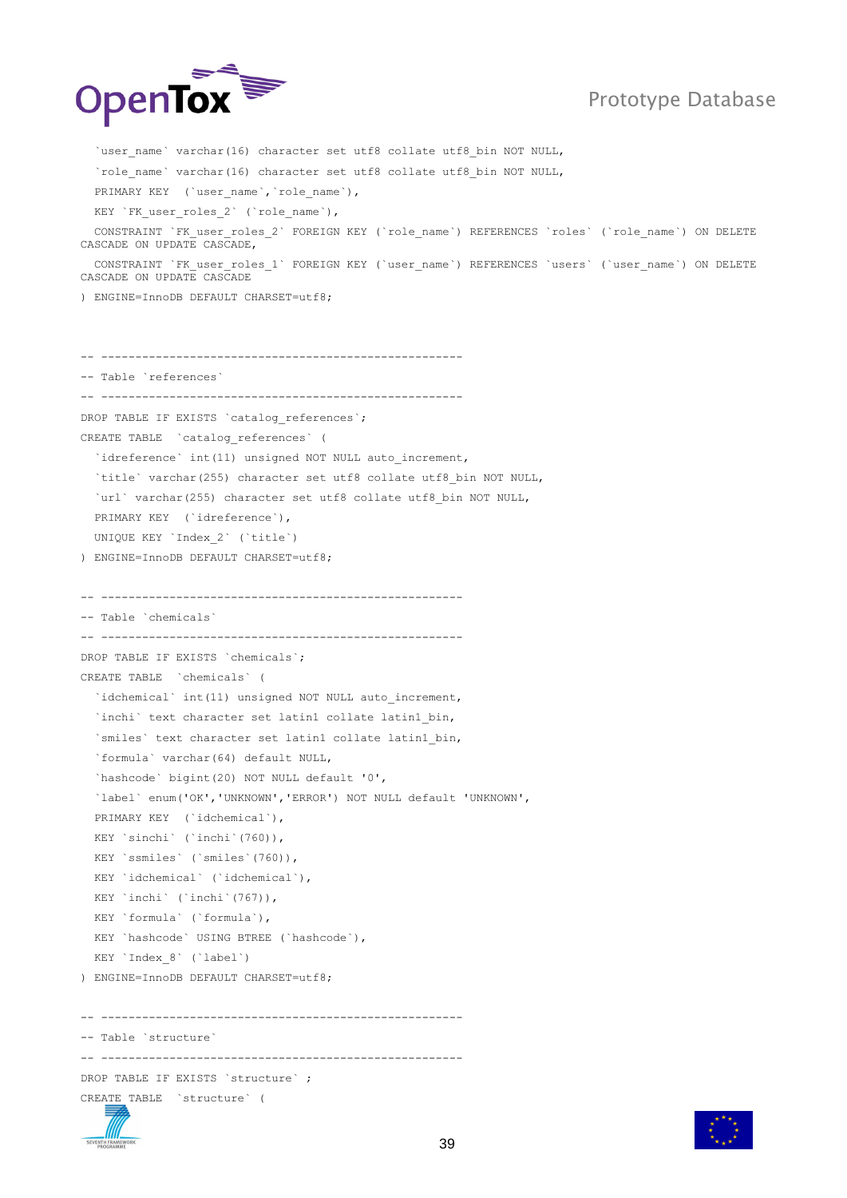```
  `user_name` varchar(16) character set utf8 collate utf8_bin NOT NULL,
  `role_name` varchar(16) character set utf8 collate utf8_bin NOT NULL,
  PRIMARY KEY  (`user_name`,`role_name`),
  KEY `FK_user_roles_2` (`role_name`),
  CONSTRAINT `FK_user_roles_2` FOREIGN KEY (`role_name`) REFERENCES `roles` (`role_name`) ON DELETE
CASCADE ON UPDATE CASCADE,
  CONSTRAINT `FK_user_roles_1` FOREIGN KEY (`user_name`) REFERENCES `users` (`user_name`) ON DELETE
CASCADE ON UPDATE CASCADE
) ENGINE=InnoDB DEFAULT CHARSET=utf8;


-- -----------------------------------------------------
-- Table `references`
-- -----------------------------------------------------
DROP TABLE IF EXISTS `catalog_references`;
CREATE TABLE  `catalog_references` (
  `idreference` int(11) unsigned NOT NULL auto_increment,
  `title` varchar(255) character set utf8 collate utf8_bin NOT NULL,
  `url` varchar(255) character set utf8 collate utf8_bin NOT NULL,
  PRIMARY KEY  (`idreference`),
  UNIQUE KEY `Index_2` (`title`)
) ENGINE=InnoDB DEFAULT CHARSET=utf8;

-- -----------------------------------------------------
-- Table `chemicals`
-- -----------------------------------------------------
DROP TABLE IF EXISTS `chemicals`;
CREATE TABLE  `chemicals` (
  `idchemical` int(11) unsigned NOT NULL auto_increment,
  `inchi` text character set latin1 collate latin1_bin,
  `smiles` text character set latin1 collate latin1_bin,
  `formula` varchar(64) default NULL,
  `hashcode` bigint(20) NOT NULL default '0',
  `label` enum('OK','UNKNOWN','ERROR') NOT NULL default 'UNKNOWN',
  PRIMARY KEY  (`idchemical`),
  KEY `sinchi` (`inchi`(760)),
  KEY `ssmiles` (`smiles`(760)),
  KEY `idchemical` (`idchemical`),
  KEY `inchi` (`inchi`(767)),
  KEY `formula` (`formula`),
  KEY `hashcode` USING BTREE (`hashcode`),
  KEY `Index_8` (`label`)
) ENGINE=InnoDB DEFAULT CHARSET=utf8;

-- -----------------------------------------------------
-- Table `structure`
-- -----------------------------------------------------
DROP TABLE IF EXISTS `structure` ;
CREATE TABLE  `structure` (
```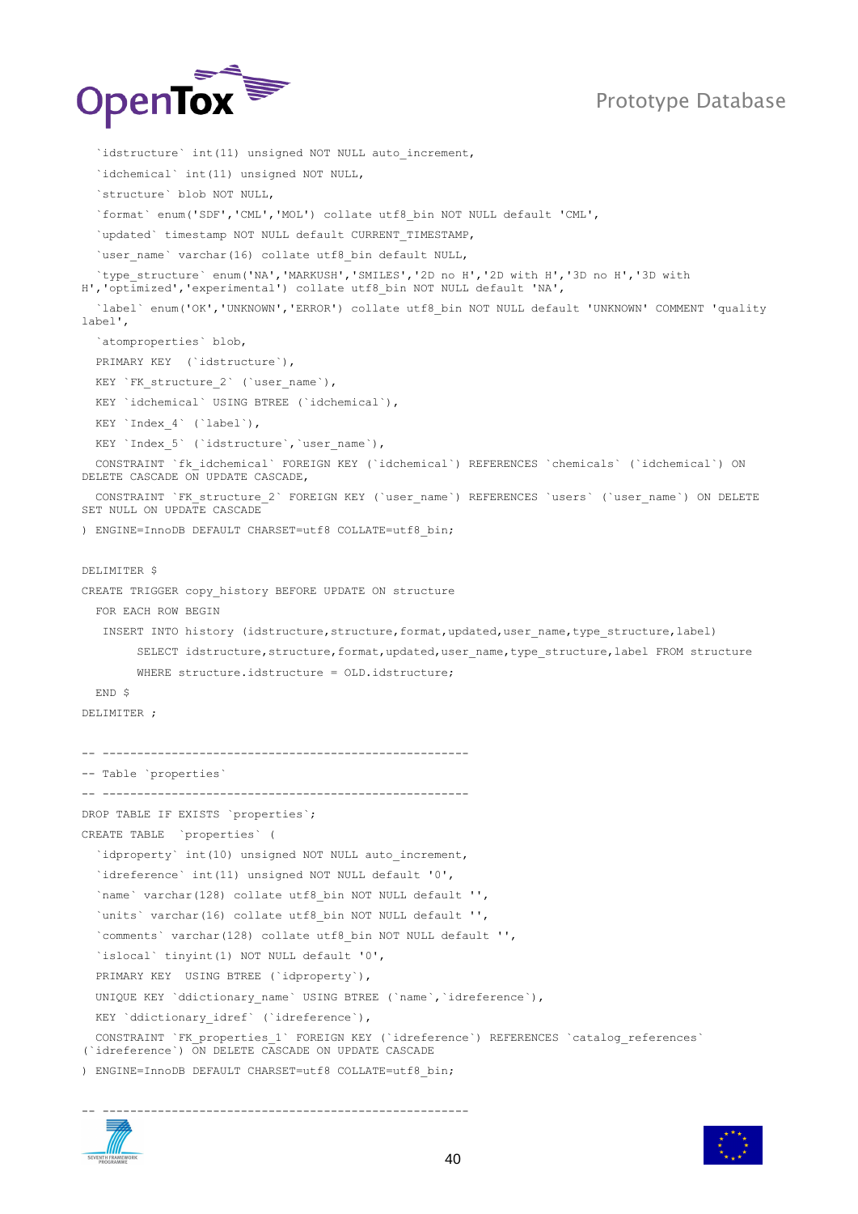```
  `idstructure` int(11) unsigned NOT NULL auto_increment,
  `idchemical` int(11) unsigned NOT NULL,
  `structure` blob NOT NULL,
  `format` enum('SDF','CML','MOL') collate utf8_bin NOT NULL default 'CML',
  `updated` timestamp NOT NULL default CURRENT_TIMESTAMP,
  `user_name` varchar(16) collate utf8_bin default NULL,
  `type_structure` enum('NA','MARKUSH','SMILES','2D no H','2D with H','3D no H','3D with H','optimized','experimental') collate utf8_bin NOT NULL default 'NA',
  `label` enum('OK','UNKNOWN','ERROR') collate utf8_bin NOT NULL default 'UNKNOWN' COMMENT 'quality label',
  `atomproperties` blob,
  PRIMARY KEY  (`idstructure`),
  KEY `FK_structure_2` (`user_name`),
  KEY `idchemical` USING BTREE (`idchemical`),
  KEY `Index_4` (`label`),
  KEY `Index_5` (`idstructure`,`user_name`),
  CONSTRAINT `fk_idchemical` FOREIGN KEY (`idchemical`) REFERENCES `chemicals` (`idchemical`) ON DELETE CASCADE ON UPDATE CASCADE,
  CONSTRAINT `FK_structure_2` FOREIGN KEY (`user_name`) REFERENCES `users` (`user_name`) ON DELETE SET NULL ON UPDATE CASCADE
) ENGINE=InnoDB DEFAULT CHARSET=utf8 COLLATE=utf8_bin;

DELIMITER $
CREATE TRIGGER copy_history BEFORE UPDATE ON structure
  FOR EACH ROW BEGIN
   INSERT INTO history (idstructure,structure,format,updated,user_name,type_structure,label)
        SELECT idstructure,structure,format,updated,user_name,type_structure,label FROM structure
        WHERE structure.idstructure = OLD.idstructure;
  END $
DELIMITER ;

-- ----------------------------------------------------
-- Table `properties`
-- ----------------------------------------------------
DROP TABLE IF EXISTS `properties`;
CREATE TABLE  `properties` (
  `idproperty` int(10) unsigned NOT NULL auto_increment,
  `idreference` int(11) unsigned NOT NULL default '0',
  `name` varchar(128) collate utf8_bin NOT NULL default '',
  `units` varchar(16) collate utf8_bin NOT NULL default '',
  `comments` varchar(128) collate utf8_bin NOT NULL default '',
  `islocal` tinyint(1) NOT NULL default '0',
  PRIMARY KEY  USING BTREE (`idproperty`),
  UNIQUE KEY `ddictionary_name` USING BTREE (`name`,`idreference`),
  KEY `ddictionary_idref` (`idreference`),
  CONSTRAINT `FK_properties_1` FOREIGN KEY (`idreference`) REFERENCES `catalog_references` (`idreference`) ON DELETE CASCADE ON UPDATE CASCADE
) ENGINE=InnoDB DEFAULT CHARSET=utf8 COLLATE=utf8_bin;

-- ----------------------------------------------------
```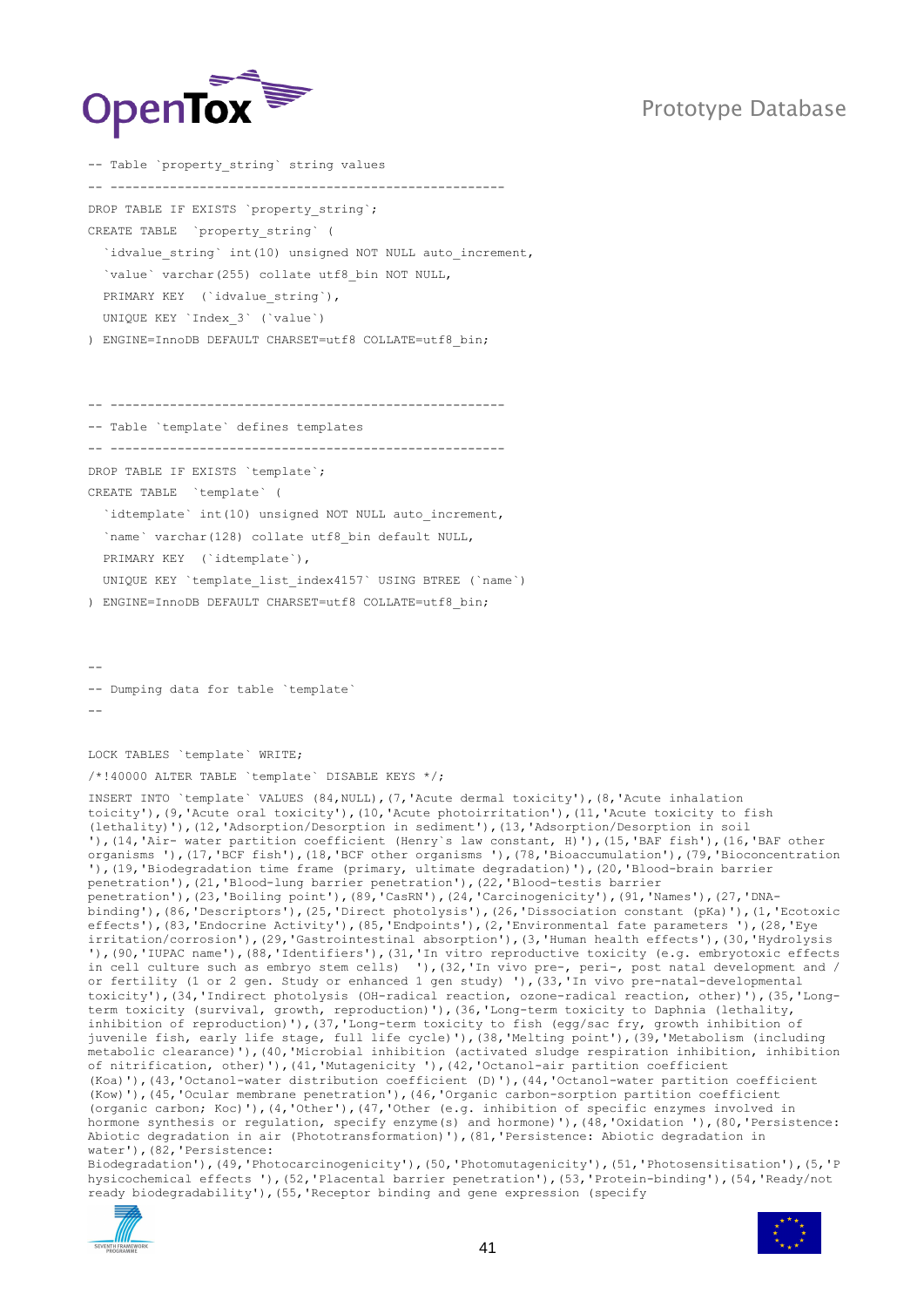```
-- Table `property_string` string values
-- ----------------------------------------------------
DROP TABLE IF EXISTS `property_string`;
CREATE TABLE  `property_string` (
  `idvalue_string` int(10) unsigned NOT NULL auto_increment,
  `value` varchar(255) collate utf8_bin NOT NULL,
  PRIMARY KEY  (`idvalue_string`),
  UNIQUE KEY `Index_3` (`value`)
) ENGINE=InnoDB DEFAULT CHARSET=utf8 COLLATE=utf8_bin;



-- ----------------------------------------------------
-- Table `template` defines templates
-- ----------------------------------------------------
DROP TABLE IF EXISTS `template`;
CREATE TABLE  `template` (
  `idtemplate` int(10) unsigned NOT NULL auto_increment,
  `name` varchar(128) collate utf8_bin default NULL,
  PRIMARY KEY  (`idtemplate`),
  UNIQUE KEY `template_list_index4157` USING BTREE (`name`)
) ENGINE=InnoDB DEFAULT CHARSET=utf8 COLLATE=utf8_bin;



--
-- Dumping data for table `template`
--

LOCK TABLES `template` WRITE;
/*!40000 ALTER TABLE `template` DISABLE KEYS */;
INSERT INTO `template` VALUES (84,NULL),(7,'Acute dermal toxicity'),(8,'Acute inhalation
toicity'),(9,'Acute oral toxicity'),(10,'Acute photoirritation'),(11,'Acute toxicity to fish
(lethality)'),(12,'Adsorption/Desorption in sediment'),(13,'Adsorption/Desorption in soil
'),(14,'Air- water partition coefficient (Henry`s law constant, H)'),(15,'BAF fish'),(16,'BAF other
organisms '),(17,'BCF fish'),(18,'BCF other organisms '),(78,'Bioaccumulation'),(79,'Bioconcentration
'),(19,'Biodegradation time frame (primary, ultimate degradation)'),(20,'Blood-brain barrier
penetration'),(21,'Blood-lung barrier penetration'),(22,'Blood-testis barrier
penetration'),(23,'Boiling point'),(89,'CasRN'),(24,'Carcinogenicity'),(91,'Names'),(27,'DNA-
binding'),(86,'Descriptors'),(25,'Direct photolysis'),(26,'Dissociation constant (pKa)'),(1,'Ecotoxic
effects'),(83,'Endocrine Activity'),(85,'Endpoints'),(2,'Environmental fate parameters '),(28,'Eye
irritation/corrosion'),(29,'Gastrointestinal absorption'),(3,'Human health effects'),(30,'Hydrolysis
'),(90,'IUPAC name'),(88,'Identifiers'),(31,'In vitro reproductive toxicity (e.g. embryotoxic effects
in cell culture such as embryo stem cells)  '),(32,'In vivo pre-, peri-, post natal development and /
or fertility (1 or 2 gen. Study or enhanced 1 gen study) '),(33,'In vivo pre-natal-developmental
toxicity'),(34,'Indirect photolysis (OH-radical reaction, ozone-radical reaction, other)'),(35,'Long-
term toxicity (survival, growth, reproduction)'),(36,'Long-term toxicity to Daphnia (lethality,
inhibition of reproduction)'),(37,'Long-term toxicity to fish (egg/sac fry, growth inhibition of
juvenile fish, early life stage, full life cycle)'),(38,'Melting point'),(39,'Metabolism (including
metabolic clearance)'),(40,'Microbial inhibition (activated sludge respiration inhibition, inhibition
of nitrification, other)'),(41,'Mutagenicity '),(42,'Octanol-air partition coefficient
(Koa)'),(43,'Octanol-water distribution coefficient (D)'),(44,'Octanol-water partition coefficient
(Kow)'),(45,'Ocular membrane penetration'),(46,'Organic carbon-sorption partition coefficient
(organic carbon; Koc)'),(4,'Other'),(47,'Other (e.g. inhibition of specific enzymes involved in
hormone synthesis or regulation, specify enzyme(s) and hormone)'),(48,'Oxidation '),(80,'Persistence:
Abiotic degradation in air (Phototransformation)'),(81,'Persistence: Abiotic degradation in
water)'),(82,'Persistence:
Biodegradation'),(49,'Photocarcinogenicity'),(50,'Photomutagenicity'),(51,'Photosensitisation'),(5,'P
hysicochemical effects '),(52,'Placental barrier penetration'),(53,'Protein-binding'),(54,'Ready/not
ready biodegradability'),(55,'Receptor binding and gene expression (specify
```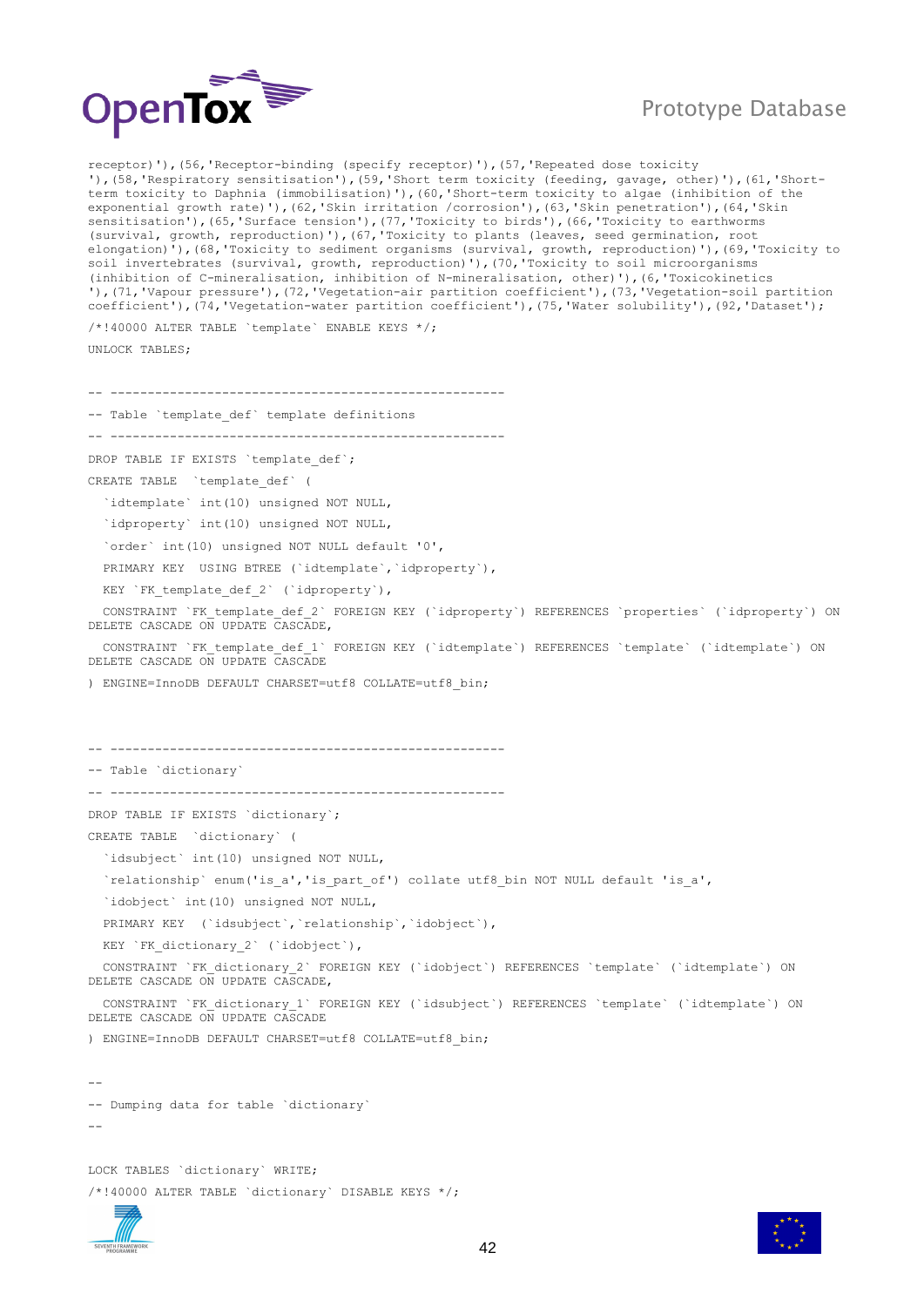```
receptor)'),(56,'Receptor-binding (specify receptor)'),(57,'Repeated dose toxicity
'),(58,'Respiratory sensitisation'),(59,'Short term toxicity (feeding, gavage, other)'),(61,'Short-
term toxicity to Daphnia (immobilisation)'),(60,'Short-term toxicity to algae (inhibition of the
exponential growth rate)'),(62,'Skin irritation /corrosion'),(63,'Skin penetration'),(64,'Skin
sensitisation'),(65,'Surface tension'),(77,'Toxicity to birds'),(66,'Toxicity to earthworms
(survival, growth, reproduction)'),(67,'Toxicity to plants (leaves, seed germination, root
elongation)'),(68,'Toxicity to sediment organisms (survival, growth, reproduction)'),(69,'Toxicity to
soil invertebrates (survival, growth, reproduction)'),(70,'Toxicity to soil microorganisms
(inhibition of C-mineralisation, inhibition of N-mineralisation, other)'),(6,'Toxicokinetics
'),(71,'Vapour pressure'),(72,'Vegetation-air partition coefficient'),(73,'Vegetation-soil partition
coefficient'),(74,'Vegetation-water partition coefficient'),(75,'Water solubility'),(92,'Dataset');

/*!40000 ALTER TABLE `template` ENABLE KEYS */;

UNLOCK TABLES;


-- -------------------------------------------------------

-- Table `template_def` template definitions

-- -------------------------------------------------------

DROP TABLE IF EXISTS `template_def`;

CREATE TABLE  `template_def` (

  `idtemplate` int(10) unsigned NOT NULL,

  `idproperty` int(10) unsigned NOT NULL,

  `order` int(10) unsigned NOT NULL default '0',

  PRIMARY KEY  USING BTREE (`idtemplate`,`idproperty`),

  KEY `FK_template_def_2` (`idproperty`),

  CONSTRAINT `FK_template_def_2` FOREIGN KEY (`idproperty`) REFERENCES `properties` (`idproperty`) ON
DELETE CASCADE ON UPDATE CASCADE,

  CONSTRAINT `FK_template_def_1` FOREIGN KEY (`idtemplate`) REFERENCES `template` (`idtemplate`) ON
DELETE CASCADE ON UPDATE CASCADE

) ENGINE=InnoDB DEFAULT CHARSET=utf8 COLLATE=utf8_bin;



-- -------------------------------------------------------

-- Table `dictionary`

-- -------------------------------------------------------

DROP TABLE IF EXISTS `dictionary`;

CREATE TABLE  `dictionary` (

  `idsubject` int(10) unsigned NOT NULL,

  `relationship` enum('is_a','is_part_of') collate utf8_bin NOT NULL default 'is_a',

  `idobject` int(10) unsigned NOT NULL,

  PRIMARY KEY  (`idsubject`,`relationship`,`idobject`),

  KEY `FK_dictionary_2` (`idobject`),

  CONSTRAINT `FK_dictionary_2` FOREIGN KEY (`idobject`) REFERENCES `template` (`idtemplate`) ON
DELETE CASCADE ON UPDATE CASCADE,

  CONSTRAINT `FK_dictionary_1` FOREIGN KEY (`idsubject`) REFERENCES `template` (`idtemplate`) ON
DELETE CASCADE ON UPDATE CASCADE

) ENGINE=InnoDB DEFAULT CHARSET=utf8 COLLATE=utf8_bin;


--

-- Dumping data for table `dictionary`

--


LOCK TABLES `dictionary` WRITE;

/*!40000 ALTER TABLE `dictionary` DISABLE KEYS */;
```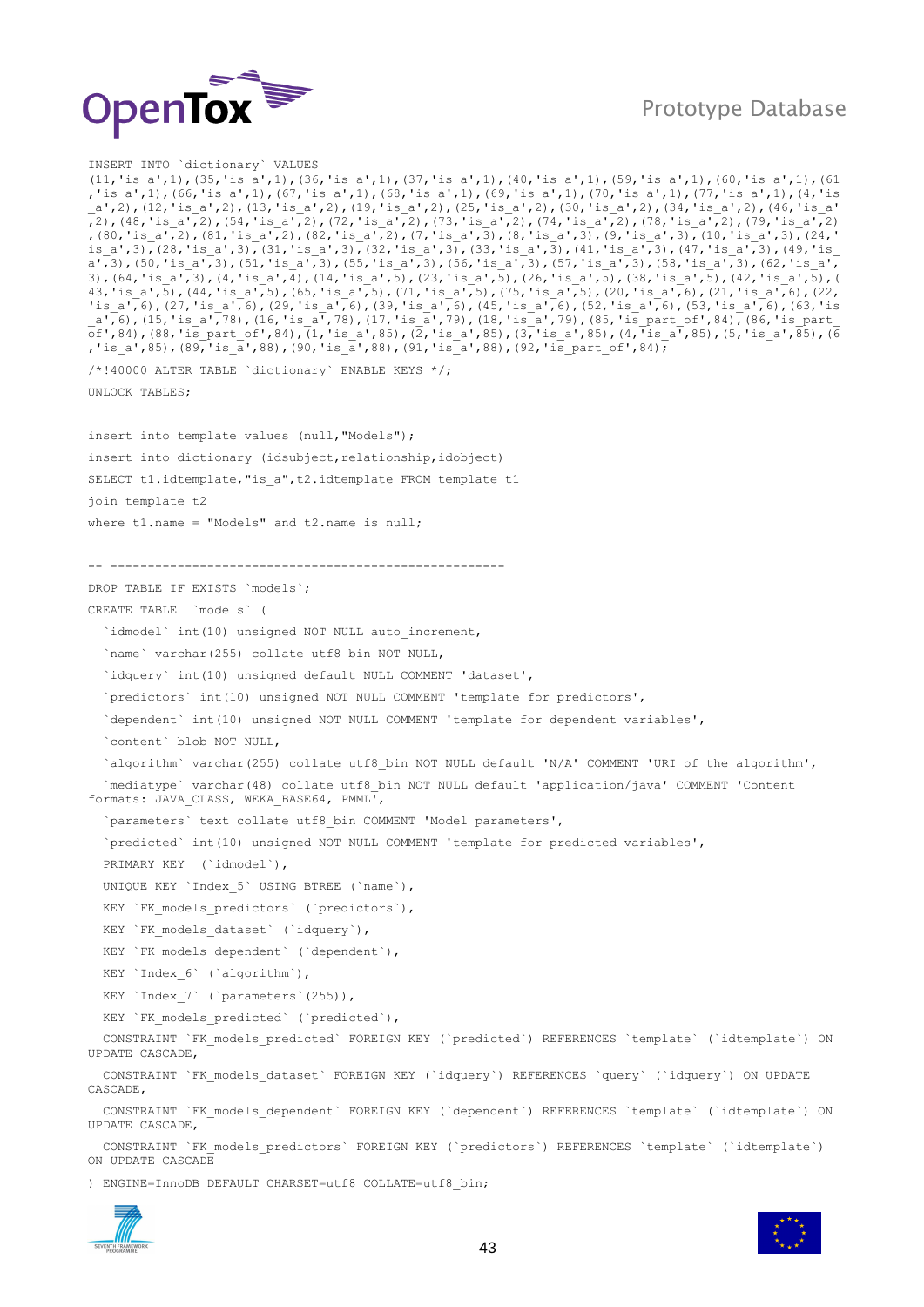```
INSERT INTO `dictionary` VALUES
(11,'is_a',1),(35,'is_a',1),(36,'is_a',1),(37,'is_a',1),(40,'is_a',1),(59,'is_a',1),(60,'is_a',1),(61
,'is_a',1),(66,'is_a',1),(67,'is_a',1),(68,'is_a',1),(69,'is_a',1),(70,'is_a',1),(77,'is_a',1),(4,'is
_a',2),(12,'is_a',2),(13,'is_a',2),(19,'is_a',2),(25,'is_a',2),(30,'is_a',2),(34,'is_a',2),(46,'is_a'
,2),(48,'is_a',2),(54,'is_a',2),(72,'is_a',2),(73,'is_a',2),(74,'is_a',2),(78,'is_a',2),(79,'is_a',2)
,(80,'is_a',2),(81,'is_a',2),(82,'is_a',2),(7,'is_a',3),(8,'is_a',3),(9,'is_a',3),(10,'is_a',3),(24,'
is_a',3),(28,'is_a',3),(31,'is_a',3),(32,'is_a',3),(33,'is_a',3),(41,'is_a',3),(47,'is_a',3),(49,'is_
a',3),(50,'is_a',3),(51,'is_a',3),(55,'is_a',3),(56,'is_a',3),(57,'is_a',3),(58,'is_a',3),(62,'is_a',
3),(64,'is_a',3),(4,'is_a',4),(14,'is_a',5),(23,'is_a',5),(26,'is_a',5),(38,'is_a',5),(42,'is_a',5),(
43,'is_a',5),(44,'is_a',5),(65,'is_a',5),(71,'is_a',5),(75,'is_a',5),(20,'is_a',6),(21,'is_a',6),(22,
'is_a',6),(27,'is_a',6),(29,'is_a',6),(39,'is_a',6),(45,'is_a',6),(52,'is_a',6),(53,'is_a',6),(63,'is
_a',6),(15,'is_a',78),(16,'is_a',78),(17,'is_a',79),(18,'is_a',79),(85,'is_part_of',84),(86,'is_part_
of',84),(88,'is_part_of',84),(1,'is_a',85),(2,'is_a',85),(3,'is_a',85),(4,'is_a',85),(5,'is_a',85),(6
,'is_a',85),(89,'is_a',88),(90,'is_a',88),(91,'is_a',88),(92,'is_part_of',84);

/*!40000 ALTER TABLE `dictionary` ENABLE KEYS */;

UNLOCK TABLES;


insert into template values (null,"Models");

insert into dictionary (idsubject,relationship,idobject)

SELECT t1.idtemplate,"is_a",t2.idtemplate FROM template t1

join template t2

where t1.name = "Models" and t2.name is null;


-- -----------------------------------------------------

DROP TABLE IF EXISTS `models`;

CREATE TABLE  `models` (

  `idmodel` int(10) unsigned NOT NULL auto_increment,

  `name` varchar(255) collate utf8_bin NOT NULL,

  `idquery` int(10) unsigned default NULL COMMENT 'dataset',

  `predictors` int(10) unsigned NOT NULL COMMENT 'template for predictors',

  `dependent` int(10) unsigned NOT NULL COMMENT 'template for dependent variables',

  `content` blob NOT NULL,

  `algorithm` varchar(255) collate utf8_bin NOT NULL default 'N/A' COMMENT 'URI of the algorithm',

  `mediatype` varchar(48) collate utf8_bin NOT NULL default 'application/java' COMMENT 'Content
formats: JAVA_CLASS, WEKA_BASE64, PMML',

  `parameters` text collate utf8_bin COMMENT 'Model parameters',

  `predicted` int(10) unsigned NOT NULL COMMENT 'template for predicted variables',

  PRIMARY KEY  (`idmodel`),

  UNIQUE KEY `Index_5` USING BTREE (`name`),

  KEY `FK_models_predictors` (`predictors`),

  KEY `FK_models_dataset` (`idquery`),

  KEY `FK_models_dependent` (`dependent`),

  KEY `Index_6` (`algorithm`),

  KEY `Index_7` (`parameters`(255)),

  KEY `FK_models_predicted` (`predicted`),

  CONSTRAINT `FK_models_predicted` FOREIGN KEY (`predicted`) REFERENCES `template` (`idtemplate`) ON
UPDATE CASCADE,

  CONSTRAINT `FK_models_dataset` FOREIGN KEY (`idquery`) REFERENCES `query` (`idquery`) ON UPDATE
CASCADE,

  CONSTRAINT `FK_models_dependent` FOREIGN KEY (`dependent`) REFERENCES `template` (`idtemplate`) ON
UPDATE CASCADE,

  CONSTRAINT `FK_models_predictors` FOREIGN KEY (`predictors`) REFERENCES `template` (`idtemplate`)
ON UPDATE CASCADE

) ENGINE=InnoDB DEFAULT CHARSET=utf8 COLLATE=utf8_bin;
```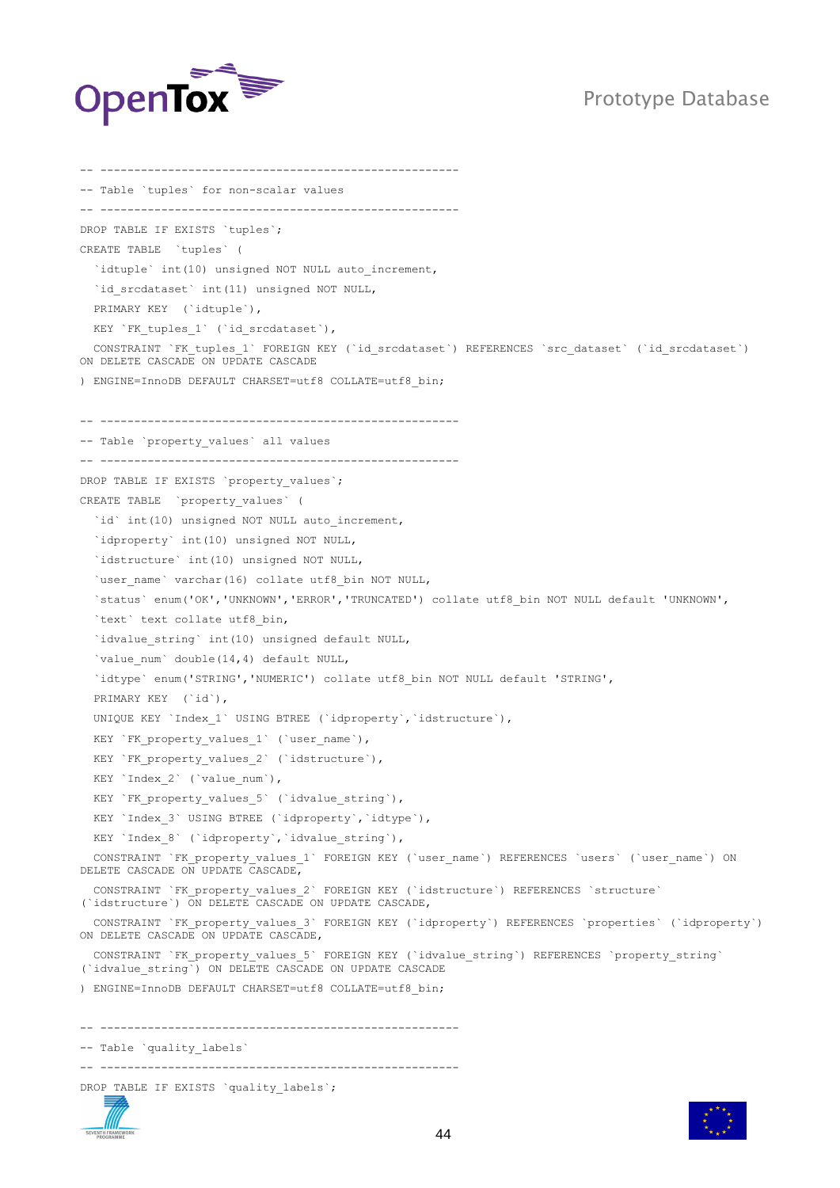```sql
-- -----------------------------------------------------
-- Table `tuples` for non-scalar values
-- -----------------------------------------------------
DROP TABLE IF EXISTS `tuples`;
CREATE TABLE  `tuples` (
  `idtuple` int(10) unsigned NOT NULL auto_increment,
  `id_srcdataset` int(11) unsigned NOT NULL,
  PRIMARY KEY  (`idtuple`),
  KEY `FK_tuples_1` (`id_srcdataset`),
  CONSTRAINT `FK_tuples_1` FOREIGN KEY (`id_srcdataset`) REFERENCES `src_dataset` (`id_srcdataset`)
ON DELETE CASCADE ON UPDATE CASCADE
) ENGINE=InnoDB DEFAULT CHARSET=utf8 COLLATE=utf8_bin;

-- -----------------------------------------------------
-- Table `property_values` all values
-- -----------------------------------------------------
DROP TABLE IF EXISTS `property_values`;
CREATE TABLE  `property_values` (
  `id` int(10) unsigned NOT NULL auto_increment,
  `idproperty` int(10) unsigned NOT NULL,
  `idstructure` int(10) unsigned NOT NULL,
  `user_name` varchar(16) collate utf8_bin NOT NULL,
  `status` enum('OK','UNKNOWN','ERROR','TRUNCATED') collate utf8_bin NOT NULL default 'UNKNOWN',
  `text` text collate utf8_bin,
  `idvalue_string` int(10) unsigned default NULL,
  `value_num` double(14,4) default NULL,
  `idtype` enum('STRING','NUMERIC') collate utf8_bin NOT NULL default 'STRING',
  PRIMARY KEY  (`id`),
  UNIQUE KEY `Index_1` USING BTREE (`idproperty`,`idstructure`),
  KEY `FK_property_values_1` (`user_name`),
  KEY `FK_property_values_2` (`idstructure`),
  KEY `Index_2` (`value_num`),
  KEY `FK_property_values_5` (`idvalue_string`),
  KEY `Index_3` USING BTREE (`idproperty`,`idtype`),
  KEY `Index_8` (`idproperty`,`idvalue_string`),
  CONSTRAINT `FK_property_values_1` FOREIGN KEY (`user_name`) REFERENCES `users` (`user_name`) ON
DELETE CASCADE ON UPDATE CASCADE,
  CONSTRAINT `FK_property_values_2` FOREIGN KEY (`idstructure`) REFERENCES `structure`
(`idstructure`) ON DELETE CASCADE ON UPDATE CASCADE,
  CONSTRAINT `FK_property_values_3` FOREIGN KEY (`idproperty`) REFERENCES `properties` (`idproperty`)
ON DELETE CASCADE ON UPDATE CASCADE,
  CONSTRAINT `FK_property_values_5` FOREIGN KEY (`idvalue_string`) REFERENCES `property_string`
(`idvalue_string`) ON DELETE CASCADE ON UPDATE CASCADE
) ENGINE=InnoDB DEFAULT CHARSET=utf8 COLLATE=utf8_bin;

-- -----------------------------------------------------
-- Table `quality_labels`
-- -----------------------------------------------------
DROP TABLE IF EXISTS `quality_labels`;
```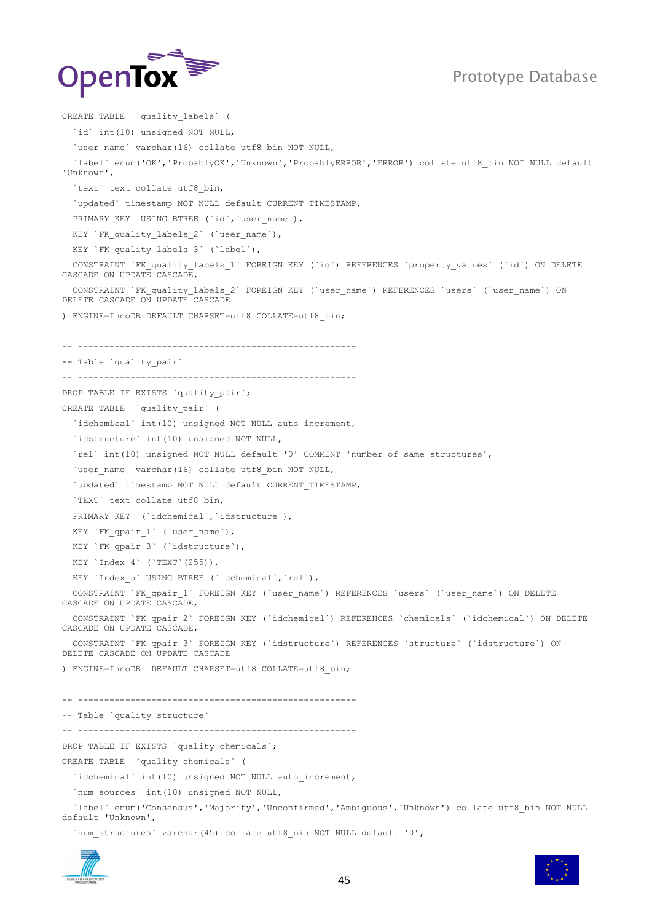```
CREATE TABLE  `quality_labels` (
  `id` int(10) unsigned NOT NULL,
  `user_name` varchar(16) collate utf8_bin NOT NULL,
  `label` enum('OK','ProbablyOK','Unknown','ProbablyERROR','ERROR') collate utf8_bin NOT NULL default 'Unknown',
  `text` text collate utf8_bin,
  `updated` timestamp NOT NULL default CURRENT_TIMESTAMP,
  PRIMARY KEY  USING BTREE (`id`,`user_name`),
  KEY `FK_quality_labels_2` (`user_name`),
  KEY `FK_quality_labels_3` (`label`),
  CONSTRAINT `FK_quality_labels_1` FOREIGN KEY (`id`) REFERENCES `property_values` (`id`) ON DELETE CASCADE ON UPDATE CASCADE,
  CONSTRAINT `FK_quality_labels_2` FOREIGN KEY (`user_name`) REFERENCES `users` (`user_name`) ON DELETE CASCADE ON UPDATE CASCADE
) ENGINE=InnoDB DEFAULT CHARSET=utf8 COLLATE=utf8_bin;

-- -----------------------------------------------------
-- Table `quality_pair`
-- -----------------------------------------------------
DROP TABLE IF EXISTS `quality_pair`;
CREATE TABLE  `quality_pair` (
  `idchemical` int(10) unsigned NOT NULL auto_increment,
  `idstructure` int(10) unsigned NOT NULL,
  `rel` int(10) unsigned NOT NULL default '0' COMMENT 'number of same structures',
  `user_name` varchar(16) collate utf8_bin NOT NULL,
  `updated` timestamp NOT NULL default CURRENT_TIMESTAMP,
  `TEXT` text collate utf8_bin,
  PRIMARY KEY  (`idchemical`,`idstructure`),
  KEY `FK_qpair_1` (`user_name`),
  KEY `FK_qpair_3` (`idstructure`),
  KEY `Index_4` (`TEXT`(255)),
  KEY `Index_5` USING BTREE (`idchemical`,`rel`),
  CONSTRAINT `FK_qpair_1` FOREIGN KEY (`user_name`) REFERENCES `users` (`user_name`) ON DELETE CASCADE ON UPDATE CASCADE,
  CONSTRAINT `FK_qpair_2` FOREIGN KEY (`idchemical`) REFERENCES `chemicals` (`idchemical`) ON DELETE CASCADE ON UPDATE CASCADE,
  CONSTRAINT `FK_qpair_3` FOREIGN KEY (`idstructure`) REFERENCES `structure` (`idstructure`) ON DELETE CASCADE ON UPDATE CASCADE
) ENGINE=InnoDB  DEFAULT CHARSET=utf8 COLLATE=utf8_bin;

-- -----------------------------------------------------
-- Table `quality_structure`
-- -----------------------------------------------------
DROP TABLE IF EXISTS `quality_chemicals`;
CREATE TABLE  `quality_chemicals` (
  `idchemical` int(10) unsigned NOT NULL auto_increment,
  `num_sources` int(10) unsigned NOT NULL,
  `label` enum('Consensus','Majority','Unconfirmed','Ambiguous','Unknown') collate utf8_bin NOT NULL default 'Unknown',
  `num_structures` varchar(45) collate utf8_bin NOT NULL default '0',
```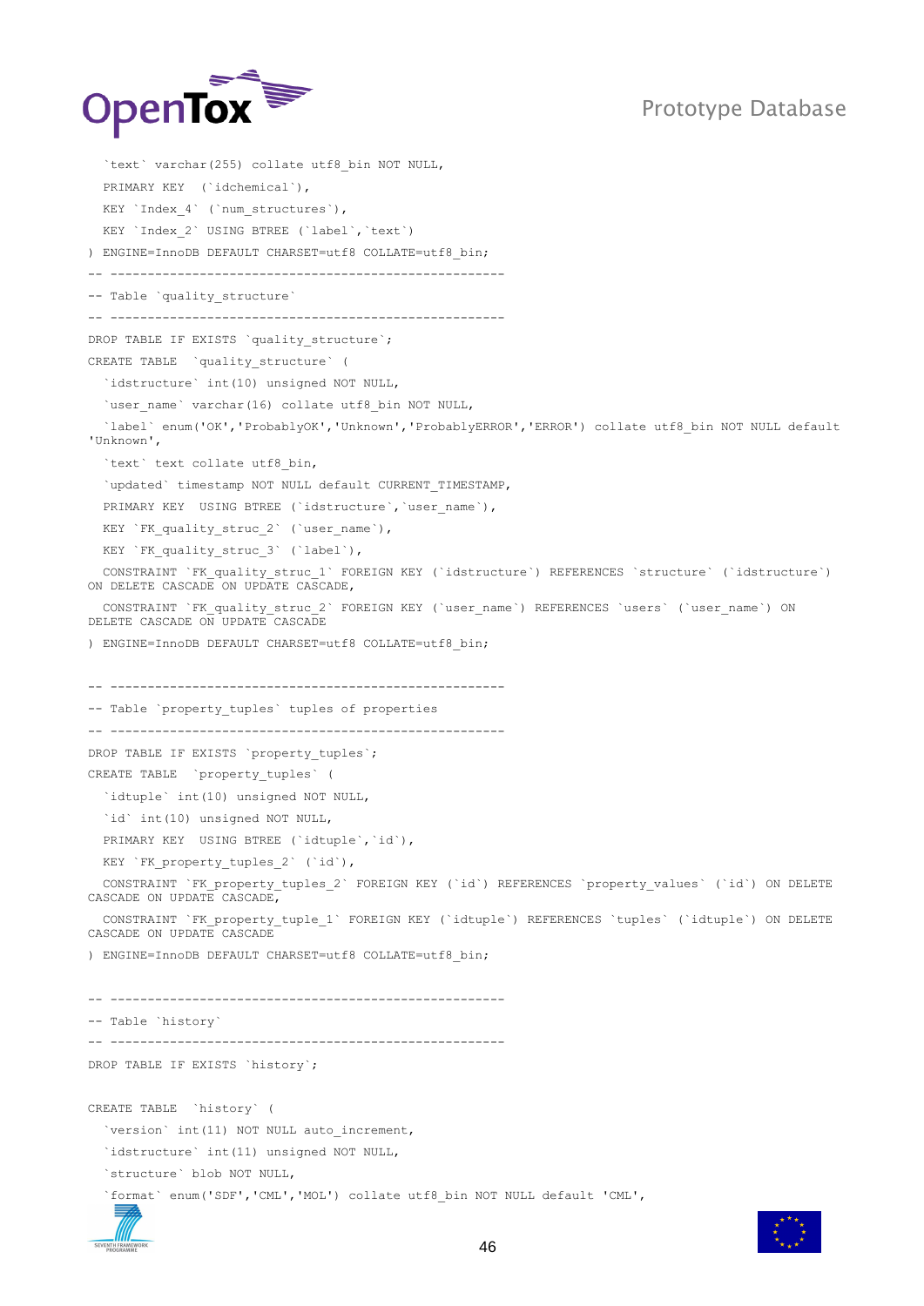```
  `text` varchar(255) collate utf8_bin NOT NULL,
  PRIMARY KEY  (`idchemical`),
  KEY `Index_4` (`num_structures`),
  KEY `Index_2` USING BTREE (`label`,`text`)
) ENGINE=InnoDB DEFAULT CHARSET=utf8 COLLATE=utf8_bin;
-- -------------------------------------------------------
-- Table `quality_structure`
-- -------------------------------------------------------
DROP TABLE IF EXISTS `quality_structure`;
CREATE TABLE  `quality_structure` (
  `idstructure` int(10) unsigned NOT NULL,
  `user_name` varchar(16) collate utf8_bin NOT NULL,
  `label` enum('OK','ProbablyOK','Unknown','ProbablyERROR','ERROR') collate utf8_bin NOT NULL default
'Unknown',
  `text` text collate utf8_bin,
  `updated` timestamp NOT NULL default CURRENT_TIMESTAMP,
  PRIMARY KEY  USING BTREE (`idstructure`,`user_name`),
  KEY `FK_quality_struc_2` (`user_name`),
  KEY `FK_quality_struc_3` (`label`),
  CONSTRAINT `FK_quality_struc_1` FOREIGN KEY (`idstructure`) REFERENCES `structure` (`idstructure`)
ON DELETE CASCADE ON UPDATE CASCADE,
  CONSTRAINT `FK_quality_struc_2` FOREIGN KEY (`user_name`) REFERENCES `users` (`user_name`) ON
DELETE CASCADE ON UPDATE CASCADE
) ENGINE=InnoDB DEFAULT CHARSET=utf8 COLLATE=utf8_bin;


-- -------------------------------------------------------
-- Table `property_tuples` tuples of properties
-- -------------------------------------------------------
DROP TABLE IF EXISTS `property_tuples`;
CREATE TABLE  `property_tuples` (
  `idtuple` int(10) unsigned NOT NULL,
  `id` int(10) unsigned NOT NULL,
  PRIMARY KEY  USING BTREE (`idtuple`,`id`),
  KEY `FK_property_tuples_2` (`id`),
  CONSTRAINT `FK_property_tuples_2` FOREIGN KEY (`id`) REFERENCES `property_values` (`id`) ON DELETE
CASCADE ON UPDATE CASCADE,
  CONSTRAINT `FK_property_tuple_1` FOREIGN KEY (`idtuple`) REFERENCES `tuples` (`idtuple`) ON DELETE
CASCADE ON UPDATE CASCADE
) ENGINE=InnoDB DEFAULT CHARSET=utf8 COLLATE=utf8_bin;


-- -------------------------------------------------------
-- Table `history`
-- -------------------------------------------------------
DROP TABLE IF EXISTS `history`;

CREATE TABLE  `history` (
  `version` int(11) NOT NULL auto_increment,
  `idstructure` int(11) unsigned NOT NULL,
  `structure` blob NOT NULL,
  `format` enum('SDF','CML','MOL') collate utf8_bin NOT NULL default 'CML',
```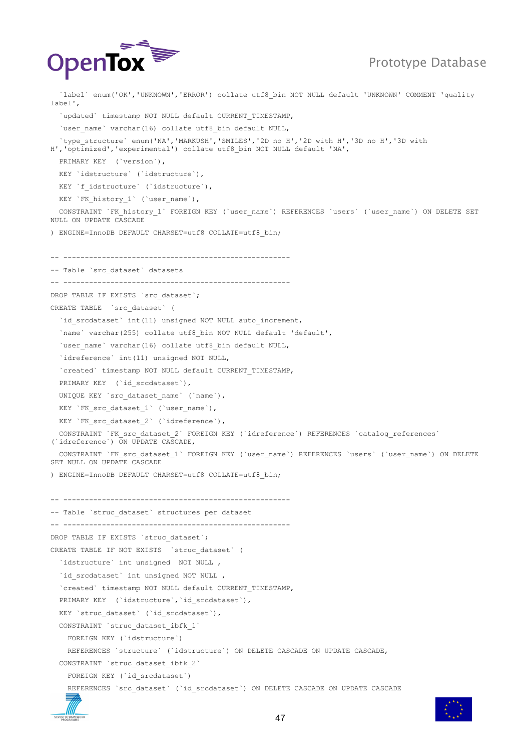```
  `label` enum('OK','UNKNOWN','ERROR') collate utf8_bin NOT NULL default 'UNKNOWN' COMMENT 'quality label',
  `updated` timestamp NOT NULL default CURRENT_TIMESTAMP,
  `user_name` varchar(16) collate utf8_bin default NULL,
  `type_structure` enum('NA','MARKUSH','SMILES','2D no H','2D with H','3D no H','3D with H','optimized','experimental') collate utf8_bin NOT NULL default 'NA',
  PRIMARY KEY  (`version`),
  KEY `idstructure` (`idstructure`),
  KEY `f_idstructure` (`idstructure`),
  KEY `FK_history_1` (`user_name`),
  CONSTRAINT `FK_history_1` FOREIGN KEY (`user_name`) REFERENCES `users` (`user_name`) ON DELETE SET NULL ON UPDATE CASCADE
) ENGINE=InnoDB DEFAULT CHARSET=utf8 COLLATE=utf8_bin;

-- -----------------------------------------------------
-- Table `src_dataset` datasets
-- -----------------------------------------------------
DROP TABLE IF EXISTS `src_dataset`;
CREATE TABLE  `src_dataset` (
  `id_srcdataset` int(11) unsigned NOT NULL auto_increment,
  `name` varchar(255) collate utf8_bin NOT NULL default 'default',
  `user_name` varchar(16) collate utf8_bin default NULL,
  `idreference` int(11) unsigned NOT NULL,
  `created` timestamp NOT NULL default CURRENT_TIMESTAMP,
  PRIMARY KEY  (`id_srcdataset`),
  UNIQUE KEY `src_dataset_name` (`name`),
  KEY `FK_src_dataset_1` (`user_name`),
  KEY `FK_src_dataset_2` (`idreference`),
  CONSTRAINT `FK_src_dataset_2` FOREIGN KEY (`idreference`) REFERENCES `catalog_references` (`idreference`) ON UPDATE CASCADE,
  CONSTRAINT `FK_src_dataset_1` FOREIGN KEY (`user_name`) REFERENCES `users` (`user_name`) ON DELETE SET NULL ON UPDATE CASCADE
) ENGINE=InnoDB DEFAULT CHARSET=utf8 COLLATE=utf8_bin;

-- -----------------------------------------------------
-- Table `struc_dataset` structures per dataset
-- -----------------------------------------------------
DROP TABLE IF EXISTS `struc_dataset`;
CREATE TABLE IF NOT EXISTS  `struc_dataset` (
  `idstructure` int unsigned  NOT NULL ,
  `id_srcdataset` int unsigned NOT NULL ,
  `created` timestamp NOT NULL default CURRENT_TIMESTAMP,
  PRIMARY KEY  (`idstructure`,`id_srcdataset`),
  KEY `struc_dataset` (`id_srcdataset`),
  CONSTRAINT `struc_dataset_ibfk_1`
    FOREIGN KEY (`idstructure`)
    REFERENCES `structure` (`idstructure`) ON DELETE CASCADE ON UPDATE CASCADE,
  CONSTRAINT `struc_dataset_ibfk_2`
    FOREIGN KEY (`id_srcdataset`)
    REFERENCES `src_dataset` (`id_srcdataset`) ON DELETE CASCADE ON UPDATE CASCADE
```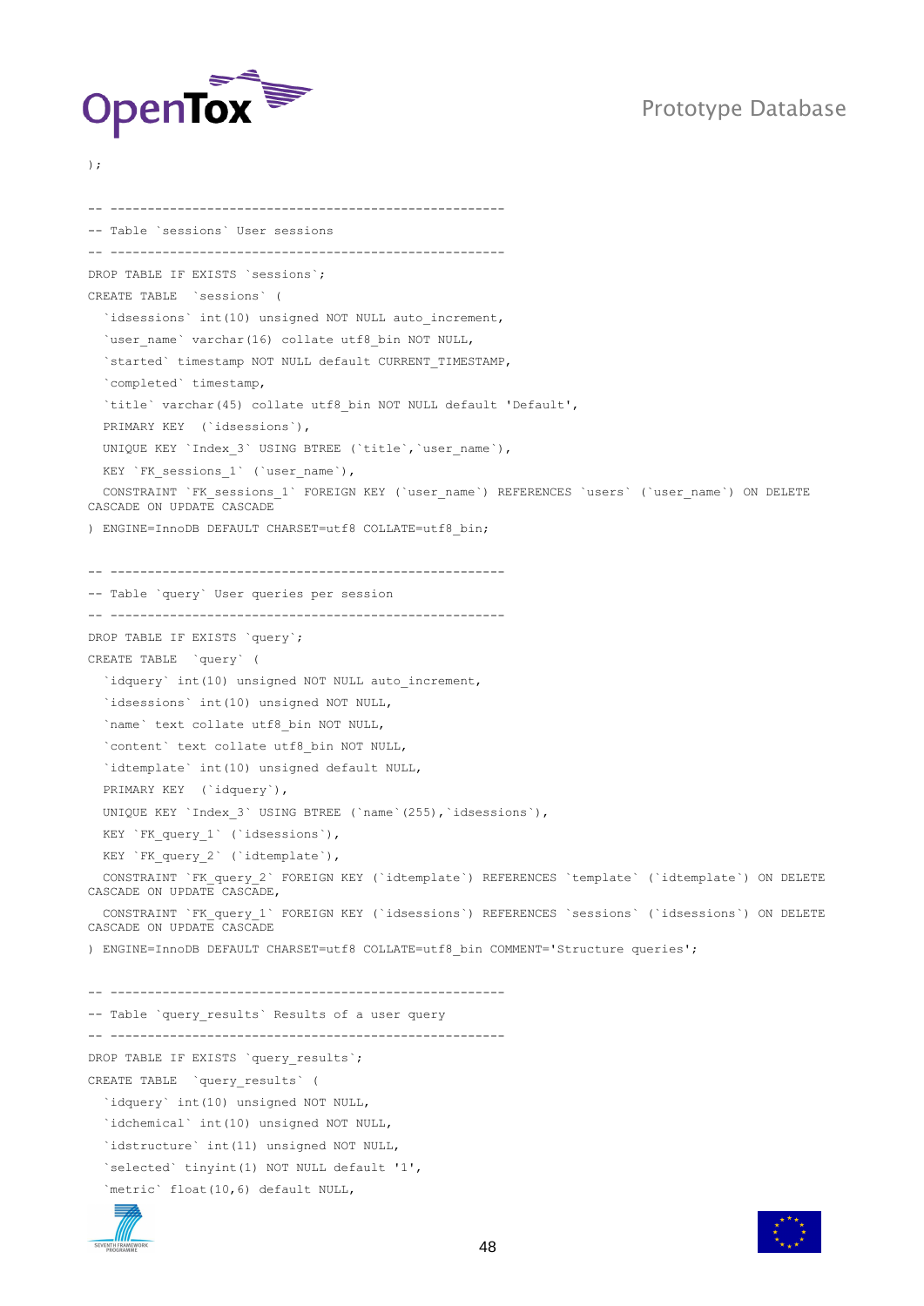```sql
);

-- -----------------------------------------------------
-- Table `sessions` User sessions
-- -----------------------------------------------------
DROP TABLE IF EXISTS `sessions`;
CREATE TABLE  `sessions` (
  `idsessions` int(10) unsigned NOT NULL auto_increment,
  `user_name` varchar(16) collate utf8_bin NOT NULL,
  `started` timestamp NOT NULL default CURRENT_TIMESTAMP,
  `completed` timestamp,
  `title` varchar(45) collate utf8_bin NOT NULL default 'Default',
  PRIMARY KEY  (`idsessions`),
  UNIQUE KEY `Index_3` USING BTREE (`title`,`user_name`),
  KEY `FK_sessions_1` (`user_name`),
  CONSTRAINT `FK_sessions_1` FOREIGN KEY (`user_name`) REFERENCES `users` (`user_name`) ON DELETE
CASCADE ON UPDATE CASCADE
) ENGINE=InnoDB DEFAULT CHARSET=utf8 COLLATE=utf8_bin;

-- -----------------------------------------------------
-- Table `query` User queries per session
-- -----------------------------------------------------
DROP TABLE IF EXISTS `query`;
CREATE TABLE  `query` (
  `idquery` int(10) unsigned NOT NULL auto_increment,
  `idsessions` int(10) unsigned NOT NULL,
  `name` text collate utf8_bin NOT NULL,
  `content` text collate utf8_bin NOT NULL,
  `idtemplate` int(10) unsigned default NULL,
  PRIMARY KEY  (`idquery`),
  UNIQUE KEY `Index_3` USING BTREE (`name`(255),`idsessions`),
  KEY `FK_query_1` (`idsessions`),
  KEY `FK_query_2` (`idtemplate`),
  CONSTRAINT `FK_query_2` FOREIGN KEY (`idtemplate`) REFERENCES `template` (`idtemplate`) ON DELETE
CASCADE ON UPDATE CASCADE,
  CONSTRAINT `FK_query_1` FOREIGN KEY (`idsessions`) REFERENCES `sessions` (`idsessions`) ON DELETE
CASCADE ON UPDATE CASCADE
) ENGINE=InnoDB DEFAULT CHARSET=utf8 COLLATE=utf8_bin COMMENT='Structure queries';

-- -----------------------------------------------------
-- Table `query_results` Results of a user query
-- -----------------------------------------------------
DROP TABLE IF EXISTS `query_results`;
CREATE TABLE  `query_results` (
  `idquery` int(10) unsigned NOT NULL,
  `idchemical` int(10) unsigned NOT NULL,
  `idstructure` int(11) unsigned NOT NULL,
  `selected` tinyint(1) NOT NULL default '1',
  `metric` float(10,6) default NULL,
```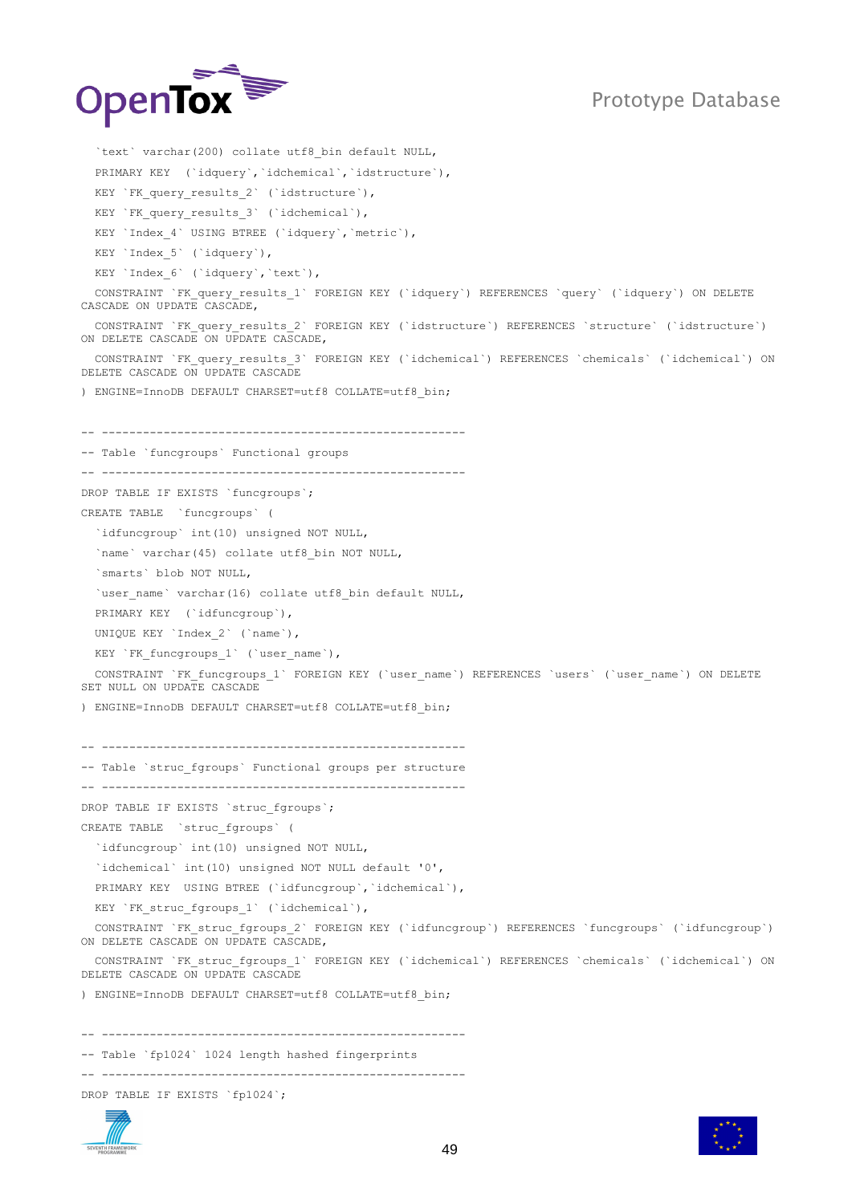```
  `text` varchar(200) collate utf8_bin default NULL,
  PRIMARY KEY  (`idquery`,`idchemical`,`idstructure`),
  KEY `FK_query_results_2` (`idstructure`),
  KEY `FK_query_results_3` (`idchemical`),
  KEY `Index_4` USING BTREE (`idquery`,`metric`),
  KEY `Index_5` (`idquery`),
  KEY `Index_6` (`idquery`,`text`),
  CONSTRAINT `FK_query_results_1` FOREIGN KEY (`idquery`) REFERENCES `query` (`idquery`) ON DELETE CASCADE ON UPDATE CASCADE,
  CONSTRAINT `FK_query_results_2` FOREIGN KEY (`idstructure`) REFERENCES `structure` (`idstructure`) ON DELETE CASCADE ON UPDATE CASCADE,
  CONSTRAINT `FK_query_results_3` FOREIGN KEY (`idchemical`) REFERENCES `chemicals` (`idchemical`) ON DELETE CASCADE ON UPDATE CASCADE
) ENGINE=InnoDB DEFAULT CHARSET=utf8 COLLATE=utf8_bin;


-- -------------------------------------------------------
-- Table `funcgroups` Functional groups
-- -------------------------------------------------------
DROP TABLE IF EXISTS `funcgroups`;
CREATE TABLE  `funcgroups` (
  `idfuncgroup` int(10) unsigned NOT NULL,
  `name` varchar(45) collate utf8_bin NOT NULL,
  `smarts` blob NOT NULL,
  `user_name` varchar(16) collate utf8_bin default NULL,
  PRIMARY KEY  (`idfuncgroup`),
  UNIQUE KEY `Index_2` (`name`),
  KEY `FK_funcgroups_1` (`user_name`),
  CONSTRAINT `FK_funcgroups_1` FOREIGN KEY (`user_name`) REFERENCES `users` (`user_name`) ON DELETE SET NULL ON UPDATE CASCADE
) ENGINE=InnoDB DEFAULT CHARSET=utf8 COLLATE=utf8_bin;


-- -------------------------------------------------------
-- Table `struc_fgroups` Functional groups per structure
-- -------------------------------------------------------
DROP TABLE IF EXISTS `struc_fgroups`;
CREATE TABLE  `struc_fgroups` (
  `idfuncgroup` int(10) unsigned NOT NULL,
  `idchemical` int(10) unsigned NOT NULL default '0',
  PRIMARY KEY  USING BTREE (`idfuncgroup`,`idchemical`),
  KEY `FK_struc_fgroups_1` (`idchemical`),
  CONSTRAINT `FK_struc_fgroups_2` FOREIGN KEY (`idfuncgroup`) REFERENCES `funcgroups` (`idfuncgroup`) ON DELETE CASCADE ON UPDATE CASCADE,
  CONSTRAINT `FK_struc_fgroups_1` FOREIGN KEY (`idchemical`) REFERENCES `chemicals` (`idchemical`) ON DELETE CASCADE ON UPDATE CASCADE
) ENGINE=InnoDB DEFAULT CHARSET=utf8 COLLATE=utf8_bin;


-- -------------------------------------------------------
-- Table `fp1024` 1024 length hashed fingerprints
-- -------------------------------------------------------
DROP TABLE IF EXISTS `fp1024`;
```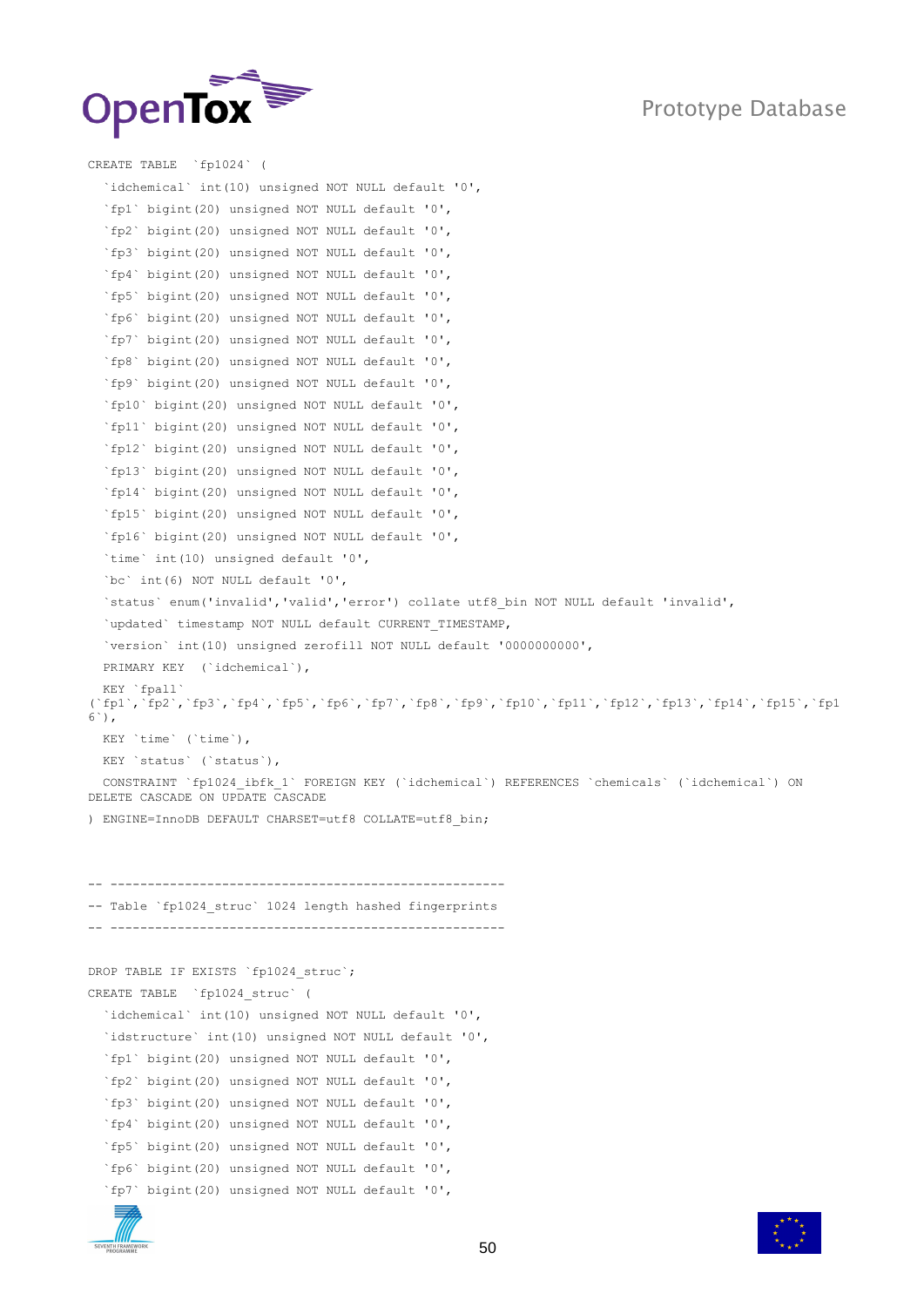```
CREATE TABLE  `fp1024` (
  `idchemical` int(10) unsigned NOT NULL default '0',
  `fp1` bigint(20) unsigned NOT NULL default '0',
  `fp2` bigint(20) unsigned NOT NULL default '0',
  `fp3` bigint(20) unsigned NOT NULL default '0',
  `fp4` bigint(20) unsigned NOT NULL default '0',
  `fp5` bigint(20) unsigned NOT NULL default '0',
  `fp6` bigint(20) unsigned NOT NULL default '0',
  `fp7` bigint(20) unsigned NOT NULL default '0',
  `fp8` bigint(20) unsigned NOT NULL default '0',
  `fp9` bigint(20) unsigned NOT NULL default '0',
  `fp10` bigint(20) unsigned NOT NULL default '0',
  `fp11` bigint(20) unsigned NOT NULL default '0',
  `fp12` bigint(20) unsigned NOT NULL default '0',
  `fp13` bigint(20) unsigned NOT NULL default '0',
  `fp14` bigint(20) unsigned NOT NULL default '0',
  `fp15` bigint(20) unsigned NOT NULL default '0',
  `fp16` bigint(20) unsigned NOT NULL default '0',
  `time` int(10) unsigned default '0',
  `bc` int(6) NOT NULL default '0',
  `status` enum('invalid','valid','error') collate utf8_bin NOT NULL default 'invalid',
  `updated` timestamp NOT NULL default CURRENT_TIMESTAMP,
  `version` int(10) unsigned zerofill NOT NULL default '0000000000',
  PRIMARY KEY  (`idchemical`),
  KEY `fpall`
(`fp1`,`fp2`,`fp3`,`fp4`,`fp5`,`fp6`,`fp7`,`fp8`,`fp9`,`fp10`,`fp11`,`fp12`,`fp13`,`fp14`,`fp15`,`fp1
6`),
  KEY `time` (`time`),
  KEY `status` (`status`),
  CONSTRAINT `fp1024_ibfk_1` FOREIGN KEY (`idchemical`) REFERENCES `chemicals` (`idchemical`) ON
DELETE CASCADE ON UPDATE CASCADE
) ENGINE=InnoDB DEFAULT CHARSET=utf8 COLLATE=utf8_bin;


-- -------------------------------------------------------
-- Table `fp1024_struc` 1024 length hashed fingerprints
-- -------------------------------------------------------

DROP TABLE IF EXISTS `fp1024_struc`;
CREATE TABLE  `fp1024_struc` (
  `idchemical` int(10) unsigned NOT NULL default '0',
  `idstructure` int(10) unsigned NOT NULL default '0',
  `fp1` bigint(20) unsigned NOT NULL default '0',
  `fp2` bigint(20) unsigned NOT NULL default '0',
  `fp3` bigint(20) unsigned NOT NULL default '0',
  `fp4` bigint(20) unsigned NOT NULL default '0',
  `fp5` bigint(20) unsigned NOT NULL default '0',
  `fp6` bigint(20) unsigned NOT NULL default '0',
  `fp7` bigint(20) unsigned NOT NULL default '0',
```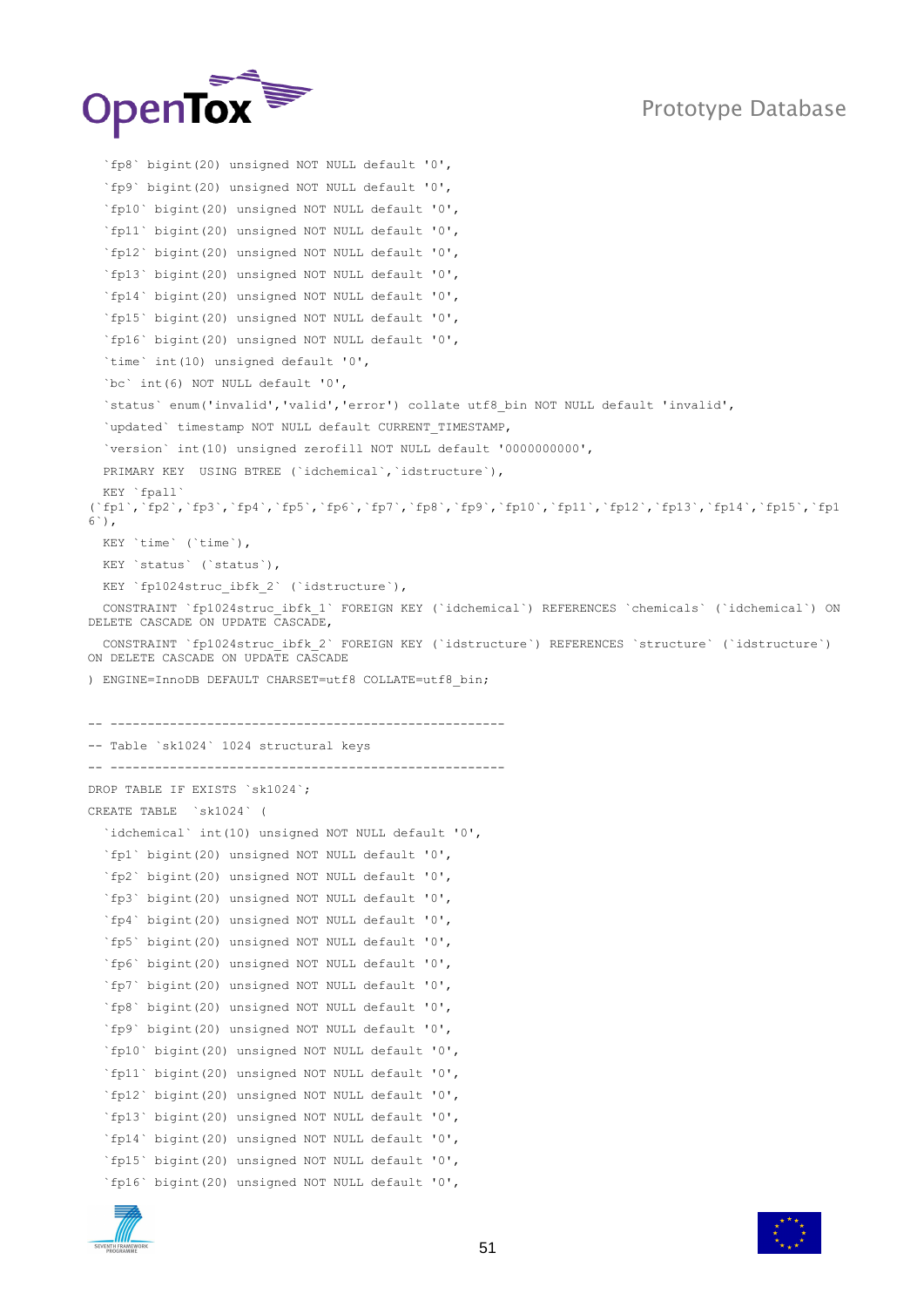```
  `fp8` bigint(20) unsigned NOT NULL default '0',
  `fp9` bigint(20) unsigned NOT NULL default '0',
  `fp10` bigint(20) unsigned NOT NULL default '0',
  `fp11` bigint(20) unsigned NOT NULL default '0',
  `fp12` bigint(20) unsigned NOT NULL default '0',
  `fp13` bigint(20) unsigned NOT NULL default '0',
  `fp14` bigint(20) unsigned NOT NULL default '0',
  `fp15` bigint(20) unsigned NOT NULL default '0',
  `fp16` bigint(20) unsigned NOT NULL default '0',
  `time` int(10) unsigned default '0',
  `bc` int(6) NOT NULL default '0',
  `status` enum('invalid','valid','error') collate utf8_bin NOT NULL default 'invalid',
  `updated` timestamp NOT NULL default CURRENT_TIMESTAMP,
  `version` int(10) unsigned zerofill NOT NULL default '0000000000',
  PRIMARY KEY  USING BTREE (`idchemical`,`idstructure`),
  KEY `fpall`
(`fp1`,`fp2`,`fp3`,`fp4`,`fp5`,`fp6`,`fp7`,`fp8`,`fp9`,`fp10`,`fp11`,`fp12`,`fp13`,`fp14`,`fp15`,`fp1
6`),
  KEY `time` (`time`),
  KEY `status` (`status`),
  KEY `fp1024struc_ibfk_2` (`idstructure`),
  CONSTRAINT `fp1024struc_ibfk_1` FOREIGN KEY (`idchemical`) REFERENCES `chemicals` (`idchemical`) ON
DELETE CASCADE ON UPDATE CASCADE,
  CONSTRAINT `fp1024struc_ibfk_2` FOREIGN KEY (`idstructure`) REFERENCES `structure` (`idstructure`)
ON DELETE CASCADE ON UPDATE CASCADE
) ENGINE=InnoDB DEFAULT CHARSET=utf8 COLLATE=utf8_bin;


-- -----------------------------------------------------
-- Table `sk1024` 1024 structural keys
-- -----------------------------------------------------
DROP TABLE IF EXISTS `sk1024`;
CREATE TABLE  `sk1024` (
  `idchemical` int(10) unsigned NOT NULL default '0',
  `fp1` bigint(20) unsigned NOT NULL default '0',
  `fp2` bigint(20) unsigned NOT NULL default '0',
  `fp3` bigint(20) unsigned NOT NULL default '0',
  `fp4` bigint(20) unsigned NOT NULL default '0',
  `fp5` bigint(20) unsigned NOT NULL default '0',
  `fp6` bigint(20) unsigned NOT NULL default '0',
  `fp7` bigint(20) unsigned NOT NULL default '0',
  `fp8` bigint(20) unsigned NOT NULL default '0',
  `fp9` bigint(20) unsigned NOT NULL default '0',
  `fp10` bigint(20) unsigned NOT NULL default '0',
  `fp11` bigint(20) unsigned NOT NULL default '0',
  `fp12` bigint(20) unsigned NOT NULL default '0',
  `fp13` bigint(20) unsigned NOT NULL default '0',
  `fp14` bigint(20) unsigned NOT NULL default '0',
  `fp15` bigint(20) unsigned NOT NULL default '0',
  `fp16` bigint(20) unsigned NOT NULL default '0',
```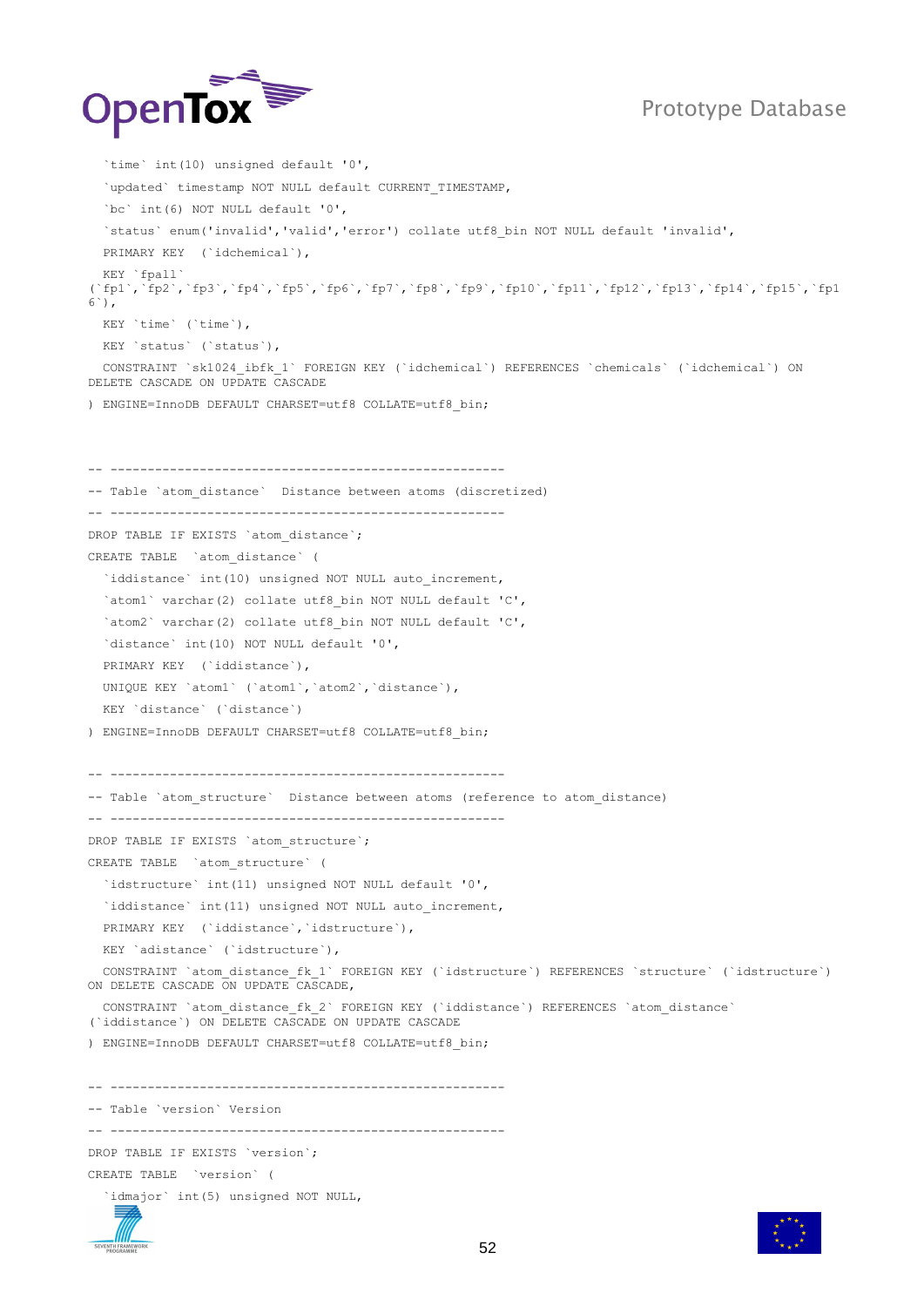```
  `time` int(10) unsigned default '0',
  `updated` timestamp NOT NULL default CURRENT_TIMESTAMP,
  `bc` int(6) NOT NULL default '0',
  `status` enum('invalid','valid','error') collate utf8_bin NOT NULL default 'invalid',
  PRIMARY KEY  (`idchemical`),
  KEY `fpall`
(`fp1`,`fp2`,`fp3`,`fp4`,`fp5`,`fp6`,`fp7`,`fp8`,`fp9`,`fp10`,`fp11`,`fp12`,`fp13`,`fp14`,`fp15`,`fp1
6`),
  KEY `time` (`time`),
  KEY `status` (`status`),
  CONSTRAINT `sk1024_ibfk_1` FOREIGN KEY (`idchemical`) REFERENCES `chemicals` (`idchemical`) ON
DELETE CASCADE ON UPDATE CASCADE
) ENGINE=InnoDB DEFAULT CHARSET=utf8 COLLATE=utf8_bin;


-- -------------------------------------------------------
-- Table `atom_distance`  Distance between atoms (discretized)
-- -------------------------------------------------------
DROP TABLE IF EXISTS `atom_distance`;
CREATE TABLE  `atom_distance` (
  `iddistance` int(10) unsigned NOT NULL auto_increment,
  `atom1` varchar(2) collate utf8_bin NOT NULL default 'C',
  `atom2` varchar(2) collate utf8_bin NOT NULL default 'C',
  `distance` int(10) NOT NULL default '0',
  PRIMARY KEY  (`iddistance`),
  UNIQUE KEY `atom1` (`atom1`,`atom2`,`distance`),
  KEY `distance` (`distance`)
) ENGINE=InnoDB DEFAULT CHARSET=utf8 COLLATE=utf8_bin;

-- -------------------------------------------------------
-- Table `atom_structure`  Distance between atoms (reference to atom_distance)
-- -------------------------------------------------------
DROP TABLE IF EXISTS `atom_structure`;
CREATE TABLE  `atom_structure` (
  `idstructure` int(11) unsigned NOT NULL default '0',
  `iddistance` int(11) unsigned NOT NULL auto_increment,
  PRIMARY KEY  (`iddistance`,`idstructure`),
  KEY `adistance` (`idstructure`),
  CONSTRAINT `atom_distance_fk_1` FOREIGN KEY (`idstructure`) REFERENCES `structure` (`idstructure`)
ON DELETE CASCADE ON UPDATE CASCADE,
  CONSTRAINT `atom_distance_fk_2` FOREIGN KEY (`iddistance`) REFERENCES `atom_distance`
(`iddistance`) ON DELETE CASCADE ON UPDATE CASCADE
) ENGINE=InnoDB DEFAULT CHARSET=utf8 COLLATE=utf8_bin;

-- -------------------------------------------------------
-- Table `version` Version
-- -------------------------------------------------------
DROP TABLE IF EXISTS `version`;
CREATE TABLE  `version` (
  `idmajor` int(5) unsigned NOT NULL,
```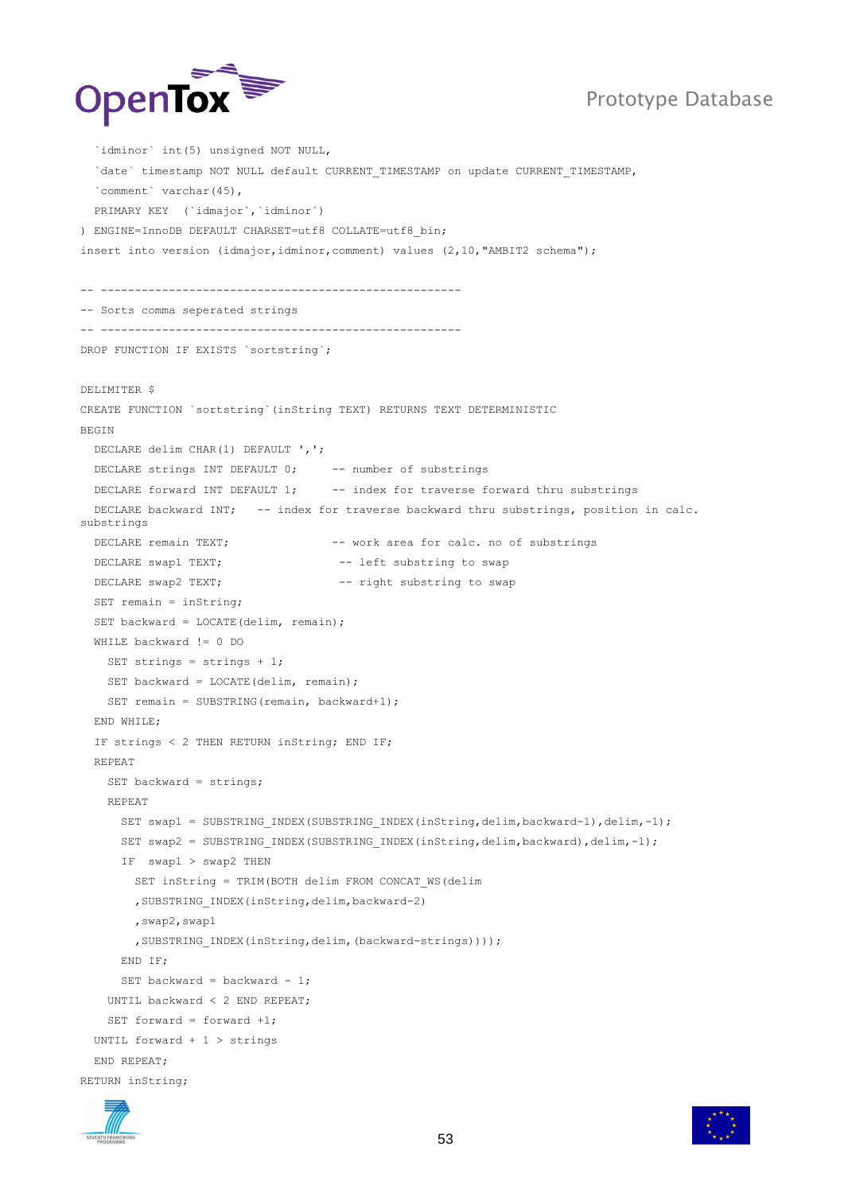```
  `idminor` int(5) unsigned NOT NULL,
  `date` timestamp NOT NULL default CURRENT_TIMESTAMP on update CURRENT_TIMESTAMP,
  `comment` varchar(45),
  PRIMARY KEY  (`idmajor`,`idminor`)
) ENGINE=InnoDB DEFAULT CHARSET=utf8 COLLATE=utf8_bin;
insert into version (idmajor,idminor,comment) values (2,10,"AMBIT2 schema");

-- -----------------------------------------------------
-- Sorts comma seperated strings
-- -----------------------------------------------------
DROP FUNCTION IF EXISTS `sortstring`;

DELIMITER $
CREATE FUNCTION `sortstring`(inString TEXT) RETURNS TEXT DETERMINISTIC
BEGIN
  DECLARE delim CHAR(1) DEFAULT ',';
  DECLARE strings INT DEFAULT 0;     -- number of substrings
  DECLARE forward INT DEFAULT 1;     -- index for traverse forward thru substrings
  DECLARE backward INT;   -- index for traverse backward thru substrings, position in calc.
substrings
  DECLARE remain TEXT;               -- work area for calc. no of substrings
  DECLARE swap1 TEXT;                 -- left substring to swap
  DECLARE swap2 TEXT;                 -- right substring to swap
  SET remain = inString;
  SET backward = LOCATE(delim, remain);
  WHILE backward != 0 DO
    SET strings = strings + 1;
    SET backward = LOCATE(delim, remain);
    SET remain = SUBSTRING(remain, backward+1);
  END WHILE;
  IF strings < 2 THEN RETURN inString; END IF;
  REPEAT
    SET backward = strings;
    REPEAT
      SET swap1 = SUBSTRING_INDEX(SUBSTRING_INDEX(inString,delim,backward-1),delim,-1);
      SET swap2 = SUBSTRING_INDEX(SUBSTRING_INDEX(inString,delim,backward),delim,-1);
      IF  swap1 > swap2 THEN
        SET inString = TRIM(BOTH delim FROM CONCAT_WS(delim
        ,SUBSTRING_INDEX(inString,delim,backward-2)
        ,swap2,swap1
        ,SUBSTRING_INDEX(inString,delim,(backward-strings))));
      END IF;
      SET backward = backward - 1;
    UNTIL backward < 2 END REPEAT;
    SET forward = forward +1;
  UNTIL forward + 1 > strings
  END REPEAT;
RETURN inString;
```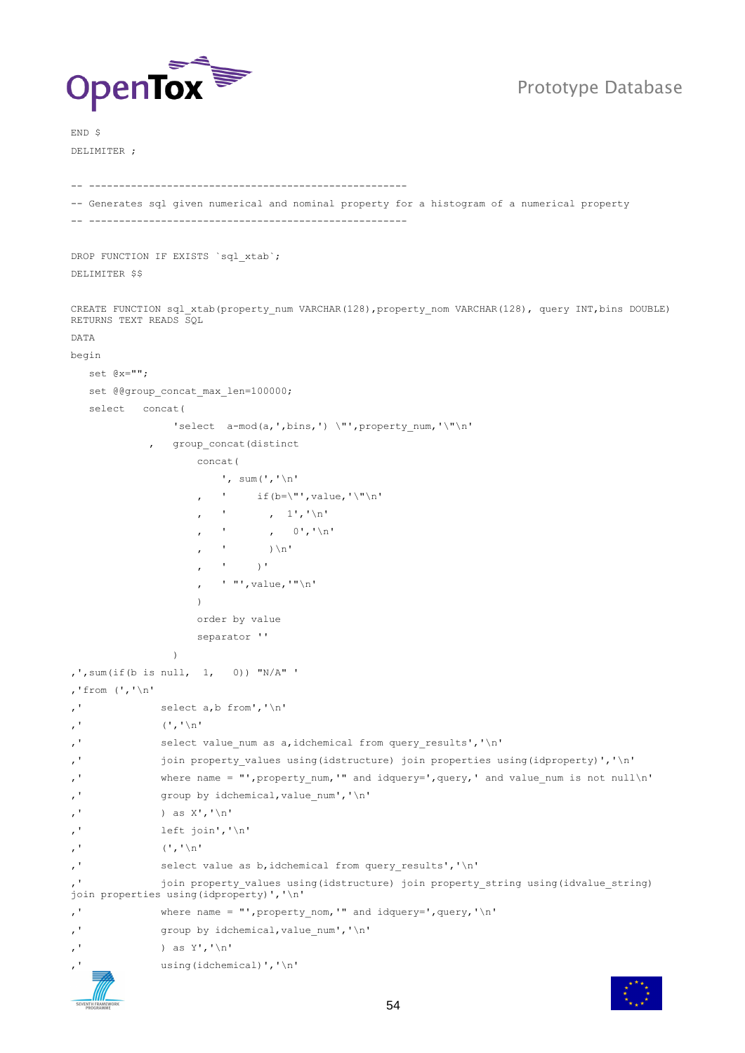```
END $
DELIMITER ;

-- -----------------------------------------------------
-- Generates sql given numerical and nominal property for a histogram of a numerical property
-- -----------------------------------------------------

DROP FUNCTION IF EXISTS `sql_xtab`;
DELIMITER $$

CREATE FUNCTION sql_xtab(property_num VARCHAR(128),property_nom VARCHAR(128), query INT,bins DOUBLE)
RETURNS TEXT READS SQL
DATA
begin
   set @x="";
   set @@group_concat_max_len=100000;
   select   concat(
                 'select  a-mod(a,',bins,') \"',property_num,'\"\n'
              ,   group_concat(distinct
                     concat(
                         ', sum(','\n'
                     ,   '     if(b=\"',value,'\"\n'
                     ,   '       ,  1','\n'
                     ,   '       ,  0','\n'
                     ,   '       )\n'
                     ,   '     )'
                     ,   ' "',value,'"\n'
                     )
                     order by value
                     separator ''
                 )
,',sum(if(b is null,  1,   0)) "N/A" '
,'from (','\n'
,'              select a,b from','\n'
,'              (','\n'
,'              select value_num as a,idchemical from query_results','\n'
,'              join property_values using(idstructure) join properties using(idproperty)','\n'
,'              where name = "',property_num,'" and idquery=',query,' and value_num is not null\n'
,'              group by idchemical,value_num','\n'
,'              ) as X','\n'
,'              left join','\n'
,'              (','\n'
,'              select value as b,idchemical from query_results','\n'
,'              join property_values using(idstructure) join property_string using(idvalue_string)
join properties using(idproperty)','\n'
,'              where name = "',property_nom,'" and idquery=',query,'\n'
,'              group by idchemical,value_num','\n'
,'              ) as Y','\n'
,'              using(idchemical)','\n'
```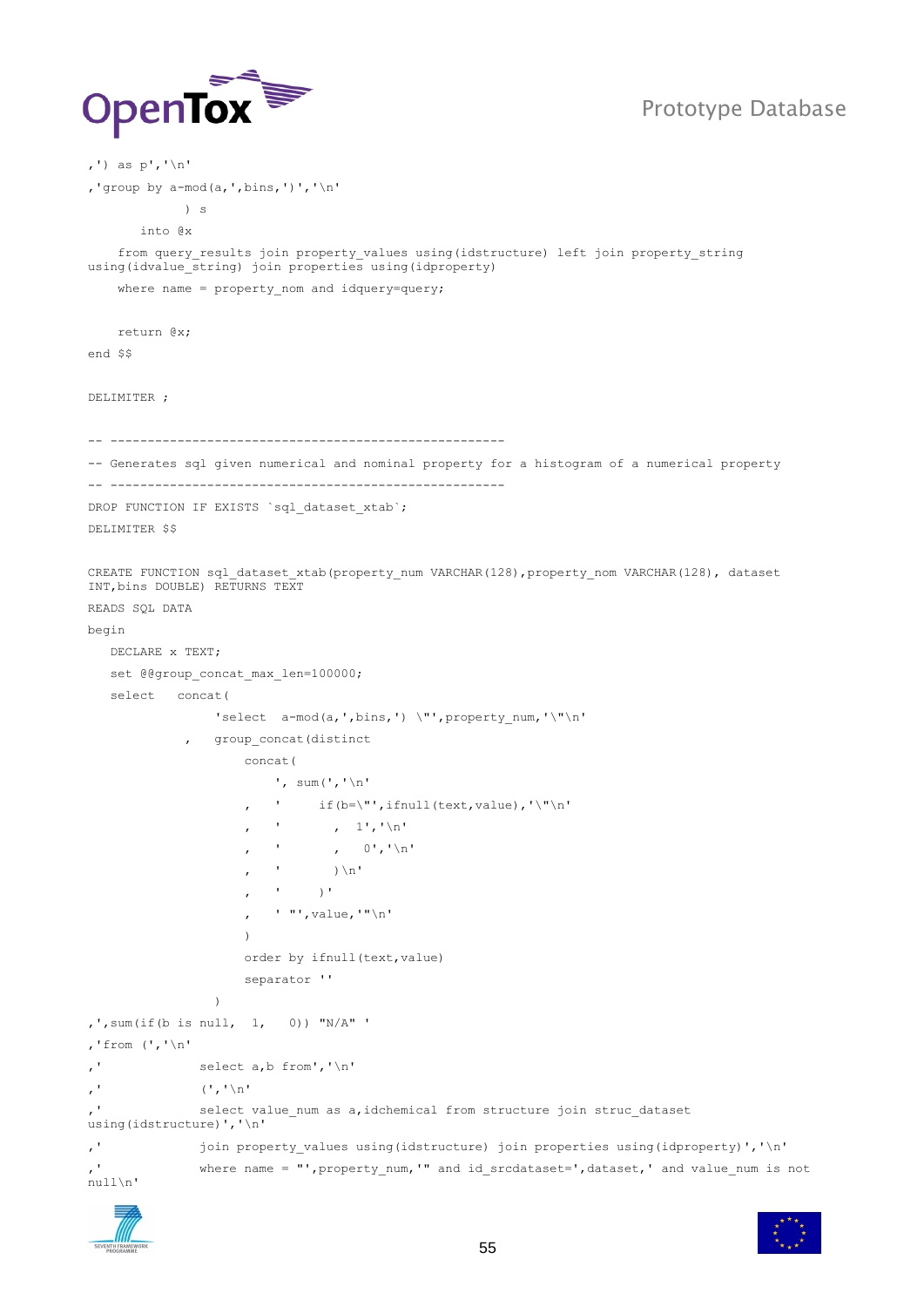```
,') as p','\n'
,'group by a-mod(a,',bins,')','\n'
              ) s
       into @x
    from query_results join property_values using(idstructure) left join property_string
using(idvalue_string) join properties using(idproperty)
    where name = property_nom and idquery=query;

    return @x;
end $$

DELIMITER ;

-- -----------------------------------------------------
-- Generates sql given numerical and nominal property for a histogram of a numerical property
-- -----------------------------------------------------
DROP FUNCTION IF EXISTS `sql_dataset_xtab`;
DELIMITER $$

CREATE FUNCTION sql_dataset_xtab(property_num VARCHAR(128),property_nom VARCHAR(128), dataset
INT,bins DOUBLE) RETURNS TEXT
READS SQL DATA
begin
   DECLARE x TEXT;
   set @@group_concat_max_len=100000;
   select   concat(
                 'select  a-mod(a,',bins,') \"',property_num,'\"\n'
             ,   group_concat(distinct
                     concat(
                         ', sum(','\n'
                     ,   '     if(b=\"',ifnull(text,value),'\"\n'
                     ,   '       ,  1','\n'
                     ,   '       ,  0','\n'
                     ,   '       )\n'
                     ,   '     )'
                     ,   ' "',value,'"\n'
                     )
                     order by ifnull(text,value)
                     separator ''
                 )
,',sum(if(b is null,  1,   0)) "N/A" '
,'from (','\n'
,'             select a,b from','\n'
,'             (','\n'
,'             select value_num as a,idchemical from structure join struc_dataset
using(idstructure)','\n'
,'             join property_values using(idstructure) join properties using(idproperty)','\n'
,'             where name = "',property_num,'" and id_srcdataset=',dataset,' and value_num is not
null\n'
```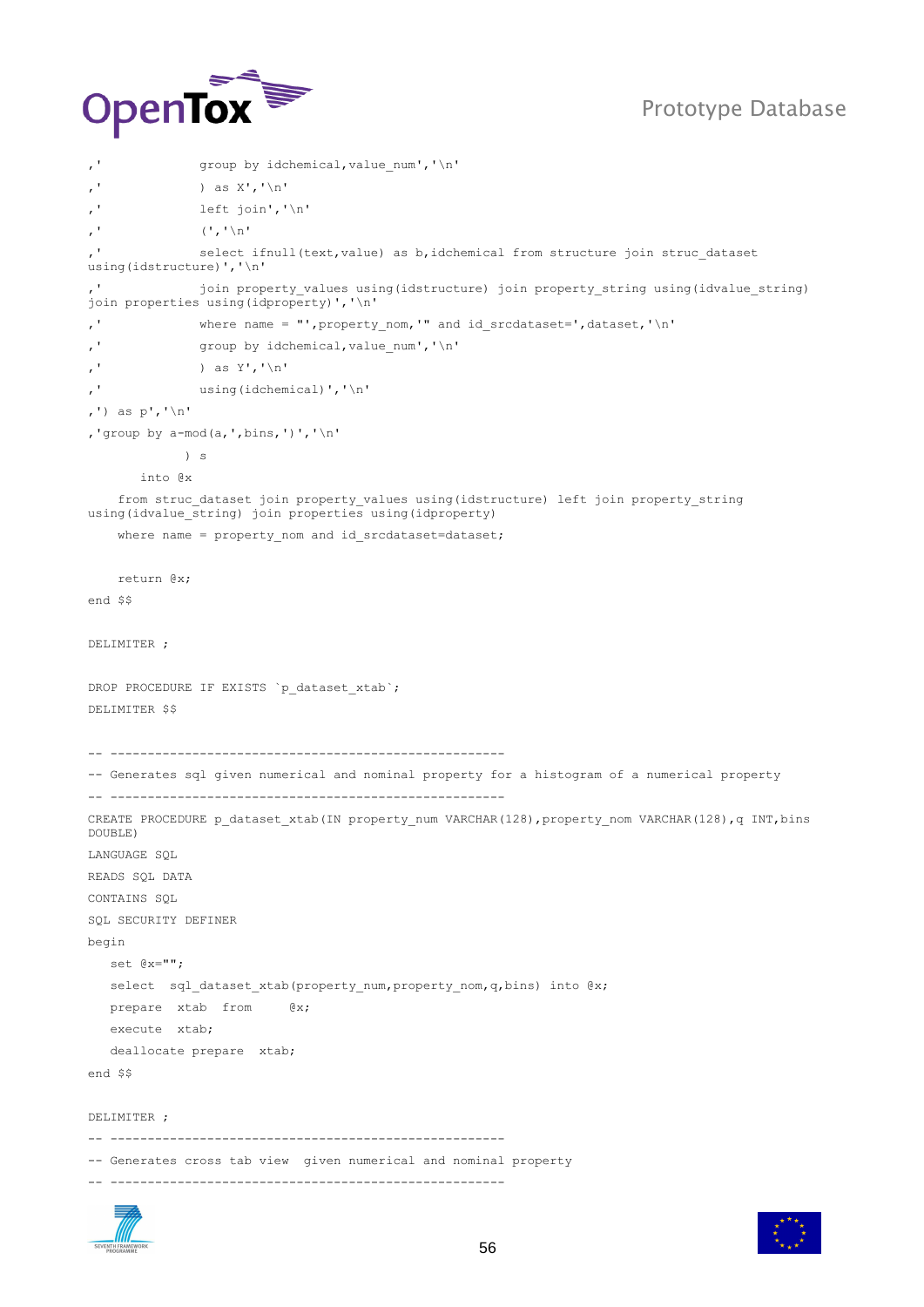```
,'              group by idchemical,value_num','\n'
,'              ) as X','\n'
,'              left join','\n'
,'              (','\n'
,'              select ifnull(text,value) as b,idchemical from structure join struc_dataset
using(idstructure)','\n'
,'              join property_values using(idstructure) join property_string using(idvalue_string)
join properties using(idproperty)','\n'
,'              where name = "',property_nom,'" and id_srcdataset=',dataset,'\n'
,'              group by idchemical,value_num','\n'
,'              ) as Y','\n'
,'              using(idchemical)','\n'
,') as p','\n'
,'group by a-mod(a,',bins,')','\n'
              ) s
        into @x
    from struc_dataset join property_values using(idstructure) left join property_string
using(idvalue_string) join properties using(idproperty)
    where name = property_nom and id_srcdataset=dataset;

    return @x;
end $$

DELIMITER ;

DROP PROCEDURE IF EXISTS `p_dataset_xtab`;
DELIMITER $$

-- ----------------------------------------------------
-- Generates sql given numerical and nominal property for a histogram of a numerical property
-- ----------------------------------------------------
CREATE PROCEDURE p_dataset_xtab(IN property_num VARCHAR(128),property_nom VARCHAR(128),q INT,bins
DOUBLE)
LANGUAGE SQL
READS SQL DATA
CONTAINS SQL
SQL SECURITY DEFINER
begin
   set @x="";
   select  sql_dataset_xtab(property_num,property_nom,q,bins) into @x;
   prepare  xtab  from     @x;
   execute  xtab;
   deallocate prepare  xtab;
end $$

DELIMITER ;
-- ----------------------------------------------------
-- Generates cross tab view  given numerical and nominal property
-- ----------------------------------------------------
```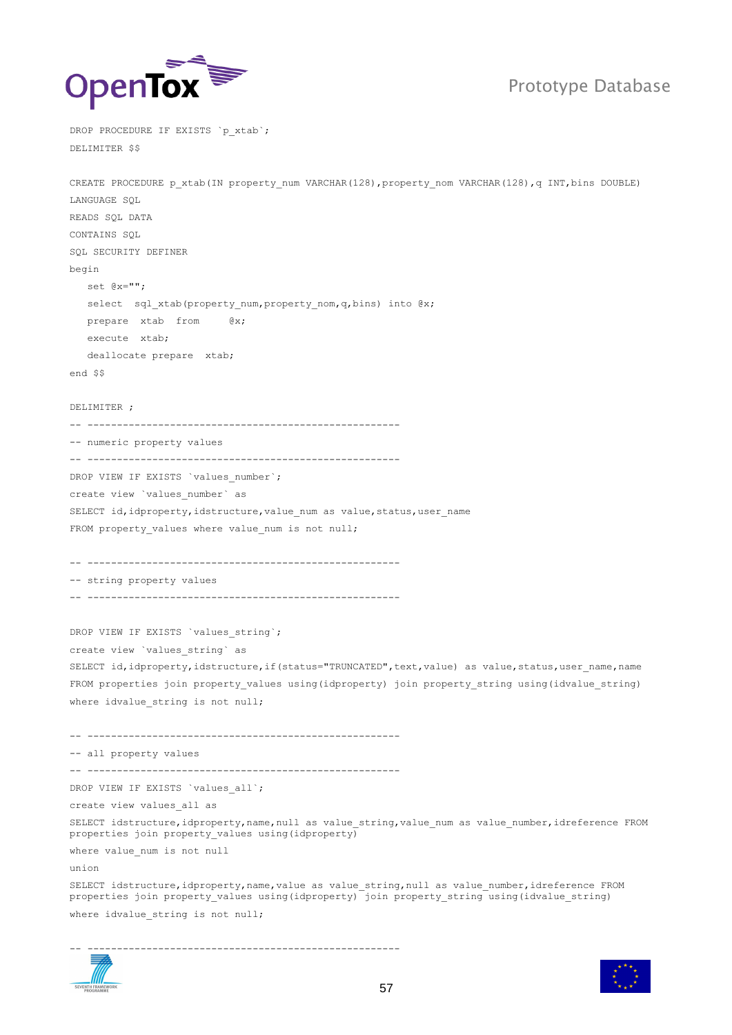```
DROP PROCEDURE IF EXISTS `p_xtab`;
DELIMITER $$

CREATE PROCEDURE p_xtab(IN property_num VARCHAR(128),property_nom VARCHAR(128),q INT,bins DOUBLE)
LANGUAGE SQL
READS SQL DATA
CONTAINS SQL
SQL SECURITY DEFINER
begin
   set @x="";
   select  sql_xtab(property_num,property_nom,q,bins) into @x;
   prepare  xtab  from     @x;
   execute  xtab;
   deallocate prepare  xtab;
end $$

DELIMITER ;
-- -----------------------------------------------------
-- numeric property values
-- -----------------------------------------------------
DROP VIEW IF EXISTS `values_number`;
create view `values_number` as
SELECT id,idproperty,idstructure,value_num as value,status,user_name
FROM property_values where value_num is not null;

-- -----------------------------------------------------
-- string property values
-- -----------------------------------------------------

DROP VIEW IF EXISTS `values_string`;
create view `values_string` as
SELECT id,idproperty,idstructure,if(status="TRUNCATED",text,value) as value,status,user_name,name
FROM properties join property_values using(idproperty) join property_string using(idvalue_string)
where idvalue_string is not null;

-- -----------------------------------------------------
-- all property values
-- -----------------------------------------------------
DROP VIEW IF EXISTS `values_all`;
create view values_all as
SELECT idstructure,idproperty,name,null as value_string,value_num as value_number,idreference FROM
properties join property_values using(idproperty)
where value_num is not null
union
SELECT idstructure,idproperty,name,value as value_string,null as value_number,idreference FROM
properties join property_values using(idproperty) join property_string using(idvalue_string)
where idvalue_string is not null;

-- -----------------------------------------------------
```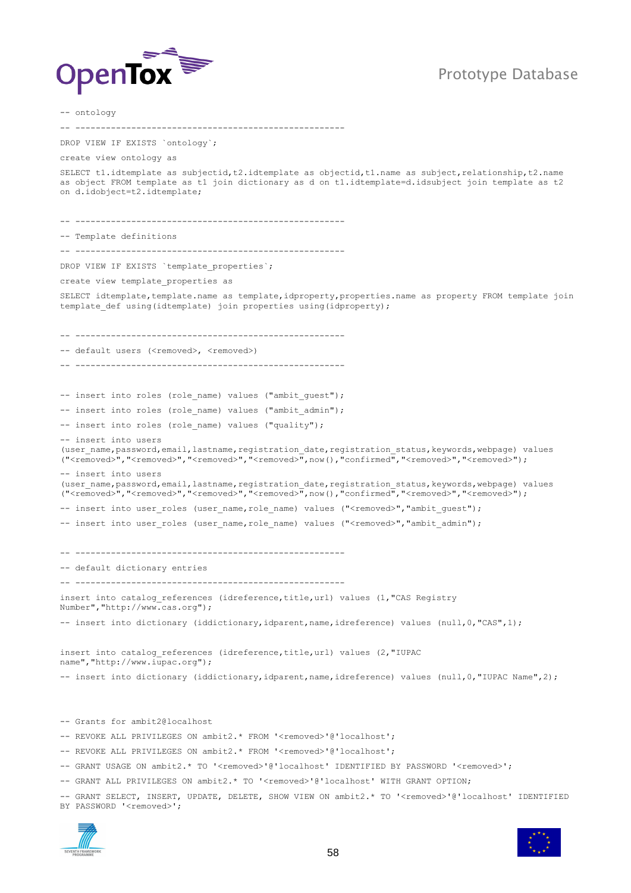```
-- ontology
-- -------------------------------------------------------
DROP VIEW IF EXISTS `ontology`;
create view ontology as
SELECT t1.idtemplate as subjectid,t2.idtemplate as objectid,t1.name as subject,relationship,t2.name
as object FROM template as t1 join dictionary as d on t1.idtemplate=d.idsubject join template as t2
on d.idobject=t2.idtemplate;

-- -------------------------------------------------------
-- Template definitions
-- -------------------------------------------------------
DROP VIEW IF EXISTS `template_properties`;
create view template_properties as
SELECT idtemplate,template.name as template,idproperty,properties.name as property FROM template join
template_def using(idtemplate) join properties using(idproperty);

-- -------------------------------------------------------
-- default users (<removed>, <removed>)
-- -------------------------------------------------------

-- insert into roles (role_name) values ("ambit_guest");
-- insert into roles (role_name) values ("ambit_admin");
-- insert into roles (role_name) values ("quality");
-- insert into users
(user_name,password,email,lastname,registration_date,registration_status,keywords,webpage) values
("<removed>","<removed>","<removed>","<removed>",now(),"confirmed","<removed>","<removed>");
-- insert into users
(user_name,password,email,lastname,registration_date,registration_status,keywords,webpage) values
("<removed>","<removed>","<removed>","<removed>",now(),"confirmed","<removed>","<removed>");
-- insert into user_roles (user_name,role_name) values ("<removed>","ambit_guest");
-- insert into user_roles (user_name,role_name) values ("<removed>","ambit_admin");

-- -------------------------------------------------------
-- default dictionary entries
-- -------------------------------------------------------
insert into catalog_references (idreference,title,url) values (1,"CAS Registry
Number","http://www.cas.org");
-- insert into dictionary (iddictionary,idparent,name,idreference) values (null,0,"CAS",1);

insert into catalog_references (idreference,title,url) values (2,"IUPAC
name","http://www.iupac.org");
-- insert into dictionary (iddictionary,idparent,name,idreference) values (null,0,"IUPAC Name",2);


-- Grants for ambit2@localhost
-- REVOKE ALL PRIVILEGES ON ambit2.* FROM '<removed>'@'localhost';
-- REVOKE ALL PRIVILEGES ON ambit2.* FROM '<removed>'@'localhost';
-- GRANT USAGE ON ambit2.* TO '<removed>'@'localhost' IDENTIFIED BY PASSWORD '<removed>';
-- GRANT ALL PRIVILEGES ON ambit2.* TO '<removed>'@'localhost' WITH GRANT OPTION;
-- GRANT SELECT, INSERT, UPDATE, DELETE, SHOW VIEW ON ambit2.* TO '<removed>'@'localhost' IDENTIFIED
BY PASSWORD '<removed>';
```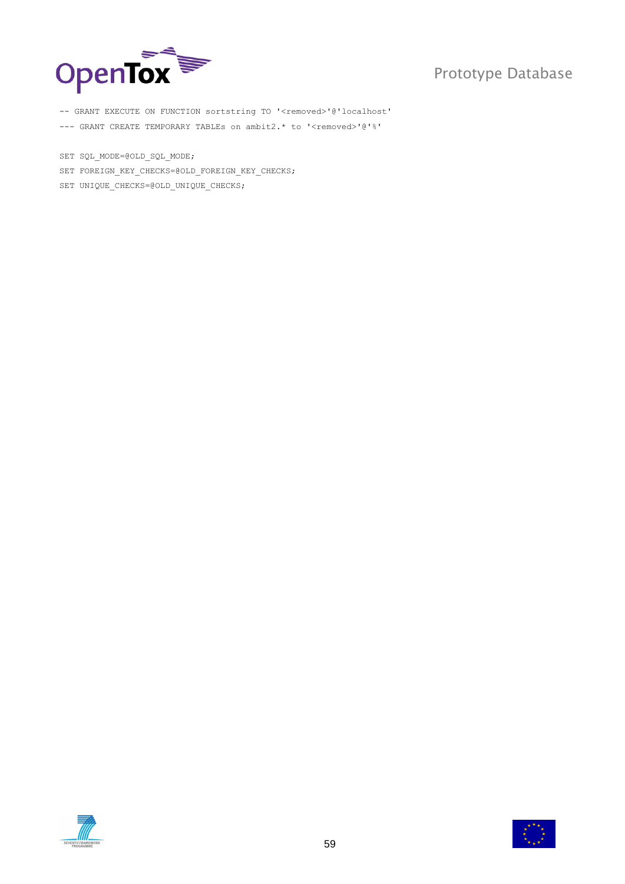```
-- GRANT EXECUTE ON FUNCTION sortstring TO '<removed>'@'localhost'
--- GRANT CREATE TEMPORARY TABLEs on ambit2.* to '<removed>'@'%'

SET SQL_MODE=@OLD_SQL_MODE;
SET FOREIGN_KEY_CHECKS=@OLD_FOREIGN_KEY_CHECKS;
SET UNIQUE_CHECKS=@OLD_UNIQUE_CHECKS;
```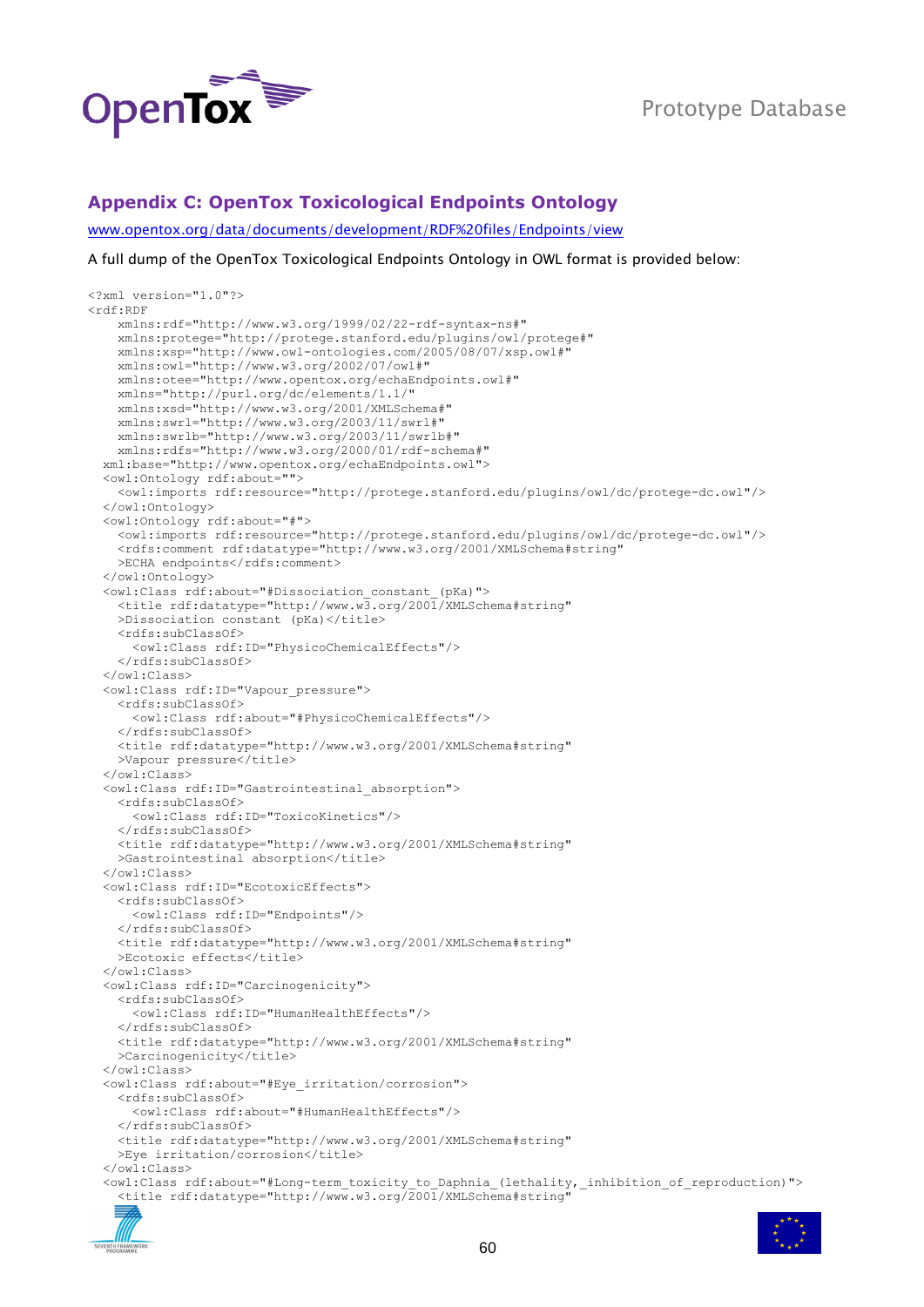## Appendix C: OpenTox Toxicological Endpoints Ontology

www.opentox.org/data/documents/development/RDF%20files/Endpoints/view

A full dump of the OpenTox Toxicological Endpoints Ontology in OWL format is provided below:

```
<?xml version="1.0"?>
<rdf:RDF
    xmlns:rdf="http://www.w3.org/1999/02/22-rdf-syntax-ns#"
    xmlns:protege="http://protege.stanford.edu/plugins/owl/protege#"
    xmlns:xsp="http://www.owl-ontologies.com/2005/08/07/xsp.owl#"
    xmlns:owl="http://www.w3.org/2002/07/owl#"
    xmlns:otee="http://www.opentox.org/echaEndpoints.owl#"
    xmlns="http://purl.org/dc/elements/1.1/"
    xmlns:xsd="http://www.w3.org/2001/XMLSchema#"
    xmlns:swrl="http://www.w3.org/2003/11/swrl#"
    xmlns:swrlb="http://www.w3.org/2003/11/swrlb#"
    xmlns:rdfs="http://www.w3.org/2000/01/rdf-schema#"
  xml:base="http://www.opentox.org/echaEndpoints.owl">
  <owl:Ontology rdf:about="">
    <owl:imports rdf:resource="http://protege.stanford.edu/plugins/owl/dc/protege-dc.owl"/>
  </owl:Ontology>
  <owl:Ontology rdf:about="#">
    <owl:imports rdf:resource="http://protege.stanford.edu/plugins/owl/dc/protege-dc.owl"/>
    <rdfs:comment rdf:datatype="http://www.w3.org/2001/XMLSchema#string"
    >ECHA endpoints</rdfs:comment>
  </owl:Ontology>
  <owl:Class rdf:about="#Dissociation_constant_(pKa)">
    <title rdf:datatype="http://www.w3.org/2001/XMLSchema#string"
    >Dissociation constant (pKa)</title>
    <rdfs:subClassOf>
      <owl:Class rdf:ID="PhysicoChemicalEffects"/>
    </rdfs:subClassOf>
  </owl:Class>
  <owl:Class rdf:ID="Vapour_pressure">
    <rdfs:subClassOf>
      <owl:Class rdf:about="#PhysicoChemicalEffects"/>
    </rdfs:subClassOf>
    <title rdf:datatype="http://www.w3.org/2001/XMLSchema#string"
    >Vapour pressure</title>
  </owl:Class>
  <owl:Class rdf:ID="Gastrointestinal_absorption">
    <rdfs:subClassOf>
      <owl:Class rdf:ID="ToxicoKinetics"/>
    </rdfs:subClassOf>
    <title rdf:datatype="http://www.w3.org/2001/XMLSchema#string"
    >Gastrointestinal absorption</title>
  </owl:Class>
  <owl:Class rdf:ID="EcotoxicEffects">
    <rdfs:subClassOf>
      <owl:Class rdf:ID="Endpoints"/>
    </rdfs:subClassOf>
    <title rdf:datatype="http://www.w3.org/2001/XMLSchema#string"
    >Ecotoxic effects</title>
  </owl:Class>
  <owl:Class rdf:ID="Carcinogenicity">
    <rdfs:subClassOf>
      <owl:Class rdf:ID="HumanHealthEffects"/>
    </rdfs:subClassOf>
    <title rdf:datatype="http://www.w3.org/2001/XMLSchema#string"
    >Carcinogenicity</title>
  </owl:Class>
  <owl:Class rdf:about="#Eye_irritation/corrosion">
    <rdfs:subClassOf>
      <owl:Class rdf:about="#HumanHealthEffects"/>
    </rdfs:subClassOf>
    <title rdf:datatype="http://www.w3.org/2001/XMLSchema#string"
    >Eye irritation/corrosion</title>
  </owl:Class>
  <owl:Class rdf:about="#Long-term_toxicity_to_Daphnia_(lethality,_inhibition_of_reproduction)">
    <title rdf:datatype="http://www.w3.org/2001/XMLSchema#string"
```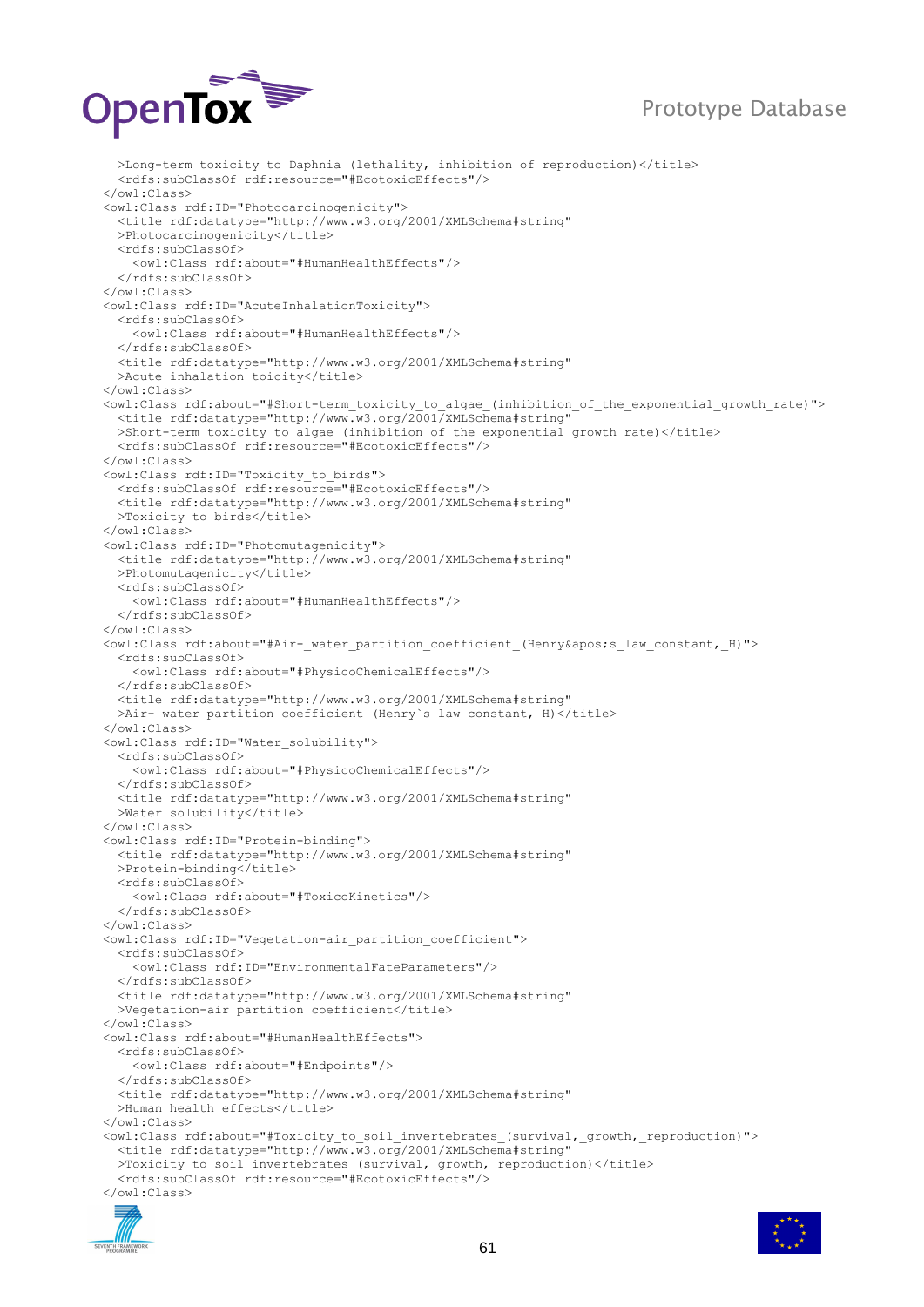```
  >Long-term toxicity to Daphnia (lethality, inhibition of reproduction)</title>
  <rdfs:subClassOf rdf:resource="#EcotoxicEffects"/>
</owl:Class>
<owl:Class rdf:ID="Photocarcinogenicity">
  <title rdf:datatype="http://www.w3.org/2001/XMLSchema#string"
  >Photocarcinogenicity</title>
  <rdfs:subClassOf>
    <owl:Class rdf:about="#HumanHealthEffects"/>
  </rdfs:subClassOf>
</owl:Class>
<owl:Class rdf:ID="AcuteInhalationToxicity">
  <rdfs:subClassOf>
    <owl:Class rdf:about="#HumanHealthEffects"/>
  </rdfs:subClassOf>
  <title rdf:datatype="http://www.w3.org/2001/XMLSchema#string"
  >Acute inhalation toicity</title>
</owl:Class>
<owl:Class rdf:about="#Short-term_toxicity_to_algae_(inhibition_of_the_exponential_growth_rate)">
  <title rdf:datatype="http://www.w3.org/2001/XMLSchema#string"
  >Short-term toxicity to algae (inhibition of the exponential growth rate)</title>
  <rdfs:subClassOf rdf:resource="#EcotoxicEffects"/>
</owl:Class>
<owl:Class rdf:ID="Toxicity_to_birds">
  <rdfs:subClassOf rdf:resource="#EcotoxicEffects"/>
  <title rdf:datatype="http://www.w3.org/2001/XMLSchema#string"
  >Toxicity to birds</title>
</owl:Class>
<owl:Class rdf:ID="Photomutagenicity">
  <title rdf:datatype="http://www.w3.org/2001/XMLSchema#string"
  >Photomutagenicity</title>
  <rdfs:subClassOf>
    <owl:Class rdf:about="#HumanHealthEffects"/>
  </rdfs:subClassOf>
</owl:Class>
<owl:Class rdf:about="#Air-_water_partition_coefficient_(Henry&apos;s_law_constant,_H)">
  <rdfs:subClassOf>
    <owl:Class rdf:about="#PhysicoChemicalEffects"/>
  </rdfs:subClassOf>
  <title rdf:datatype="http://www.w3.org/2001/XMLSchema#string"
  >Air- water partition coefficient (Henry`s law constant, H)</title>
</owl:Class>
<owl:Class rdf:ID="Water_solubility">
  <rdfs:subClassOf>
    <owl:Class rdf:about="#PhysicoChemicalEffects"/>
  </rdfs:subClassOf>
  <title rdf:datatype="http://www.w3.org/2001/XMLSchema#string"
  >Water solubility</title>
</owl:Class>
<owl:Class rdf:ID="Protein-binding">
  <title rdf:datatype="http://www.w3.org/2001/XMLSchema#string"
  >Protein-binding</title>
  <rdfs:subClassOf>
    <owl:Class rdf:about="#ToxicoKinetics"/>
  </rdfs:subClassOf>
</owl:Class>
<owl:Class rdf:ID="Vegetation-air_partition_coefficient">
  <rdfs:subClassOf>
    <owl:Class rdf:ID="EnvironmentalFateParameters"/>
  </rdfs:subClassOf>
  <title rdf:datatype="http://www.w3.org/2001/XMLSchema#string"
  >Vegetation-air partition coefficient</title>
</owl:Class>
<owl:Class rdf:about="#HumanHealthEffects">
  <rdfs:subClassOf>
    <owl:Class rdf:about="#Endpoints"/>
  </rdfs:subClassOf>
  <title rdf:datatype="http://www.w3.org/2001/XMLSchema#string"
  >Human health effects</title>
</owl:Class>
<owl:Class rdf:about="#Toxicity_to_soil_invertebrates_(survival,_growth,_reproduction)">
  <title rdf:datatype="http://www.w3.org/2001/XMLSchema#string"
  >Toxicity to soil invertebrates (survival, growth, reproduction)</title>
  <rdfs:subClassOf rdf:resource="#EcotoxicEffects"/>
</owl:Class>
```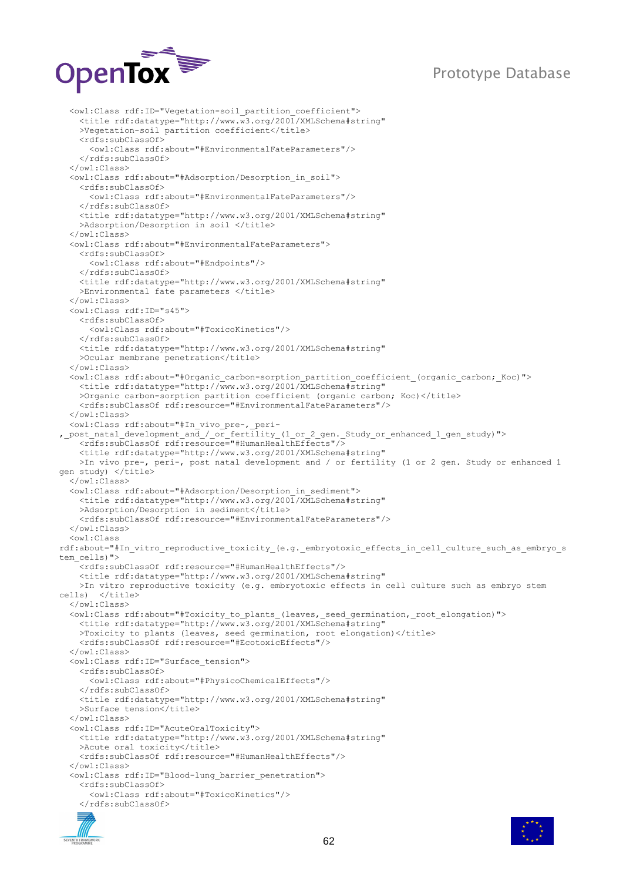```
  <owl:Class rdf:ID="Vegetation-soil_partition_coefficient">
    <title rdf:datatype="http://www.w3.org/2001/XMLSchema#string"
    >Vegetation-soil partition coefficient</title>
    <rdfs:subClassOf>
      <owl:Class rdf:about="#EnvironmentalFateParameters"/>
    </rdfs:subClassOf>
  </owl:Class>
  <owl:Class rdf:about="#Adsorption/Desorption_in_soil">
    <rdfs:subClassOf>
      <owl:Class rdf:about="#EnvironmentalFateParameters"/>
    </rdfs:subClassOf>
    <title rdf:datatype="http://www.w3.org/2001/XMLSchema#string"
    >Adsorption/Desorption in soil </title>
  </owl:Class>
  <owl:Class rdf:about="#EnvironmentalFateParameters">
    <rdfs:subClassOf>
      <owl:Class rdf:about="#Endpoints"/>
    </rdfs:subClassOf>
    <title rdf:datatype="http://www.w3.org/2001/XMLSchema#string"
    >Environmental fate parameters </title>
  </owl:Class>
  <owl:Class rdf:ID="s45">
    <rdfs:subClassOf>
      <owl:Class rdf:about="#ToxicoKinetics"/>
    </rdfs:subClassOf>
    <title rdf:datatype="http://www.w3.org/2001/XMLSchema#string"
    >Ocular membrane penetration</title>
  </owl:Class>
  <owl:Class rdf:about="#Organic_carbon-sorption_partition_coefficient_(organic_carbon;_Koc)">
    <title rdf:datatype="http://www.w3.org/2001/XMLSchema#string"
    >Organic carbon-sorption partition coefficient (organic carbon; Koc)</title>
    <rdfs:subClassOf rdf:resource="#EnvironmentalFateParameters"/>
  </owl:Class>
  <owl:Class rdf:about="#In_vivo_pre-,_peri-
,_post_natal_development_and_/_or_fertility_(1_or_2_gen._Study_or_enhanced_1_gen_study)">
    <rdfs:subClassOf rdf:resource="#HumanHealthEffects"/>
    <title rdf:datatype="http://www.w3.org/2001/XMLSchema#string"
    >In vivo pre-, peri-, post natal development and / or fertility (1 or 2 gen. Study or enhanced 1
gen study) </title>
  </owl:Class>
  <owl:Class rdf:about="#Adsorption/Desorption_in_sediment">
    <title rdf:datatype="http://www.w3.org/2001/XMLSchema#string"
    >Adsorption/Desorption in sediment</title>
    <rdfs:subClassOf rdf:resource="#EnvironmentalFateParameters"/>
  </owl:Class>
  <owl:Class
rdf:about="#In_vitro_reproductive_toxicity_(e.g._embryotoxic_effects_in_cell_culture_such_as_embryo_s
tem_cells)">
    <rdfs:subClassOf rdf:resource="#HumanHealthEffects"/>
    <title rdf:datatype="http://www.w3.org/2001/XMLSchema#string"
    >In vitro reproductive toxicity (e.g. embryotoxic effects in cell culture such as embryo stem
cells)  </title>
  </owl:Class>
  <owl:Class rdf:about="#Toxicity_to_plants_(leaves,_seed_germination,_root_elongation)">
    <title rdf:datatype="http://www.w3.org/2001/XMLSchema#string"
    >Toxicity to plants (leaves, seed germination, root elongation)</title>
    <rdfs:subClassOf rdf:resource="#EcotoxicEffects"/>
  </owl:Class>
  <owl:Class rdf:ID="Surface_tension">
    <rdfs:subClassOf>
      <owl:Class rdf:about="#PhysicoChemicalEffects"/>
    </rdfs:subClassOf>
    <title rdf:datatype="http://www.w3.org/2001/XMLSchema#string"
    >Surface tension</title>
  </owl:Class>
  <owl:Class rdf:ID="AcuteOralToxicity">
    <title rdf:datatype="http://www.w3.org/2001/XMLSchema#string"
    >Acute oral toxicity</title>
    <rdfs:subClassOf rdf:resource="#HumanHealthEffects"/>
  </owl:Class>
  <owl:Class rdf:ID="Blood-lung_barrier_penetration">
    <rdfs:subClassOf>
      <owl:Class rdf:about="#ToxicoKinetics"/>
    </rdfs:subClassOf>
```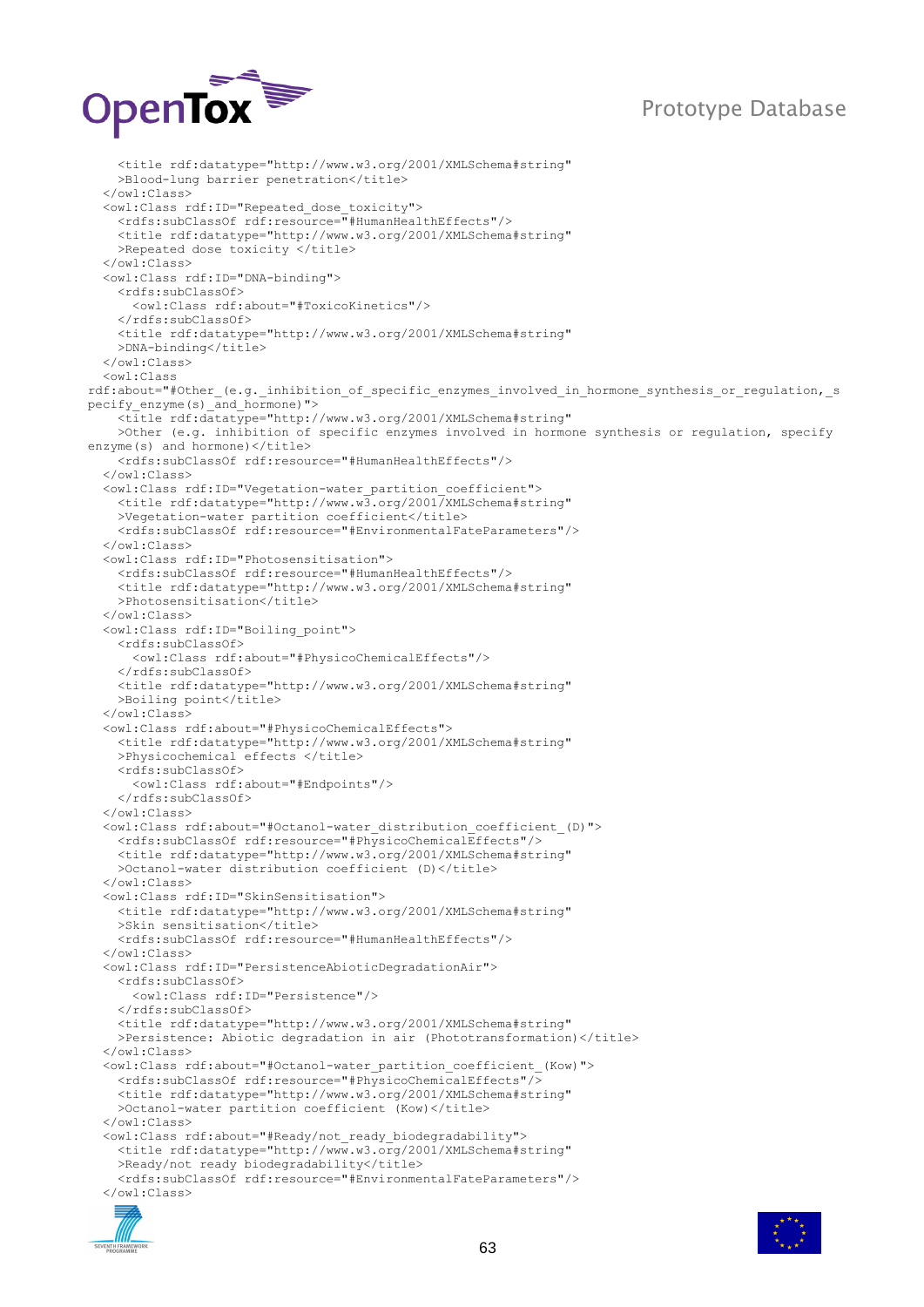```
    <title rdf:datatype="http://www.w3.org/2001/XMLSchema#string"
    >Blood-lung barrier penetration</title>
  </owl:Class>
  <owl:Class rdf:ID="Repeated_dose_toxicity">
    <rdfs:subClassOf rdf:resource="#HumanHealthEffects"/>
    <title rdf:datatype="http://www.w3.org/2001/XMLSchema#string"
    >Repeated dose toxicity </title>
  </owl:Class>
  <owl:Class rdf:ID="DNA-binding">
    <rdfs:subClassOf>
      <owl:Class rdf:about="#ToxicoKinetics"/>
    </rdfs:subClassOf>
    <title rdf:datatype="http://www.w3.org/2001/XMLSchema#string"
    >DNA-binding</title>
  </owl:Class>
  <owl:Class
rdf:about="#Other_(e.g._inhibition_of_specific_enzymes_involved_in_hormone_synthesis_or_regulation,_s
pecify_enzyme(s)_and_hormone)">
    <title rdf:datatype="http://www.w3.org/2001/XMLSchema#string"
    >Other (e.g. inhibition of specific enzymes involved in hormone synthesis or regulation, specify
enzyme(s) and hormone)</title>
    <rdfs:subClassOf rdf:resource="#HumanHealthEffects"/>
  </owl:Class>
  <owl:Class rdf:ID="Vegetation-water_partition_coefficient">
    <title rdf:datatype="http://www.w3.org/2001/XMLSchema#string"
    >Vegetation-water partition coefficient</title>
    <rdfs:subClassOf rdf:resource="#EnvironmentalFateParameters"/>
  </owl:Class>
  <owl:Class rdf:ID="Photosensitisation">
    <rdfs:subClassOf rdf:resource="#HumanHealthEffects"/>
    <title rdf:datatype="http://www.w3.org/2001/XMLSchema#string"
    >Photosensitisation</title>
  </owl:Class>
  <owl:Class rdf:ID="Boiling_point">
    <rdfs:subClassOf>
      <owl:Class rdf:about="#PhysicoChemicalEffects"/>
    </rdfs:subClassOf>
    <title rdf:datatype="http://www.w3.org/2001/XMLSchema#string"
    >Boiling point</title>
  </owl:Class>
  <owl:Class rdf:about="#PhysicoChemicalEffects">
    <title rdf:datatype="http://www.w3.org/2001/XMLSchema#string"
    >Physicochemical effects </title>
    <rdfs:subClassOf>
      <owl:Class rdf:about="#Endpoints"/>
    </rdfs:subClassOf>
  </owl:Class>
  <owl:Class rdf:about="#Octanol-water_distribution_coefficient_(D)">
    <rdfs:subClassOf rdf:resource="#PhysicoChemicalEffects"/>
    <title rdf:datatype="http://www.w3.org/2001/XMLSchema#string"
    >Octanol-water distribution coefficient (D)</title>
  </owl:Class>
  <owl:Class rdf:ID="SkinSensitisation">
    <title rdf:datatype="http://www.w3.org/2001/XMLSchema#string"
    >Skin sensitisation</title>
    <rdfs:subClassOf rdf:resource="#HumanHealthEffects"/>
  </owl:Class>
  <owl:Class rdf:ID="PersistenceAbioticDegradationAir">
    <rdfs:subClassOf>
      <owl:Class rdf:ID="Persistence"/>
    </rdfs:subClassOf>
    <title rdf:datatype="http://www.w3.org/2001/XMLSchema#string"
    >Persistence: Abiotic degradation in air (Phototransformation)</title>
  </owl:Class>
  <owl:Class rdf:about="#Octanol-water_partition_coefficient_(Kow)">
    <rdfs:subClassOf rdf:resource="#PhysicoChemicalEffects"/>
    <title rdf:datatype="http://www.w3.org/2001/XMLSchema#string"
    >Octanol-water partition coefficient (Kow)</title>
  </owl:Class>
  <owl:Class rdf:about="#Ready/not_ready_biodegradability">
    <title rdf:datatype="http://www.w3.org/2001/XMLSchema#string"
    >Ready/not ready biodegradability</title>
    <rdfs:subClassOf rdf:resource="#EnvironmentalFateParameters"/>
  </owl:Class>
```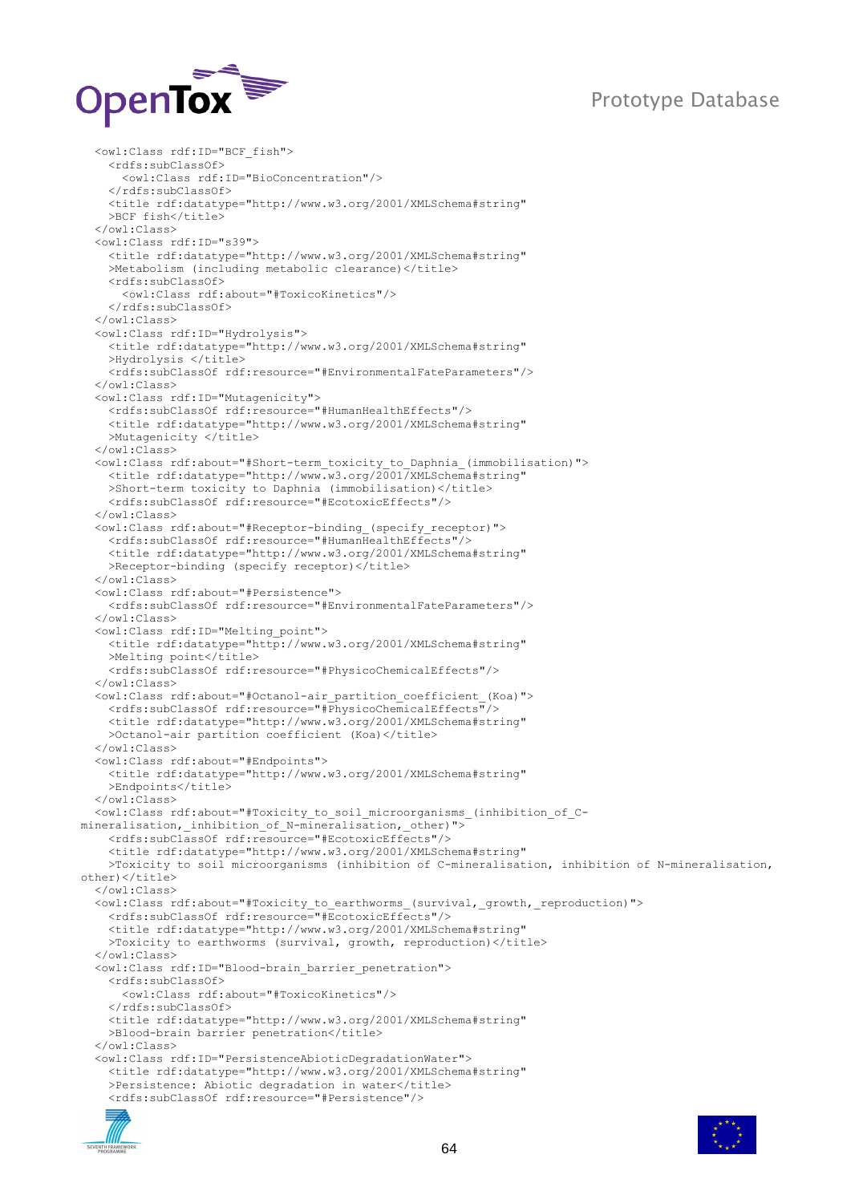```
  <owl:Class rdf:ID="BCF_fish">
    <rdfs:subClassOf>
      <owl:Class rdf:ID="BioConcentration"/>
    </rdfs:subClassOf>
    <title rdf:datatype="http://www.w3.org/2001/XMLSchema#string"
    >BCF fish</title>
  </owl:Class>
  <owl:Class rdf:ID="s39">
    <title rdf:datatype="http://www.w3.org/2001/XMLSchema#string"
    >Metabolism (including metabolic clearance)</title>
    <rdfs:subClassOf>
      <owl:Class rdf:about="#ToxicoKinetics"/>
    </rdfs:subClassOf>
  </owl:Class>
  <owl:Class rdf:ID="Hydrolysis">
    <title rdf:datatype="http://www.w3.org/2001/XMLSchema#string"
    >Hydrolysis </title>
    <rdfs:subClassOf rdf:resource="#EnvironmentalFateParameters"/>
  </owl:Class>
  <owl:Class rdf:ID="Mutagenicity">
    <rdfs:subClassOf rdf:resource="#HumanHealthEffects"/>
    <title rdf:datatype="http://www.w3.org/2001/XMLSchema#string"
    >Mutagenicity </title>
  </owl:Class>
  <owl:Class rdf:about="#Short-term_toxicity_to_Daphnia_(immobilisation)">
    <title rdf:datatype="http://www.w3.org/2001/XMLSchema#string"
    >Short-term toxicity to Daphnia (immobilisation)</title>
    <rdfs:subClassOf rdf:resource="#EcotoxicEffects"/>
  </owl:Class>
  <owl:Class rdf:about="#Receptor-binding_(specify_receptor)">
    <rdfs:subClassOf rdf:resource="#HumanHealthEffects"/>
    <title rdf:datatype="http://www.w3.org/2001/XMLSchema#string"
    >Receptor-binding (specify receptor)</title>
  </owl:Class>
  <owl:Class rdf:about="#Persistence">
    <rdfs:subClassOf rdf:resource="#EnvironmentalFateParameters"/>
  </owl:Class>
  <owl:Class rdf:ID="Melting_point">
    <title rdf:datatype="http://www.w3.org/2001/XMLSchema#string"
    >Melting point</title>
    <rdfs:subClassOf rdf:resource="#PhysicoChemicalEffects"/>
  </owl:Class>
  <owl:Class rdf:about="#Octanol-air_partition_coefficient_(Koa)">
    <rdfs:subClassOf rdf:resource="#PhysicoChemicalEffects"/>
    <title rdf:datatype="http://www.w3.org/2001/XMLSchema#string"
    >Octanol-air partition coefficient (Koa)</title>
  </owl:Class>
  <owl:Class rdf:about="#Endpoints">
    <title rdf:datatype="http://www.w3.org/2001/XMLSchema#string"
    >Endpoints</title>
  </owl:Class>
  <owl:Class rdf:about="#Toxicity_to_soil_microorganisms_(inhibition_of_C-
mineralisation,_inhibition_of_N-mineralisation,_other)">
    <rdfs:subClassOf rdf:resource="#EcotoxicEffects"/>
    <title rdf:datatype="http://www.w3.org/2001/XMLSchema#string"
    >Toxicity to soil microorganisms (inhibition of C-mineralisation, inhibition of N-mineralisation,
other)</title>
  </owl:Class>
  <owl:Class rdf:about="#Toxicity_to_earthworms_(survival,_growth,_reproduction)">
    <rdfs:subClassOf rdf:resource="#EcotoxicEffects"/>
    <title rdf:datatype="http://www.w3.org/2001/XMLSchema#string"
    >Toxicity to earthworms (survival, growth, reproduction)</title>
  </owl:Class>
  <owl:Class rdf:ID="Blood-brain_barrier_penetration">
    <rdfs:subClassOf>
      <owl:Class rdf:about="#ToxicoKinetics"/>
    </rdfs:subClassOf>
    <title rdf:datatype="http://www.w3.org/2001/XMLSchema#string"
    >Blood-brain barrier penetration</title>
  </owl:Class>
  <owl:Class rdf:ID="PersistenceAbioticDegradationWater">
    <title rdf:datatype="http://www.w3.org/2001/XMLSchema#string"
    >Persistence: Abiotic degradation in water</title>
    <rdfs:subClassOf rdf:resource="#Persistence"/>
```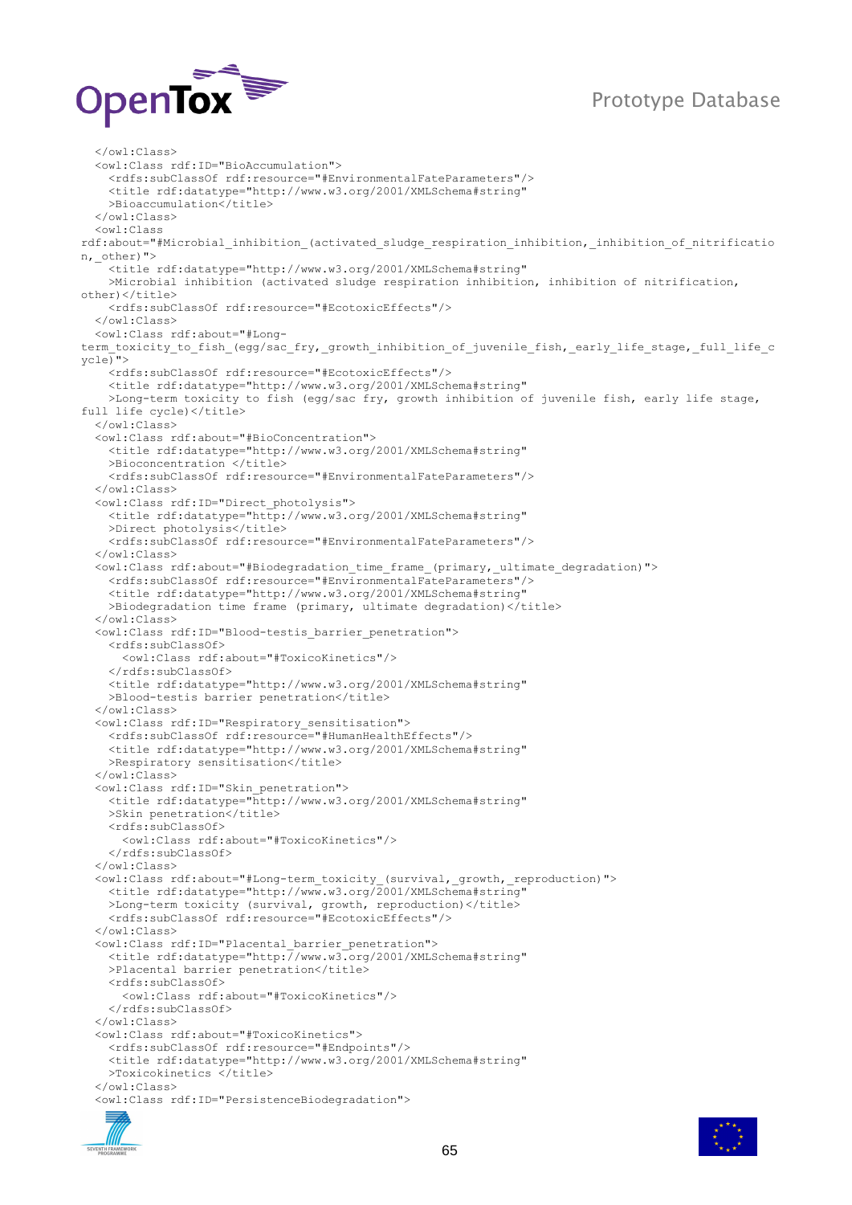```
  </owl:Class>
  <owl:Class rdf:ID="BioAccumulation">
    <rdfs:subClassOf rdf:resource="#EnvironmentalFateParameters"/>
    <title rdf:datatype="http://www.w3.org/2001/XMLSchema#string"
    >Bioaccumulation</title>
  </owl:Class>
  <owl:Class
rdf:about="#Microbial_inhibition_(activated_sludge_respiration_inhibition,_inhibition_of_nitrificatio
n,_other)">
    <title rdf:datatype="http://www.w3.org/2001/XMLSchema#string"
    >Microbial inhibition (activated sludge respiration inhibition, inhibition of nitrification,
other)</title>
    <rdfs:subClassOf rdf:resource="#EcotoxicEffects"/>
  </owl:Class>
  <owl:Class rdf:about="#Long-
term_toxicity_to_fish_(egg/sac_fry,_growth_inhibition_of_juvenile_fish,_early_life_stage,_full_life_c
ycle)">
    <rdfs:subClassOf rdf:resource="#EcotoxicEffects"/>
    <title rdf:datatype="http://www.w3.org/2001/XMLSchema#string"
    >Long-term toxicity to fish (egg/sac fry, growth inhibition of juvenile fish, early life stage,
full life cycle)</title>
  </owl:Class>
  <owl:Class rdf:about="#BioConcentration">
    <title rdf:datatype="http://www.w3.org/2001/XMLSchema#string"
    >Bioconcentration </title>
    <rdfs:subClassOf rdf:resource="#EnvironmentalFateParameters"/>
  </owl:Class>
  <owl:Class rdf:ID="Direct_photolysis">
    <title rdf:datatype="http://www.w3.org/2001/XMLSchema#string"
    >Direct photolysis</title>
    <rdfs:subClassOf rdf:resource="#EnvironmentalFateParameters"/>
  </owl:Class>
  <owl:Class rdf:about="#Biodegradation_time_frame_(primary,_ultimate_degradation)">
    <rdfs:subClassOf rdf:resource="#EnvironmentalFateParameters"/>
    <title rdf:datatype="http://www.w3.org/2001/XMLSchema#string"
    >Biodegradation time frame (primary, ultimate degradation)</title>
  </owl:Class>
  <owl:Class rdf:ID="Blood-testis_barrier_penetration">
    <rdfs:subClassOf>
      <owl:Class rdf:about="#ToxicoKinetics"/>
    </rdfs:subClassOf>
    <title rdf:datatype="http://www.w3.org/2001/XMLSchema#string"
    >Blood-testis barrier penetration</title>
  </owl:Class>
  <owl:Class rdf:ID="Respiratory_sensitisation">
    <rdfs:subClassOf rdf:resource="#HumanHealthEffects"/>
    <title rdf:datatype="http://www.w3.org/2001/XMLSchema#string"
    >Respiratory sensitisation</title>
  </owl:Class>
  <owl:Class rdf:ID="Skin_penetration">
    <title rdf:datatype="http://www.w3.org/2001/XMLSchema#string"
    >Skin penetration</title>
    <rdfs:subClassOf>
      <owl:Class rdf:about="#ToxicoKinetics"/>
    </rdfs:subClassOf>
  </owl:Class>
  <owl:Class rdf:about="#Long-term_toxicity_(survival,_growth,_reproduction)">
    <title rdf:datatype="http://www.w3.org/2001/XMLSchema#string"
    >Long-term toxicity (survival, growth, reproduction)</title>
    <rdfs:subClassOf rdf:resource="#EcotoxicEffects"/>
  </owl:Class>
  <owl:Class rdf:ID="Placental_barrier_penetration">
    <title rdf:datatype="http://www.w3.org/2001/XMLSchema#string"
    >Placental barrier penetration</title>
    <rdfs:subClassOf>
      <owl:Class rdf:about="#ToxicoKinetics"/>
    </rdfs:subClassOf>
  </owl:Class>
  <owl:Class rdf:about="#ToxicoKinetics">
    <rdfs:subClassOf rdf:resource="#Endpoints"/>
    <title rdf:datatype="http://www.w3.org/2001/XMLSchema#string"
    >Toxicokinetics </title>
  </owl:Class>
  <owl:Class rdf:ID="PersistenceBiodegradation">
```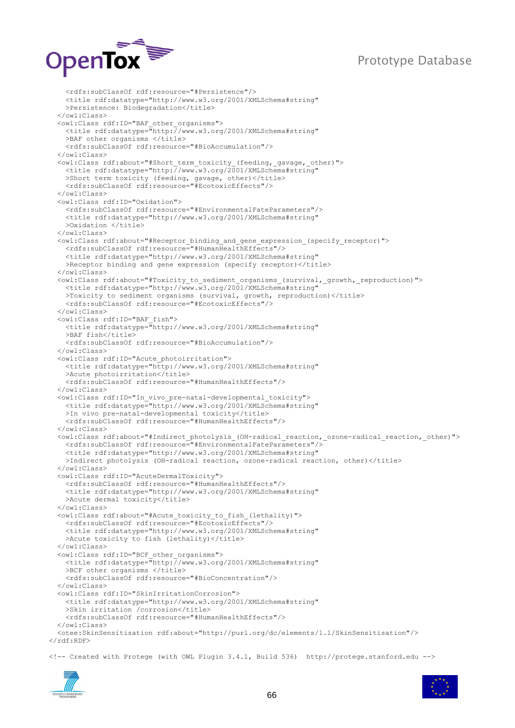```
    <rdfs:subClassOf rdf:resource="#Persistence"/>
    <title rdf:datatype="http://www.w3.org/2001/XMLSchema#string"
    >Persistence: Biodegradation</title>
  </owl:Class>
  <owl:Class rdf:ID="BAF_other_organisms">
    <title rdf:datatype="http://www.w3.org/2001/XMLSchema#string"
    >BAF other organisms </title>
    <rdfs:subClassOf rdf:resource="#BioAccumulation"/>
  </owl:Class>
  <owl:Class rdf:about="#Short_term_toxicity_(feeding,_gavage,_other)">
    <title rdf:datatype="http://www.w3.org/2001/XMLSchema#string"
    >Short term toxicity (feeding, gavage, other)</title>
    <rdfs:subClassOf rdf:resource="#EcotoxicEffects"/>
  </owl:Class>
  <owl:Class rdf:ID="Oxidation">
    <rdfs:subClassOf rdf:resource="#EnvironmentalFateParameters"/>
    <title rdf:datatype="http://www.w3.org/2001/XMLSchema#string"
    >Oxidation </title>
  </owl:Class>
  <owl:Class rdf:about="#Receptor_binding_and_gene_expression_(specify_receptor)">
    <rdfs:subClassOf rdf:resource="#HumanHealthEffects"/>
    <title rdf:datatype="http://www.w3.org/2001/XMLSchema#string"
    >Receptor binding and gene expression (specify receptor)</title>
  </owl:Class>
  <owl:Class rdf:about="#Toxicity_to_sediment_organisms_(survival,_growth,_reproduction)">
    <title rdf:datatype="http://www.w3.org/2001/XMLSchema#string"
    >Toxicity to sediment organisms (survival, growth, reproduction)</title>
    <rdfs:subClassOf rdf:resource="#EcotoxicEffects"/>
  </owl:Class>
  <owl:Class rdf:ID="BAF_fish">
    <title rdf:datatype="http://www.w3.org/2001/XMLSchema#string"
    >BAF fish</title>
    <rdfs:subClassOf rdf:resource="#BioAccumulation"/>
  </owl:Class>
  <owl:Class rdf:ID="Acute_photoirritation">
    <title rdf:datatype="http://www.w3.org/2001/XMLSchema#string"
    >Acute photoirritation</title>
    <rdfs:subClassOf rdf:resource="#HumanHealthEffects"/>
  </owl:Class>
  <owl:Class rdf:ID="In_vivo_pre-natal-developmental_toxicity">
    <title rdf:datatype="http://www.w3.org/2001/XMLSchema#string"
    >In vivo pre-natal-developmental toxicity</title>
    <rdfs:subClassOf rdf:resource="#HumanHealthEffects"/>
  </owl:Class>
  <owl:Class rdf:about="#Indirect_photolysis_(OH-radical_reaction,_ozone-radical_reaction,_other)">
    <rdfs:subClassOf rdf:resource="#EnvironmentalFateParameters"/>
    <title rdf:datatype="http://www.w3.org/2001/XMLSchema#string"
    >Indirect photolysis (OH-radical reaction, ozone-radical reaction, other)</title>
  </owl:Class>
  <owl:Class rdf:ID="AcuteDermalToxicity">
    <rdfs:subClassOf rdf:resource="#HumanHealthEffects"/>
    <title rdf:datatype="http://www.w3.org/2001/XMLSchema#string"
    >Acute dermal toxicity</title>
  </owl:Class>
  <owl:Class rdf:about="#Acute_toxicity_to_fish_(lethality)">
    <rdfs:subClassOf rdf:resource="#EcotoxicEffects"/>
    <title rdf:datatype="http://www.w3.org/2001/XMLSchema#string"
    >Acute toxicity to fish (lethality)</title>
  </owl:Class>
  <owl:Class rdf:ID="BCF_other_organisms">
    <title rdf:datatype="http://www.w3.org/2001/XMLSchema#string"
    >BCF other organisms </title>
    <rdfs:subClassOf rdf:resource="#BioConcentration"/>
  </owl:Class>
  <owl:Class rdf:ID="SkinIrritationCorrosion">
    <title rdf:datatype="http://www.w3.org/2001/XMLSchema#string"
    >Skin irritation /corrosion</title>
    <rdfs:subClassOf rdf:resource="#HumanHealthEffects"/>
  </owl:Class>
  <otee:SkinSensitisation rdf:about="http://purl.org/dc/elements/1.1/SkinSensitisation"/>
</rdf:RDF>

<!-- Created with Protege (with OWL Plugin 3.4.1, Build 536)  http://protege.stanford.edu -->
```